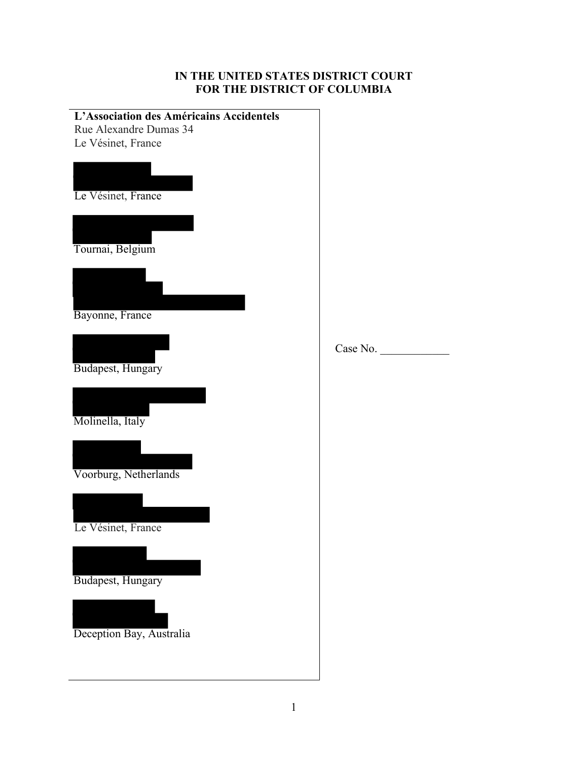# IN THE UNITED STATES DISTRICT COURT FOR THE DISTRICT OF COLUMBIA

**L'Association des Américains Accidentels**
Rue Alexandre Dumas 34
Le Vésinet, France

Le Vésinet, France

Tournai, Belgium

Bayonne, France

Budapest, Hungary

Molinella, Italy

Voorburg, Netherlands

Le Vésinet, France

Budapest, Hungary

Deception Bay, Australia

Case No. ____________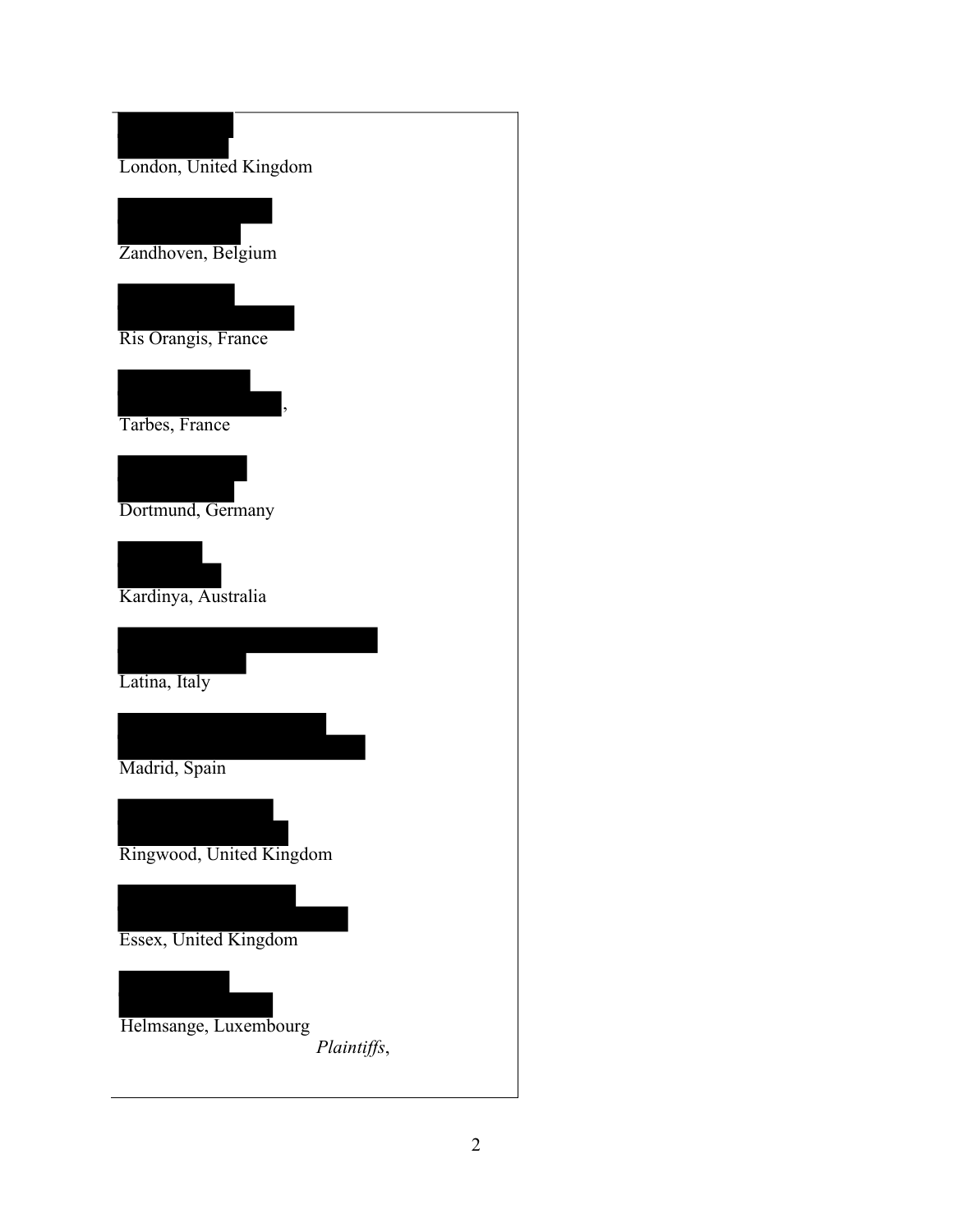London, United Kingdom

Zandhoven, Belgium

Ris Orangis, France

,
Tarbes, France

Dortmund, Germany

Kardinya, Australia

Latina, Italy

Madrid, Spain

Ringwood, United Kingdom

Essex, United Kingdom

Helmsange, Luxembourg

*Plaintiffs*,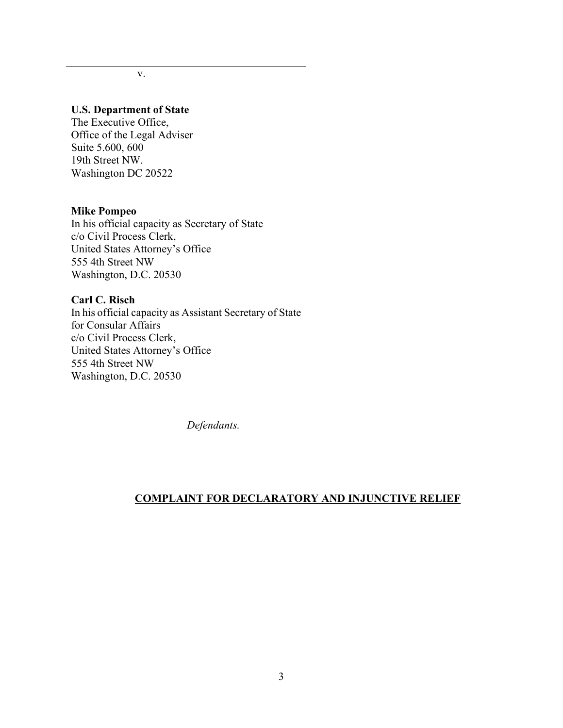v.

**U.S. Department of State**
The Executive Office,
Office of the Legal Adviser
Suite 5.600, 600
19th Street NW.
Washington DC 20522

**Mike Pompeo**
In his official capacity as Secretary of State
c/o Civil Process Clerk,
United States Attorney's Office
555 4th Street NW
Washington, D.C. 20530

**Carl C. Risch**
In his official capacity as Assistant Secretary of State for Consular Affairs
c/o Civil Process Clerk,
United States Attorney's Office
555 4th Street NW
Washington, D.C. 20530

*Defendants.*

## COMPLAINT FOR DECLARATORY AND INJUNCTIVE RELIEF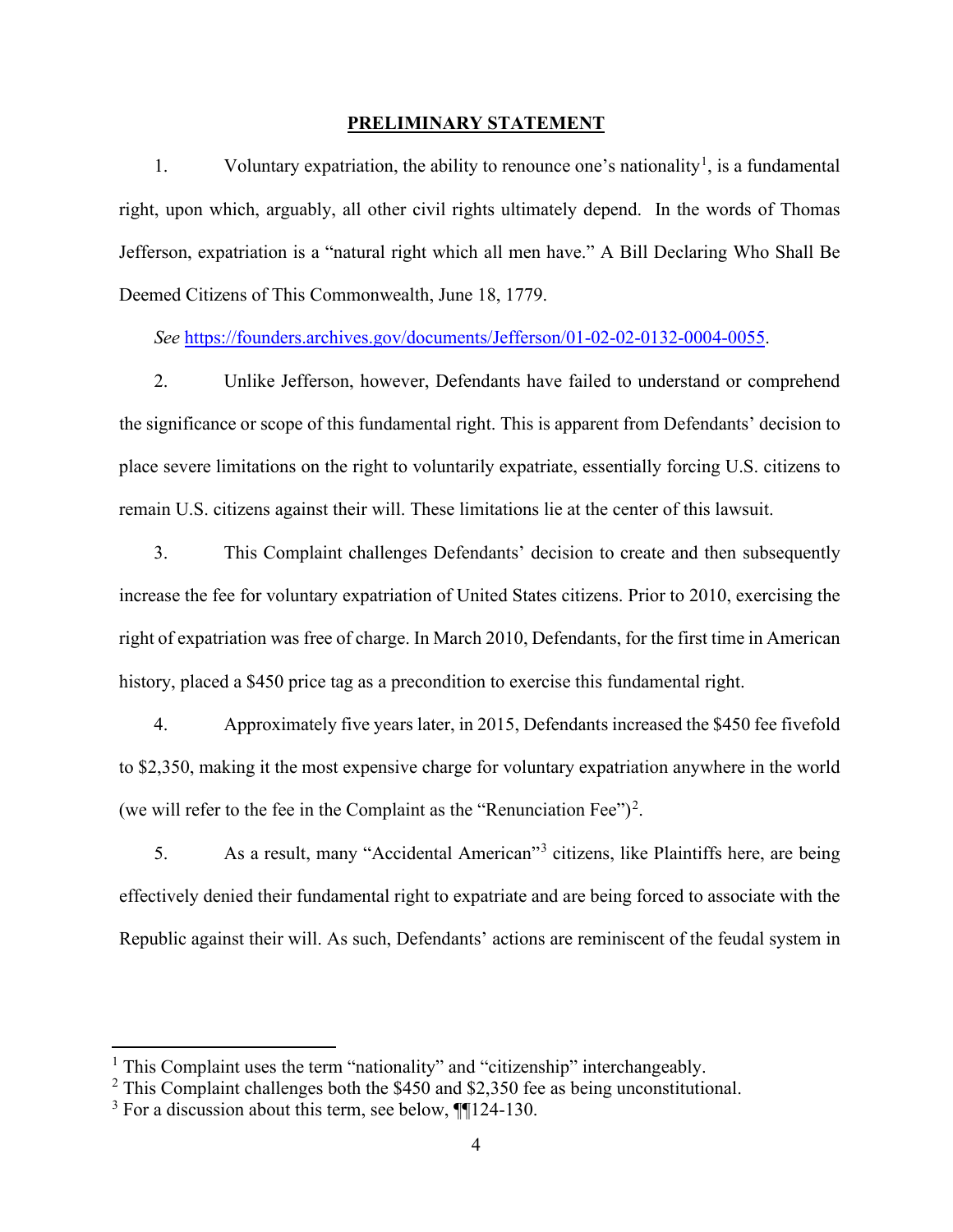## **PRELIMINARY STATEMENT**

1. Voluntary expatriation, the ability to renounce one's nationality[1], is a fundamental right, upon which, arguably, all other civil rights ultimately depend. In the words of Thomas Jefferson, expatriation is a "natural right which all men have." A Bill Declaring Who Shall Be Deemed Citizens of This Commonwealth, June 18, 1779.

*See* https://founders.archives.gov/documents/Jefferson/01-02-02-0132-0004-0055.

2. Unlike Jefferson, however, Defendants have failed to understand or comprehend the significance or scope of this fundamental right. This is apparent from Defendants' decision to place severe limitations on the right to voluntarily expatriate, essentially forcing U.S. citizens to remain U.S. citizens against their will. These limitations lie at the center of this lawsuit.

3. This Complaint challenges Defendants' decision to create and then subsequently increase the fee for voluntary expatriation of United States citizens. Prior to 2010, exercising the right of expatriation was free of charge. In March 2010, Defendants, for the first time in American history, placed a $450 price tag as a precondition to exercise this fundamental right.

4. Approximately five years later, in 2015, Defendants increased the $450 fee fivefold to $2,350, making it the most expensive charge for voluntary expatriation anywhere in the world (we will refer to the fee in the Complaint as the "Renunciation Fee")[2].

5. As a result, many "Accidental American"[3] citizens, like Plaintiffs here, are being effectively denied their fundamental right to expatriate and are being forced to associate with the Republic against their will. As such, Defendants' actions are reminiscent of the feudal system in

[1] This Complaint uses the term "nationality" and "citizenship" interchangeably.

[2] This Complaint challenges both the $450 and $2,350 fee as being unconstitutional.

[3] For a discussion about this term, see below, ¶¶124-130.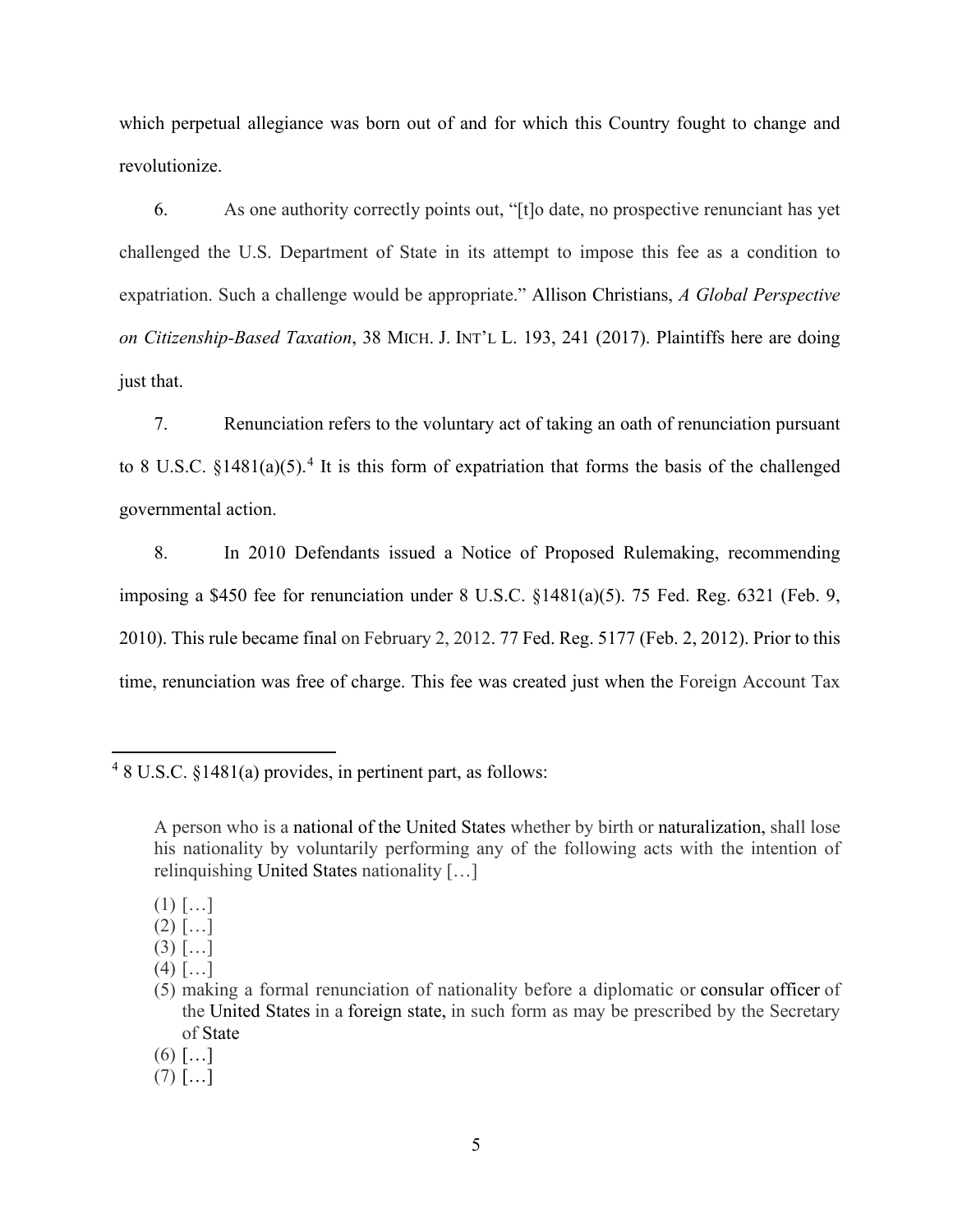which perpetual allegiance was born out of and for which this Country fought to change and revolutionize.

6. As one authority correctly points out, "[t]o date, no prospective renunciant has yet challenged the U.S. Department of State in its attempt to impose this fee as a condition to expatriation. Such a challenge would be appropriate." Allison Christians, *A Global Perspective on Citizenship-Based Taxation*, 38 MICH. J. INT'L L. 193, 241 (2017). Plaintiffs here are doing just that.

7. Renunciation refers to the voluntary act of taking an oath of renunciation pursuant to 8 U.S.C. §1481(a)(5).[4] It is this form of expatriation that forms the basis of the challenged governmental action.

8. In 2010 Defendants issued a Notice of Proposed Rulemaking, recommending imposing a $450 fee for renunciation under 8 U.S.C. §1481(a)(5). 75 Fed. Reg. 6321 (Feb. 9, 2010). This rule became final on February 2, 2012. 77 Fed. Reg. 5177 (Feb. 2, 2012). Prior to this time, renunciation was free of charge. This fee was created just when the Foreign Account Tax

---

[4] 8 U.S.C. §1481(a) provides, in pertinent part, as follows:

> A person who is a national of the United States whether by birth or naturalization, shall lose his nationality by voluntarily performing any of the following acts with the intention of relinquishing United States nationality […]
>
> (1) […]
> (2) […]
> (3) […]
> (4) […]
> (5) making a formal renunciation of nationality before a diplomatic or consular officer of the United States in a foreign state, in such form as may be prescribed by the Secretary of State
> (6) […]
> (7) […]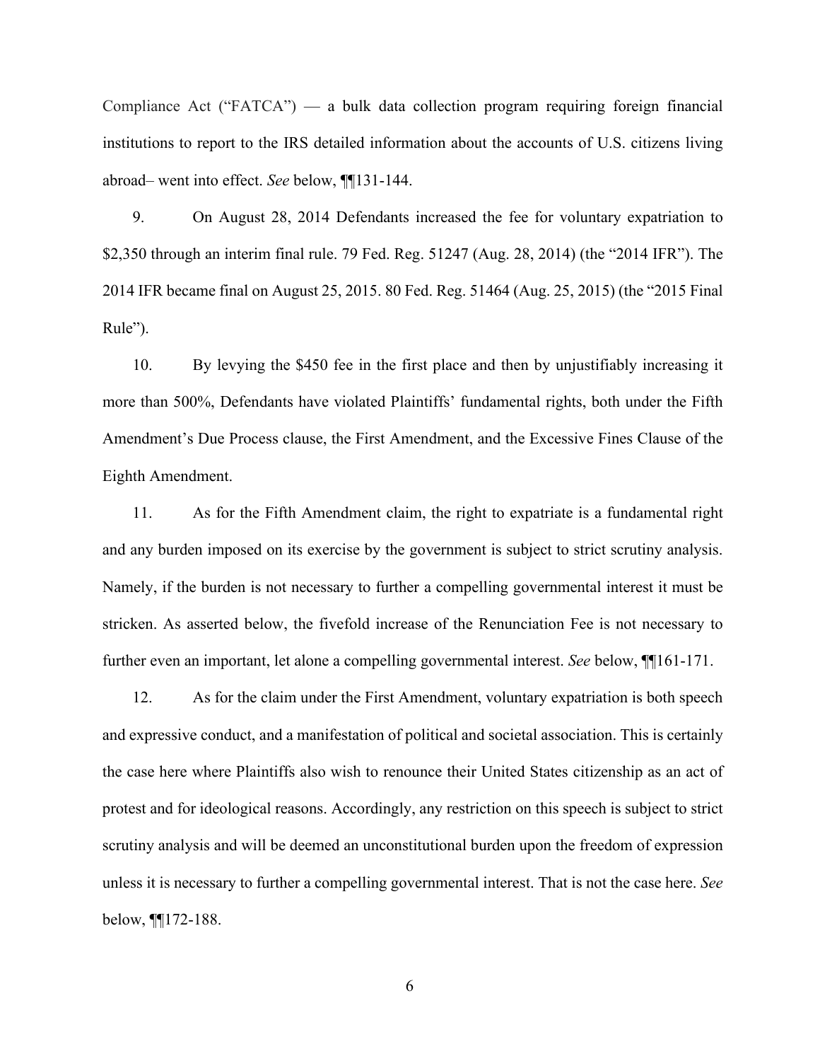Compliance Act ("FATCA") — a bulk data collection program requiring foreign financial institutions to report to the IRS detailed information about the accounts of U.S. citizens living abroad– went into effect. *See* below, ¶¶131-144.

9. On August 28, 2014 Defendants increased the fee for voluntary expatriation to $2,350 through an interim final rule. 79 Fed. Reg. 51247 (Aug. 28, 2014) (the "2014 IFR"). The 2014 IFR became final on August 25, 2015. 80 Fed. Reg. 51464 (Aug. 25, 2015) (the "2015 Final Rule").

10. By levying the $450 fee in the first place and then by unjustifiably increasing it more than 500%, Defendants have violated Plaintiffs' fundamental rights, both under the Fifth Amendment's Due Process clause, the First Amendment, and the Excessive Fines Clause of the Eighth Amendment.

11. As for the Fifth Amendment claim, the right to expatriate is a fundamental right and any burden imposed on its exercise by the government is subject to strict scrutiny analysis. Namely, if the burden is not necessary to further a compelling governmental interest it must be stricken. As asserted below, the fivefold increase of the Renunciation Fee is not necessary to further even an important, let alone a compelling governmental interest. *See* below, ¶¶161-171.

12. As for the claim under the First Amendment, voluntary expatriation is both speech and expressive conduct, and a manifestation of political and societal association. This is certainly the case here where Plaintiffs also wish to renounce their United States citizenship as an act of protest and for ideological reasons. Accordingly, any restriction on this speech is subject to strict scrutiny analysis and will be deemed an unconstitutional burden upon the freedom of expression unless it is necessary to further a compelling governmental interest. That is not the case here. *See* below, ¶¶172-188.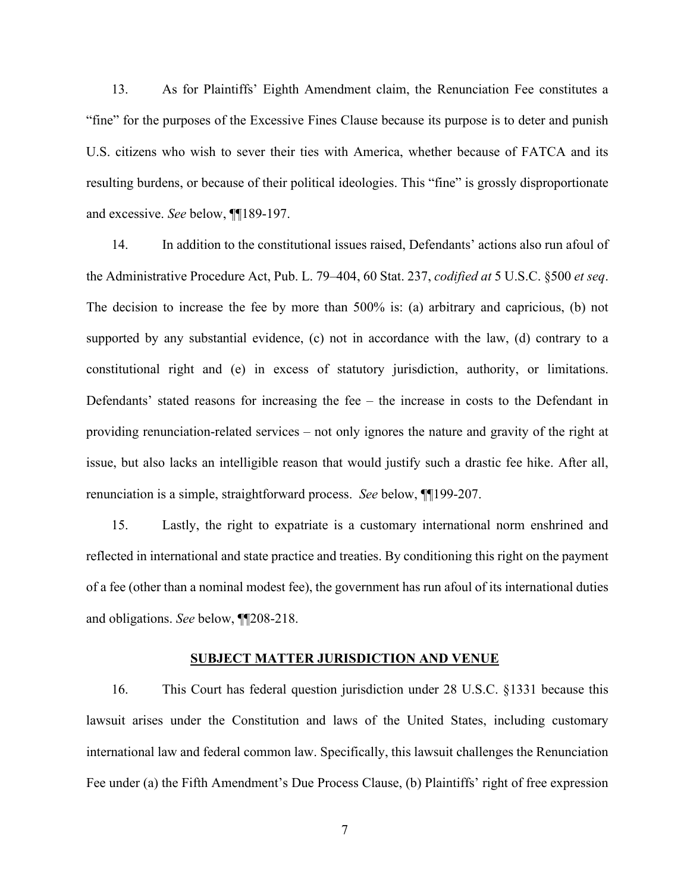13. As for Plaintiffs' Eighth Amendment claim, the Renunciation Fee constitutes a "fine" for the purposes of the Excessive Fines Clause because its purpose is to deter and punish U.S. citizens who wish to sever their ties with America, whether because of FATCA and its resulting burdens, or because of their political ideologies. This "fine" is grossly disproportionate and excessive. *See* below, ¶¶189-197.

14. In addition to the constitutional issues raised, Defendants' actions also run afoul of the Administrative Procedure Act, Pub. L. 79–404, 60 Stat. 237, *codified at* 5 U.S.C. §500 *et seq*. The decision to increase the fee by more than 500% is: (a) arbitrary and capricious, (b) not supported by any substantial evidence, (c) not in accordance with the law, (d) contrary to a constitutional right and (e) in excess of statutory jurisdiction, authority, or limitations. Defendants' stated reasons for increasing the fee – the increase in costs to the Defendant in providing renunciation-related services – not only ignores the nature and gravity of the right at issue, but also lacks an intelligible reason that would justify such a drastic fee hike. After all, renunciation is a simple, straightforward process. *See* below, ¶¶199-207.

15. Lastly, the right to expatriate is a customary international norm enshrined and reflected in international and state practice and treaties. By conditioning this right on the payment of a fee (other than a nominal modest fee), the government has run afoul of its international duties and obligations. *See* below, ¶¶208-218.

## SUBJECT MATTER JURISDICTION AND VENUE

16. This Court has federal question jurisdiction under 28 U.S.C. §1331 because this lawsuit arises under the Constitution and laws of the United States, including customary international law and federal common law. Specifically, this lawsuit challenges the Renunciation Fee under (a) the Fifth Amendment's Due Process Clause, (b) Plaintiffs' right of free expression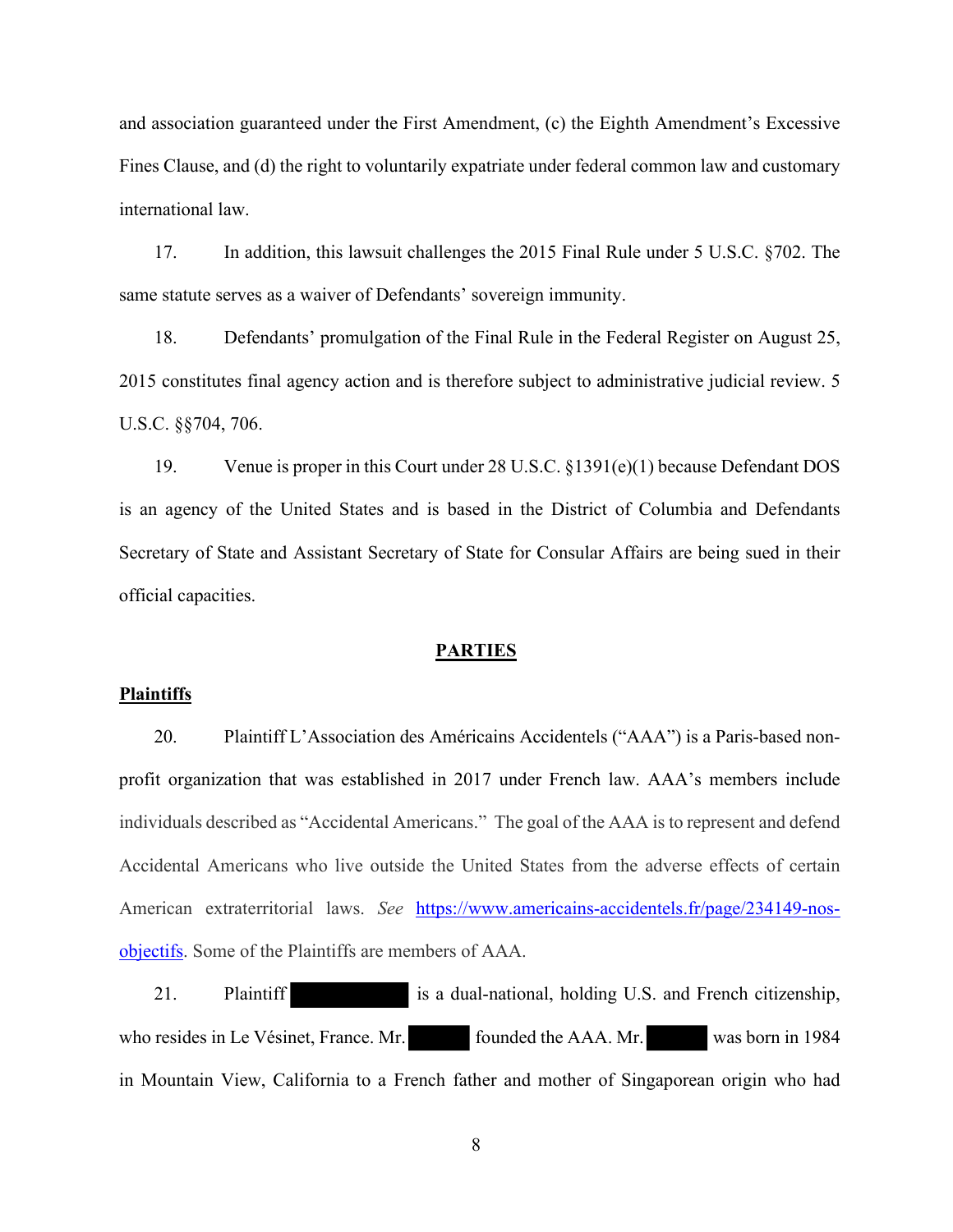and association guaranteed under the First Amendment, (c) the Eighth Amendment's Excessive Fines Clause, and (d) the right to voluntarily expatriate under federal common law and customary international law.

17. In addition, this lawsuit challenges the 2015 Final Rule under 5 U.S.C. §702. The same statute serves as a waiver of Defendants' sovereign immunity.

18. Defendants' promulgation of the Final Rule in the Federal Register on August 25, 2015 constitutes final agency action and is therefore subject to administrative judicial review. 5 U.S.C. §§704, 706.

19. Venue is proper in this Court under 28 U.S.C. §1391(e)(1) because Defendant DOS is an agency of the United States and is based in the District of Columbia and Defendants Secretary of State and Assistant Secretary of State for Consular Affairs are being sued in their official capacities.

## PARTIES

### Plaintiffs

20. Plaintiff L'Association des Américains Accidentels ("AAA") is a Paris-based non-profit organization that was established in 2017 under French law. AAA's members include individuals described as "Accidental Americans." The goal of the AAA is to represent and defend Accidental Americans who live outside the United States from the adverse effects of certain American extraterritorial laws. *See* https://www.americains-accidentels.fr/page/234149-nos-objectifs. Some of the Plaintiffs are members of AAA.

21. Plaintiff ██████████ is a dual-national, holding U.S. and French citizenship, who resides in Le Vésinet, France. Mr. █████ founded the AAA. Mr. █████ was born in 1984 in Mountain View, California to a French father and mother of Singaporean origin who had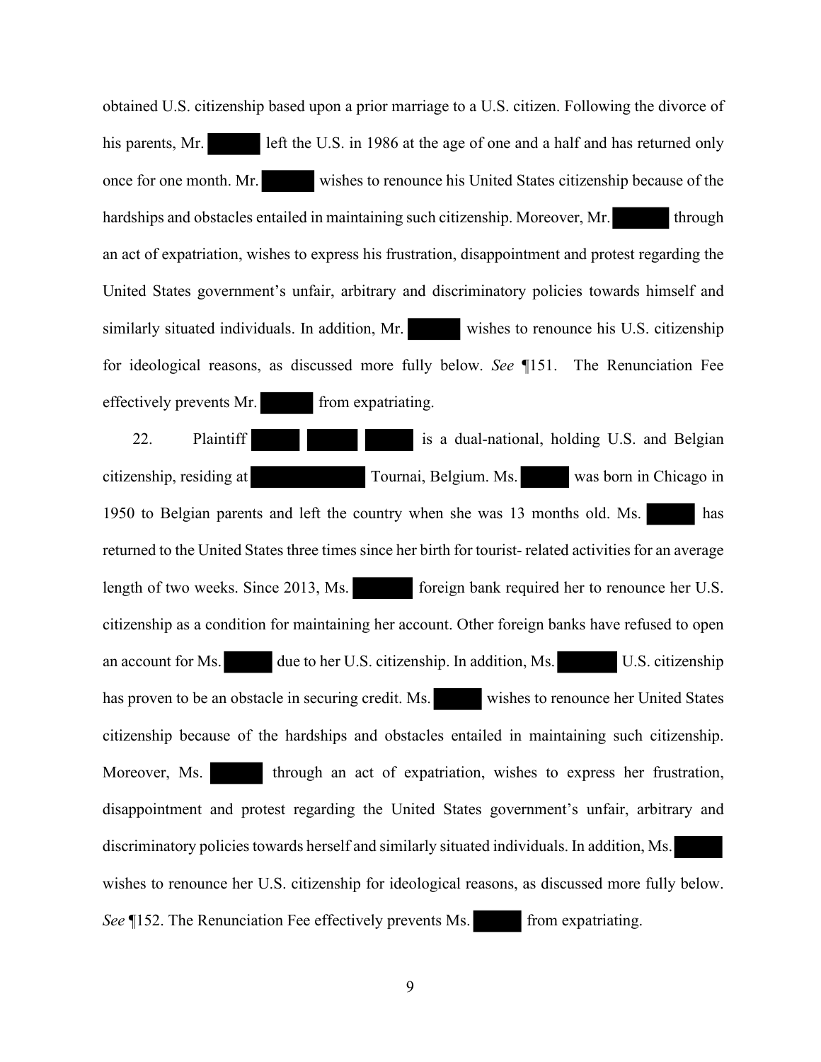obtained U.S. citizenship based upon a prior marriage to a U.S. citizen. Following the divorce of his parents, Mr. ██████ left the U.S. in 1986 at the age of one and a half and has returned only once for one month. Mr. ██████ wishes to renounce his United States citizenship because of the hardships and obstacles entailed in maintaining such citizenship. Moreover, Mr. ██████ through an act of expatriation, wishes to express his frustration, disappointment and protest regarding the United States government's unfair, arbitrary and discriminatory policies towards himself and similarly situated individuals. In addition, Mr. ██████ wishes to renounce his U.S. citizenship for ideological reasons, as discussed more fully below. *See* ¶151. The Renunciation Fee effectively prevents Mr. ██████ from expatriating.

22. Plaintiff ██████ ██████ ██████ is a dual-national, holding U.S. and Belgian citizenship, residing at ██████████ Tournai, Belgium. Ms. ██████ was born in Chicago in 1950 to Belgian parents and left the country when she was 13 months old. Ms. ██████ has returned to the United States three times since her birth for tourist- related activities for an average length of two weeks. Since 2013, Ms. ██████ foreign bank required her to renounce her U.S. citizenship as a condition for maintaining her account. Other foreign banks have refused to open an account for Ms. ██████ due to her U.S. citizenship. In addition, Ms. ██████ U.S. citizenship has proven to be an obstacle in securing credit. Ms. ██████ wishes to renounce her United States citizenship because of the hardships and obstacles entailed in maintaining such citizenship. Moreover, Ms. ██████ through an act of expatriation, wishes to express her frustration, disappointment and protest regarding the United States government's unfair, arbitrary and discriminatory policies towards herself and similarly situated individuals. In addition, Ms. ██████ wishes to renounce her U.S. citizenship for ideological reasons, as discussed more fully below. *See* ¶152. The Renunciation Fee effectively prevents Ms. ██████ from expatriating.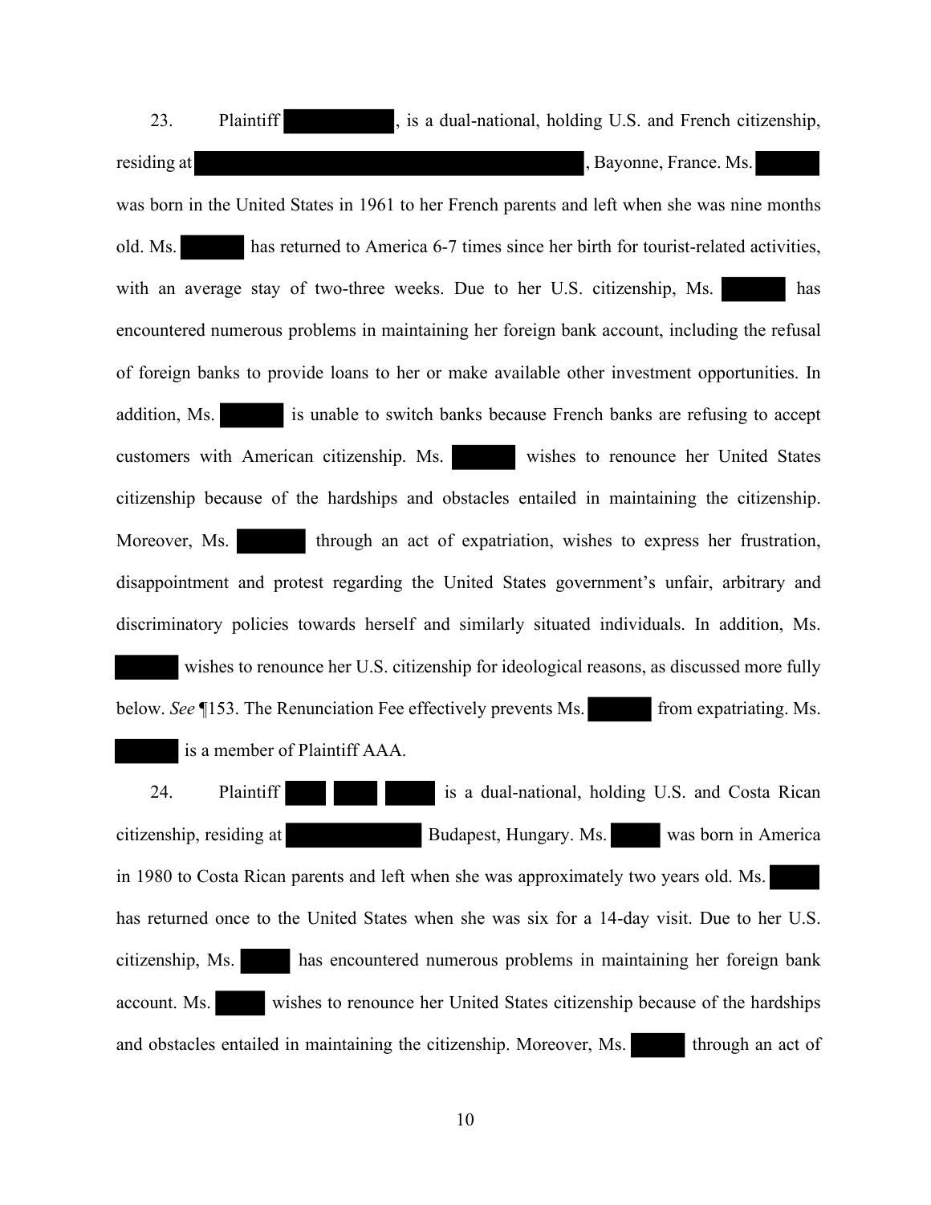23. Plaintiff ██████, is a dual-national, holding U.S. and French citizenship, residing at ██████████████████████, Bayonne, France. Ms. ██████ was born in the United States in 1961 to her French parents and left when she was nine months old. Ms. ██████ has returned to America 6-7 times since her birth for tourist-related activities, with an average stay of two-three weeks. Due to her U.S. citizenship, Ms. ██████ has encountered numerous problems in maintaining her foreign bank account, including the refusal of foreign banks to provide loans to her or make available other investment opportunities. In addition, Ms. ██████ is unable to switch banks because French banks are refusing to accept customers with American citizenship. Ms. ██████ wishes to renounce her United States citizenship because of the hardships and obstacles entailed in maintaining the citizenship. Moreover, Ms. ██████ through an act of expatriation, wishes to express her frustration, disappointment and protest regarding the United States government's unfair, arbitrary and discriminatory policies towards herself and similarly situated individuals. In addition, Ms. ██████ wishes to renounce her U.S. citizenship for ideological reasons, as discussed more fully below. *See* ¶153. The Renunciation Fee effectively prevents Ms. ██████ from expatriating. Ms. ██████ is a member of Plaintiff AAA.

24. Plaintiff ███ ███ ███ is a dual-national, holding U.S. and Costa Rican citizenship, residing at ██████ Budapest, Hungary. Ms. ████ was born in America in 1980 to Costa Rican parents and left when she was approximately two years old. Ms. ████ has returned once to the United States when she was six for a 14-day visit. Due to her U.S. citizenship, Ms. ████ has encountered numerous problems in maintaining her foreign bank account. Ms. ████ wishes to renounce her United States citizenship because of the hardships and obstacles entailed in maintaining the citizenship. Moreover, Ms. ████ through an act of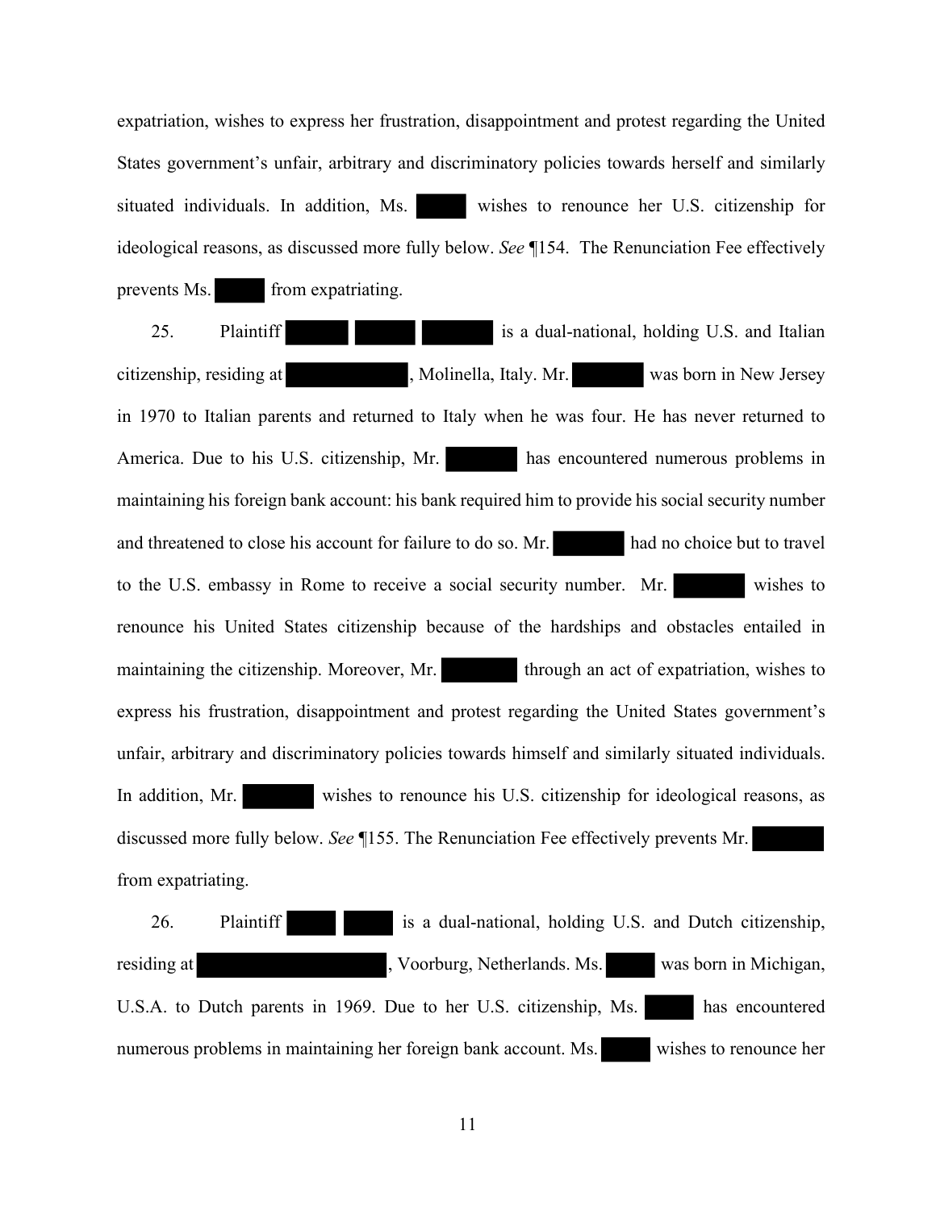expatriation, wishes to express her frustration, disappointment and protest regarding the United States government's unfair, arbitrary and discriminatory policies towards herself and similarly situated individuals. In addition, Ms. ██████ wishes to renounce her U.S. citizenship for ideological reasons, as discussed more fully below. *See* ¶154. The Renunciation Fee effectively prevents Ms. ██████ from expatriating.

25. Plaintiff ██████ ██████ ██████ is a dual-national, holding U.S. and Italian citizenship, residing at ██████████, Molinella, Italy. Mr. ██████ was born in New Jersey in 1970 to Italian parents and returned to Italy when he was four. He has never returned to America. Due to his U.S. citizenship, Mr. ██████ has encountered numerous problems in maintaining his foreign bank account: his bank required him to provide his social security number and threatened to close his account for failure to do so. Mr. ██████ had no choice but to travel to the U.S. embassy in Rome to receive a social security number. Mr. ██████ wishes to renounce his United States citizenship because of the hardships and obstacles entailed in maintaining the citizenship. Moreover, Mr. ██████ through an act of expatriation, wishes to express his frustration, disappointment and protest regarding the United States government's unfair, arbitrary and discriminatory policies towards himself and similarly situated individuals. In addition, Mr. ██████ wishes to renounce his U.S. citizenship for ideological reasons, as discussed more fully below. *See* ¶155. The Renunciation Fee effectively prevents Mr. ██████ from expatriating.

26. Plaintiff ██████ ██████ is a dual-national, holding U.S. and Dutch citizenship, residing at ████████████████, Voorburg, Netherlands. Ms. ██████ was born in Michigan, U.S.A. to Dutch parents in 1969. Due to her U.S. citizenship, Ms. ██████ has encountered numerous problems in maintaining her foreign bank account. Ms. ██████ wishes to renounce her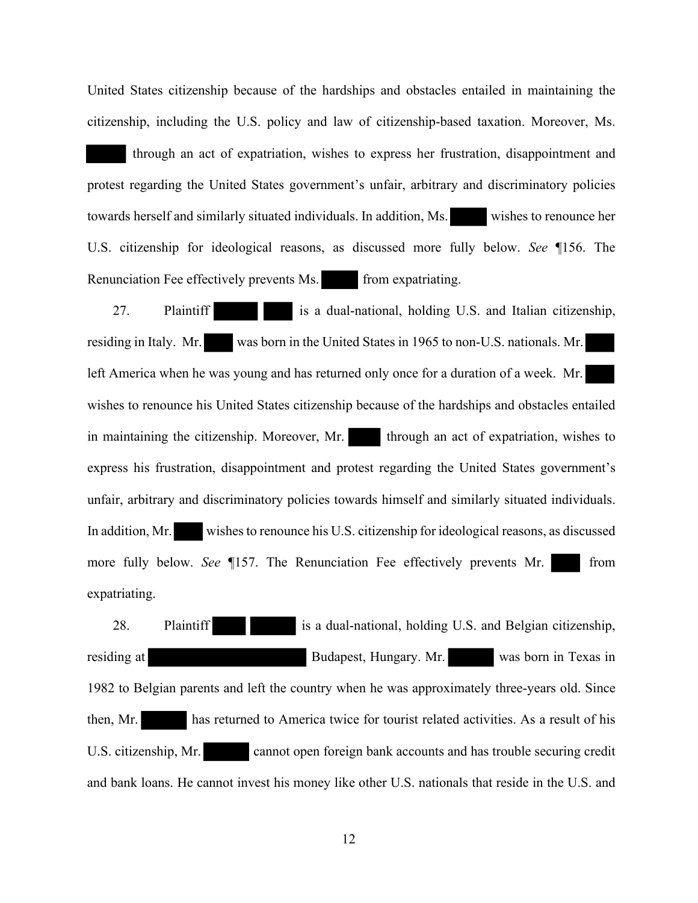United States citizenship because of the hardships and obstacles entailed in maintaining the citizenship, including the U.S. policy and law of citizenship-based taxation. Moreover, Ms. [REDACTED] through an act of expatriation, wishes to express her frustration, disappointment and protest regarding the United States government's unfair, arbitrary and discriminatory policies towards herself and similarly situated individuals. In addition, Ms. [REDACTED] wishes to renounce her U.S. citizenship for ideological reasons, as discussed more fully below. *See* ¶156. The Renunciation Fee effectively prevents Ms. [REDACTED] from expatriating.

27. Plaintiff [REDACTED] [REDACTED] is a dual-national, holding U.S. and Italian citizenship, residing in Italy. Mr. [REDACTED] was born in the United States in 1965 to non-U.S. nationals. Mr. [REDACTED] left America when he was young and has returned only once for a duration of a week. Mr. [REDACTED] wishes to renounce his United States citizenship because of the hardships and obstacles entailed in maintaining the citizenship. Moreover, Mr. [REDACTED] through an act of expatriation, wishes to express his frustration, disappointment and protest regarding the United States government's unfair, arbitrary and discriminatory policies towards himself and similarly situated individuals. In addition, Mr. [REDACTED] wishes to renounce his U.S. citizenship for ideological reasons, as discussed more fully below. *See* ¶157. The Renunciation Fee effectively prevents Mr. [REDACTED] from expatriating.

28. Plaintiff [REDACTED] [REDACTED] is a dual-national, holding U.S. and Belgian citizenship, residing at [REDACTED] Budapest, Hungary. Mr. [REDACTED] was born in Texas in 1982 to Belgian parents and left the country when he was approximately three-years old. Since then, Mr. [REDACTED] has returned to America twice for tourist related activities. As a result of his U.S. citizenship, Mr. [REDACTED] cannot open foreign bank accounts and has trouble securing credit and bank loans. He cannot invest his money like other U.S. nationals that reside in the U.S. and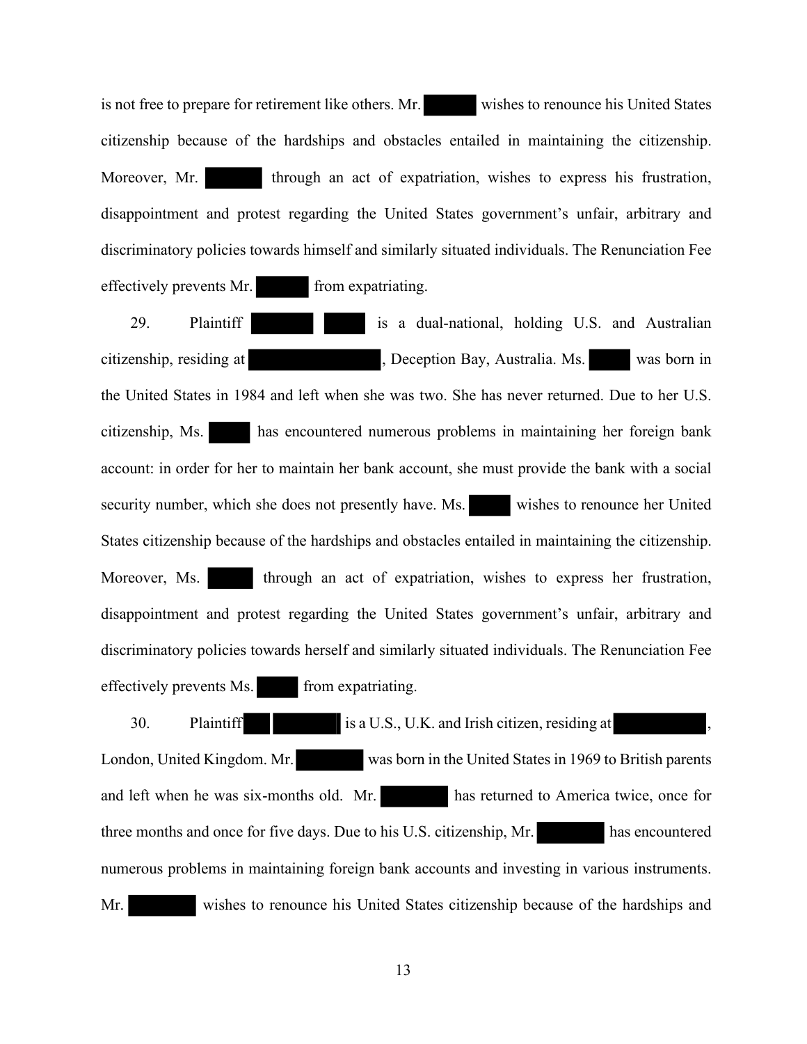is not free to prepare for retirement like others. Mr. ██████ wishes to renounce his United States citizenship because of the hardships and obstacles entailed in maintaining the citizenship. Moreover, Mr. ██████ through an act of expatriation, wishes to express his frustration, disappointment and protest regarding the United States government's unfair, arbitrary and discriminatory policies towards himself and similarly situated individuals. The Renunciation Fee effectively prevents Mr. ██████ from expatriating.

29. Plaintiff ██████ ████ is a dual-national, holding U.S. and Australian citizenship, residing at ██████████████, Deception Bay, Australia. Ms. ████ was born in the United States in 1984 and left when she was two. She has never returned. Due to her U.S. citizenship, Ms. ████ has encountered numerous problems in maintaining her foreign bank account: in order for her to maintain her bank account, she must provide the bank with a social security number, which she does not presently have. Ms. ████ wishes to renounce her United States citizenship because of the hardships and obstacles entailed in maintaining the citizenship. Moreover, Ms. ████ through an act of expatriation, wishes to express her frustration, disappointment and protest regarding the United States government's unfair, arbitrary and discriminatory policies towards herself and similarly situated individuals. The Renunciation Fee effectively prevents Ms. ████ from expatriating.

30. Plaintiff ███ ███████ is a U.S., U.K. and Irish citizen, residing at ██████████, London, United Kingdom. Mr. ███████ was born in the United States in 1969 to British parents and left when he was six-months old. Mr. ███████ has returned to America twice, once for three months and once for five days. Due to his U.S. citizenship, Mr. ███████ has encountered numerous problems in maintaining foreign bank accounts and investing in various instruments. Mr. ███████ wishes to renounce his United States citizenship because of the hardships and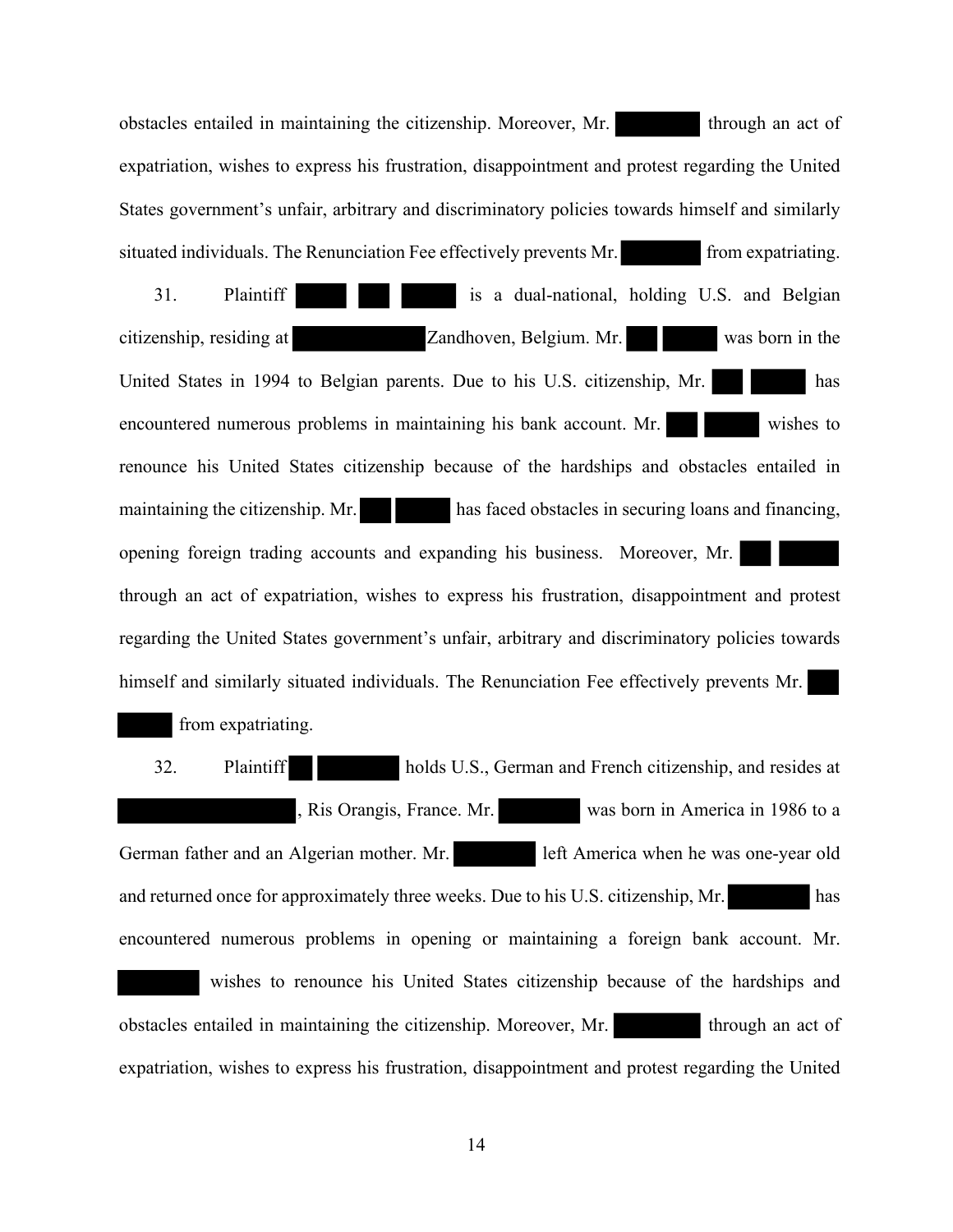obstacles entailed in maintaining the citizenship. Moreover, Mr. ██████ through an act of expatriation, wishes to express his frustration, disappointment and protest regarding the United States government's unfair, arbitrary and discriminatory policies towards himself and similarly situated individuals. The Renunciation Fee effectively prevents Mr. ██████ from expatriating.

31. Plaintiff ████ ██ ████ is a dual-national, holding U.S. and Belgian citizenship, residing at ██████████ Zandhoven, Belgium. Mr. ██ ████ was born in the United States in 1994 to Belgian parents. Due to his U.S. citizenship, Mr. ██ ████ has encountered numerous problems in maintaining his bank account. Mr. ██ ████ wishes to renounce his United States citizenship because of the hardships and obstacles entailed in maintaining the citizenship. Mr. ██ ████ has faced obstacles in securing loans and financing, opening foreign trading accounts and expanding his business. Moreover, Mr. ██ ████ through an act of expatriation, wishes to express his frustration, disappointment and protest regarding the United States government's unfair, arbitrary and discriminatory policies towards himself and similarly situated individuals. The Renunciation Fee effectively prevents Mr. ██ ████ from expatriating.

32. Plaintiff ██ ██████ holds U.S., German and French citizenship, and resides at ████████████, Ris Orangis, France. Mr. ██████ was born in America in 1986 to a German father and an Algerian mother. Mr. ██████ left America when he was one-year old and returned once for approximately three weeks. Due to his U.S. citizenship, Mr. ██████ has encountered numerous problems in opening or maintaining a foreign bank account. Mr. ██████ wishes to renounce his United States citizenship because of the hardships and obstacles entailed in maintaining the citizenship. Moreover, Mr. ██████ through an act of expatriation, wishes to express his frustration, disappointment and protest regarding the United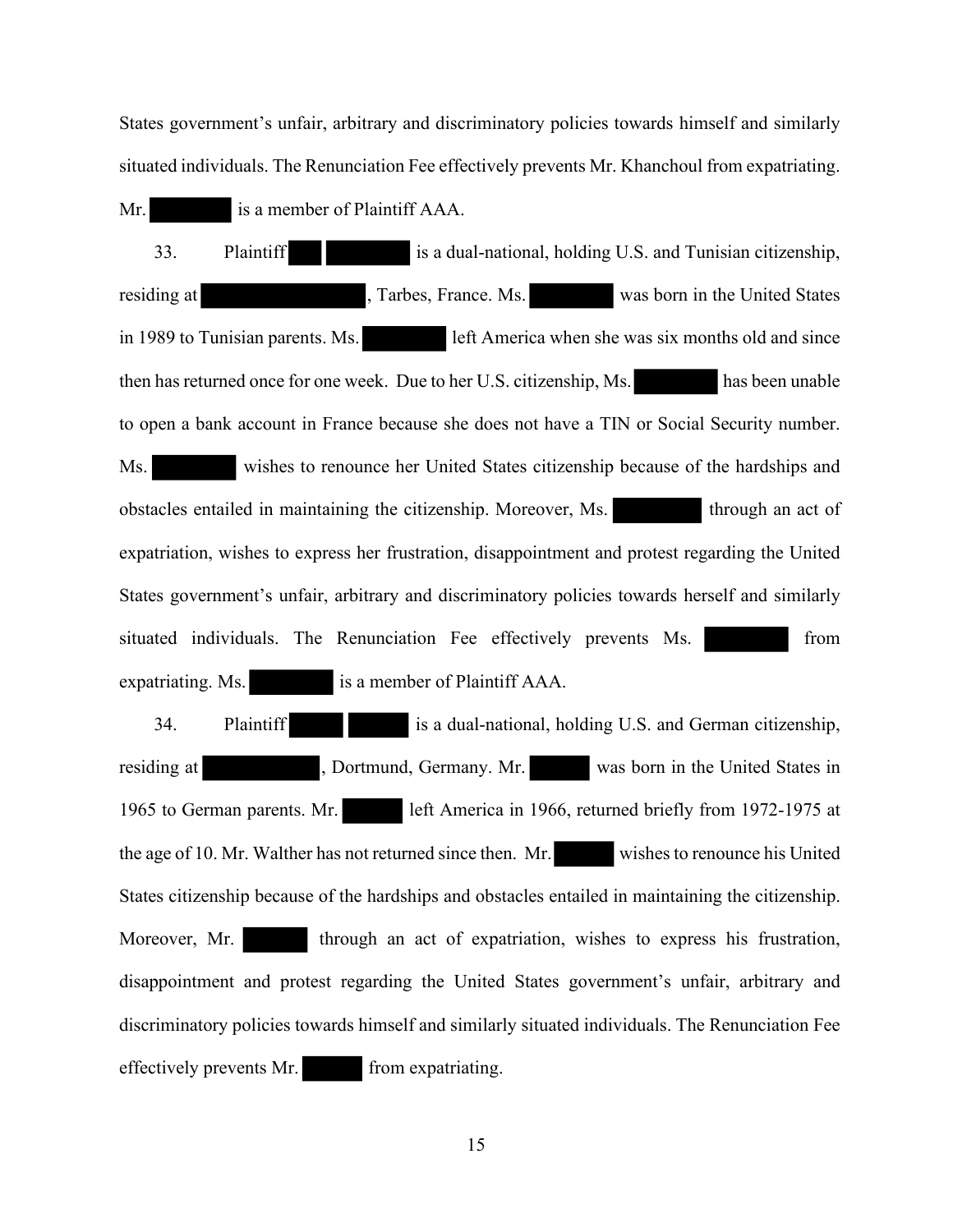States government's unfair, arbitrary and discriminatory policies towards himself and similarly situated individuals. The Renunciation Fee effectively prevents Mr. Khanchoul from expatriating. Mr. ███████ is a member of Plaintiff AAA.

33. Plaintiff ██ ███████ is a dual-national, holding U.S. and Tunisian citizenship, residing at ███████████████, Tarbes, France. Ms. ███████ was born in the United States in 1989 to Tunisian parents. Ms. ███████ left America when she was six months old and since then has returned once for one week. Due to her U.S. citizenship, Ms. ███████ has been unable to open a bank account in France because she does not have a TIN or Social Security number. Ms. ███████ wishes to renounce her United States citizenship because of the hardships and obstacles entailed in maintaining the citizenship. Moreover, Ms. ███████ through an act of expatriation, wishes to express her frustration, disappointment and protest regarding the United States government's unfair, arbitrary and discriminatory policies towards herself and similarly situated individuals. The Renunciation Fee effectively prevents Ms. ███████ from expatriating. Ms. ███████ is a member of Plaintiff AAA.

34. Plaintiff █████ █████ is a dual-national, holding U.S. and German citizenship, residing at ██████████, Dortmund, Germany. Mr. █████ was born in the United States in 1965 to German parents. Mr. █████ left America in 1966, returned briefly from 1972-1975 at the age of 10. Mr. Walther has not returned since then. Mr. █████ wishes to renounce his United States citizenship because of the hardships and obstacles entailed in maintaining the citizenship. Moreover, Mr. █████ through an act of expatriation, wishes to express his frustration, disappointment and protest regarding the United States government's unfair, arbitrary and discriminatory policies towards himself and similarly situated individuals. The Renunciation Fee effectively prevents Mr. █████ from expatriating.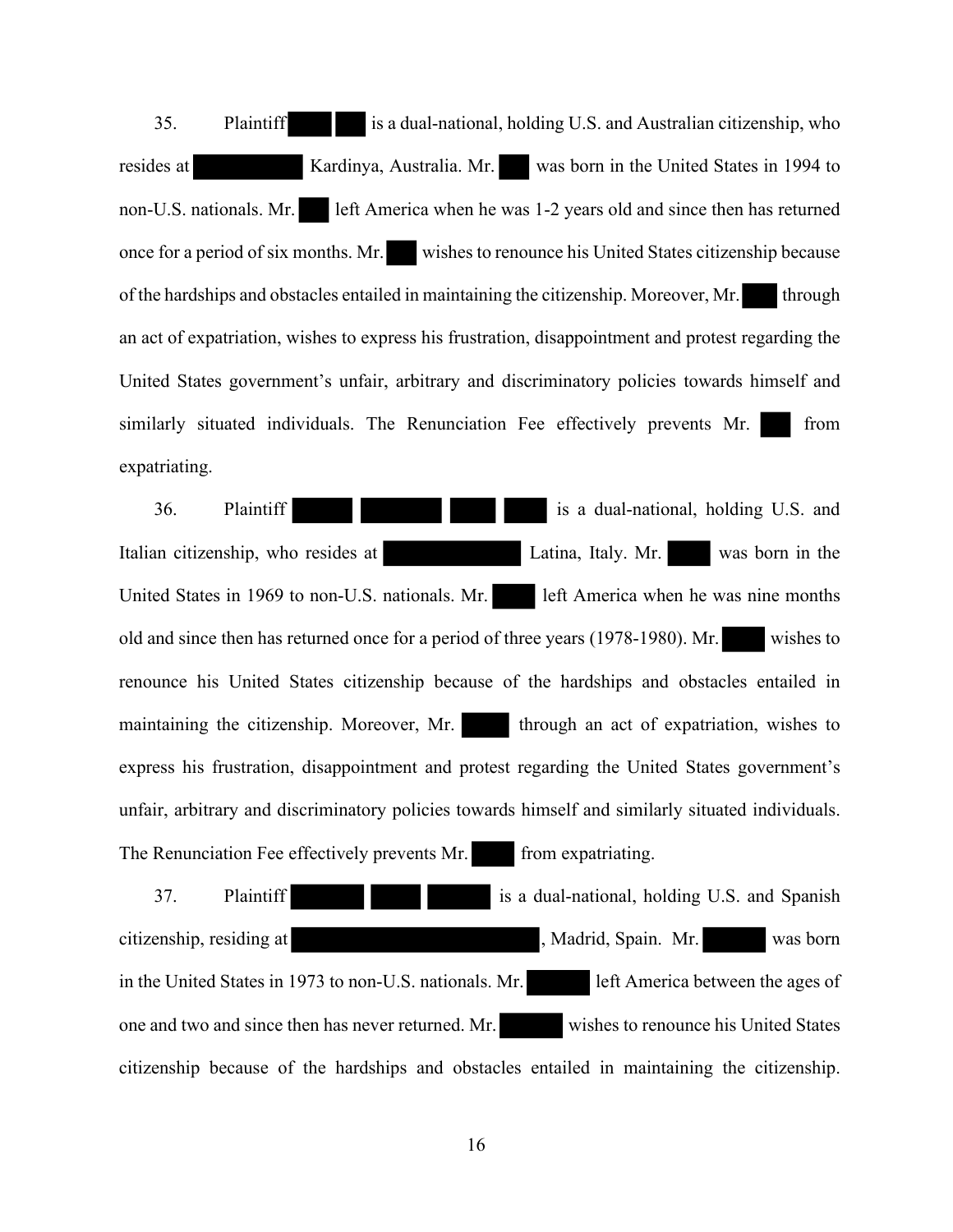35. Plaintiff ███ ██ is a dual-national, holding U.S. and Australian citizenship, who resides at ████████ Kardinya, Australia. Mr. ██ was born in the United States in 1994 to non-U.S. nationals. Mr. ██ left America when he was 1-2 years old and since then has returned once for a period of six months. Mr. ██ wishes to renounce his United States citizenship because of the hardships and obstacles entailed in maintaining the citizenship. Moreover, Mr. ███ through an act of expatriation, wishes to express his frustration, disappointment and protest regarding the United States government's unfair, arbitrary and discriminatory policies towards himself and similarly situated individuals. The Renunciation Fee effectively prevents Mr. ███ from expatriating.

36. Plaintiff ████ ██████ ████ ████ is a dual-national, holding U.S. and Italian citizenship, who resides at ██████████ Latina, Italy. Mr. ████ was born in the United States in 1969 to non-U.S. nationals. Mr. ████ left America when he was nine months old and since then has returned once for a period of three years (1978-1980). Mr. ████ wishes to renounce his United States citizenship because of the hardships and obstacles entailed in maintaining the citizenship. Moreover, Mr. ████ through an act of expatriation, wishes to express his frustration, disappointment and protest regarding the United States government's unfair, arbitrary and discriminatory policies towards himself and similarly situated individuals. The Renunciation Fee effectively prevents Mr. ████ from expatriating.

37. Plaintiff █████ ████ █████ is a dual-national, holding U.S. and Spanish citizenship, residing at ██████████████████, Madrid, Spain. Mr. █████ was born in the United States in 1973 to non-U.S. nationals. Mr. █████ left America between the ages of one and two and since then has never returned. Mr. █████ wishes to renounce his United States citizenship because of the hardships and obstacles entailed in maintaining the citizenship.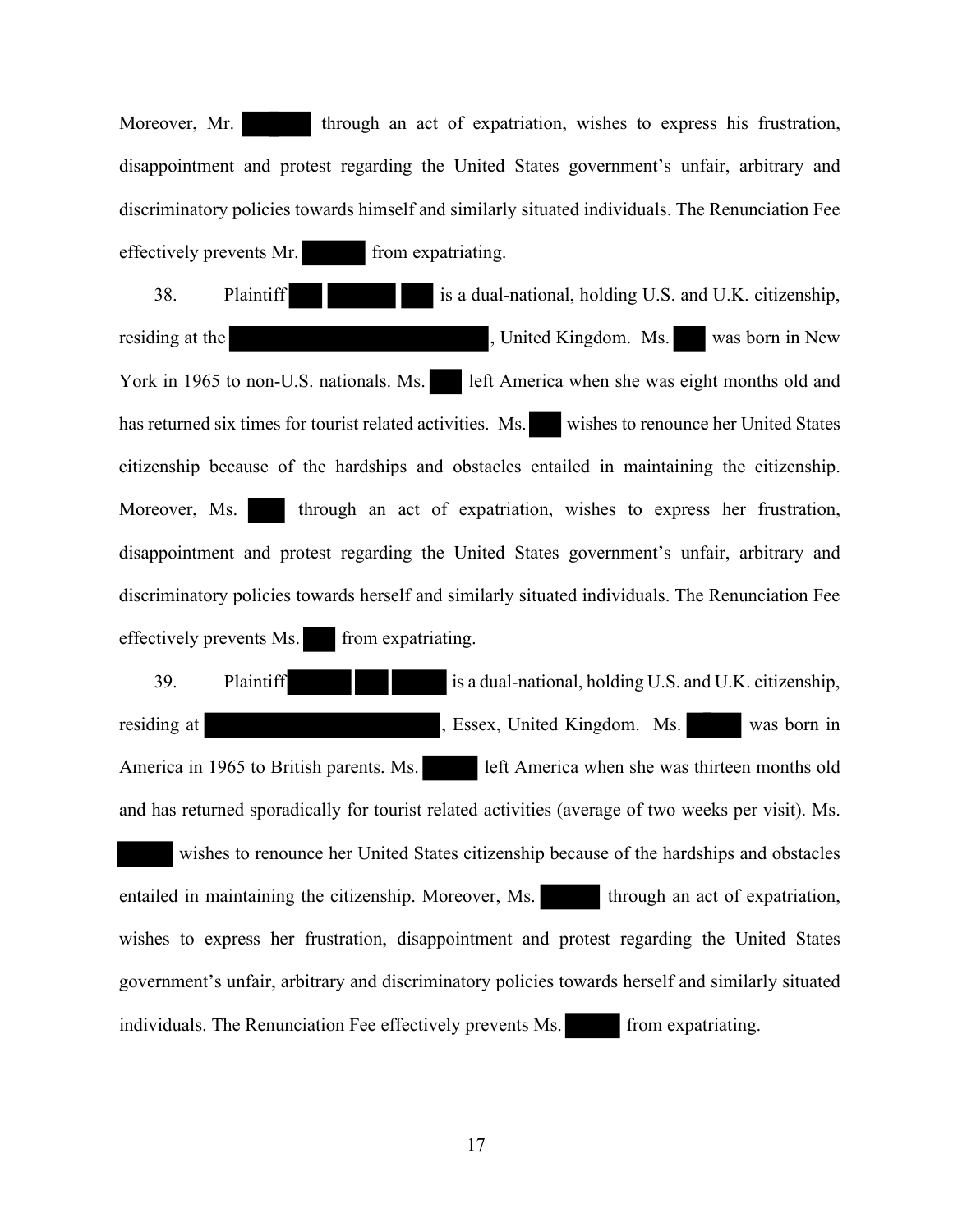Moreover, Mr. ██████ through an act of expatriation, wishes to express his frustration, disappointment and protest regarding the United States government's unfair, arbitrary and discriminatory policies towards himself and similarly situated individuals. The Renunciation Fee effectively prevents Mr. ██████ from expatriating.

38. Plaintiff ███ ██████ ███ is a dual-national, holding U.S. and U.K. citizenship, residing at the ████████████████████████, United Kingdom. Ms. ███ was born in New York in 1965 to non-U.S. nationals. Ms. ███ left America when she was eight months old and has returned six times for tourist related activities. Ms. ███ wishes to renounce her United States citizenship because of the hardships and obstacles entailed in maintaining the citizenship. Moreover, Ms. ███ through an act of expatriation, wishes to express her frustration, disappointment and protest regarding the United States government's unfair, arbitrary and discriminatory policies towards herself and similarly situated individuals. The Renunciation Fee effectively prevents Ms. ███ from expatriating.

39. Plaintiff █████ ███ █████ is a dual-national, holding U.S. and U.K. citizenship, residing at ████████████████████████, Essex, United Kingdom. Ms. █████ was born in America in 1965 to British parents. Ms. █████ left America when she was thirteen months old and has returned sporadically for tourist related activities (average of two weeks per visit). Ms. █████ wishes to renounce her United States citizenship because of the hardships and obstacles entailed in maintaining the citizenship. Moreover, Ms. █████ through an act of expatriation, wishes to express her frustration, disappointment and protest regarding the United States government's unfair, arbitrary and discriminatory policies towards herself and similarly situated individuals. The Renunciation Fee effectively prevents Ms. █████ from expatriating.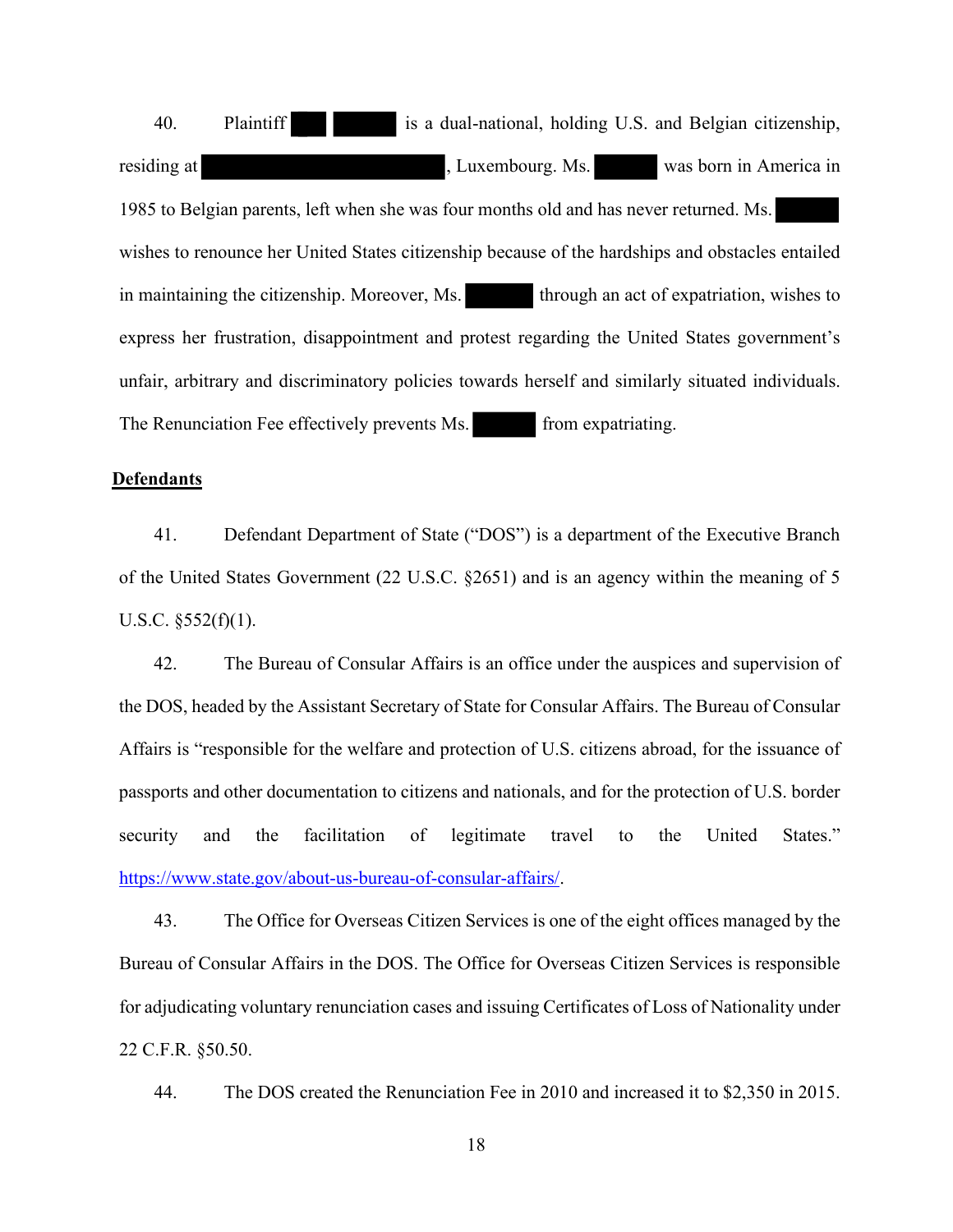40. Plaintiff ██ █████ is a dual-national, holding U.S. and Belgian citizenship, residing at ████████████████████, Luxembourg. Ms. █████ was born in America in 1985 to Belgian parents, left when she was four months old and has never returned. Ms. █████ wishes to renounce her United States citizenship because of the hardships and obstacles entailed in maintaining the citizenship. Moreover, Ms. █████ through an act of expatriation, wishes to express her frustration, disappointment and protest regarding the United States government's unfair, arbitrary and discriminatory policies towards herself and similarly situated individuals. The Renunciation Fee effectively prevents Ms. █████ from expatriating.

**Defendants**

41. Defendant Department of State ("DOS") is a department of the Executive Branch of the United States Government (22 U.S.C. §2651) and is an agency within the meaning of 5 U.S.C. §552(f)(1).

42. The Bureau of Consular Affairs is an office under the auspices and supervision of the DOS, headed by the Assistant Secretary of State for Consular Affairs. The Bureau of Consular Affairs is "responsible for the welfare and protection of U.S. citizens abroad, for the issuance of passports and other documentation to citizens and nationals, and for the protection of U.S. border security and the facilitation of legitimate travel to the United States." https://www.state.gov/about-us-bureau-of-consular-affairs/.

43. The Office for Overseas Citizen Services is one of the eight offices managed by the Bureau of Consular Affairs in the DOS. The Office for Overseas Citizen Services is responsible for adjudicating voluntary renunciation cases and issuing Certificates of Loss of Nationality under 22 C.F.R. §50.50.

44. The DOS created the Renunciation Fee in 2010 and increased it to $2,350 in 2015.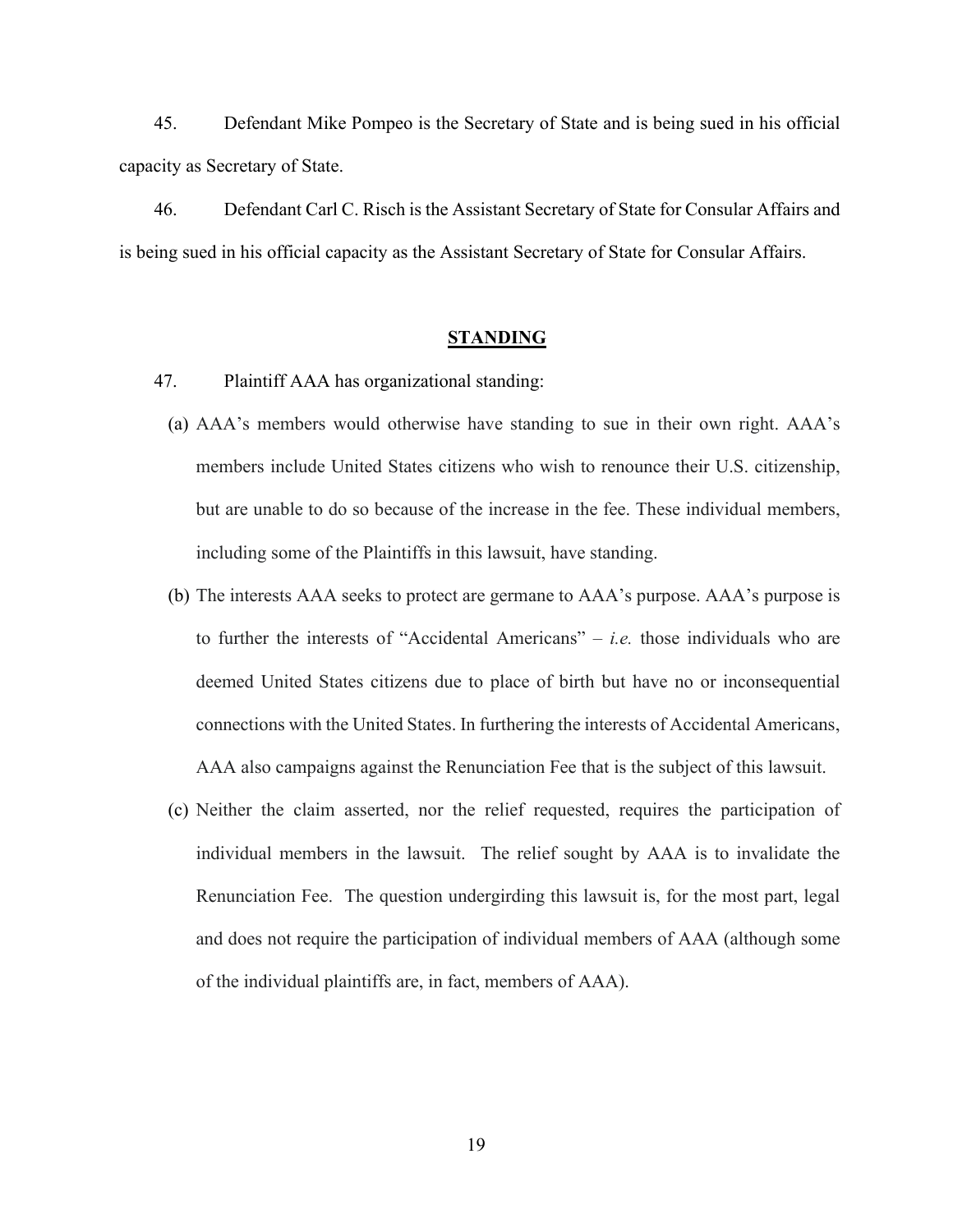45. Defendant Mike Pompeo is the Secretary of State and is being sued in his official capacity as Secretary of State.

46. Defendant Carl C. Risch is the Assistant Secretary of State for Consular Affairs and is being sued in his official capacity as the Assistant Secretary of State for Consular Affairs.

## **STANDING**

47. Plaintiff AAA has organizational standing:

(a) AAA's members would otherwise have standing to sue in their own right. AAA's members include United States citizens who wish to renounce their U.S. citizenship, but are unable to do so because of the increase in the fee. These individual members, including some of the Plaintiffs in this lawsuit, have standing.

(b) The interests AAA seeks to protect are germane to AAA's purpose. AAA's purpose is to further the interests of "Accidental Americans" – *i.e.* those individuals who are deemed United States citizens due to place of birth but have no or inconsequential connections with the United States. In furthering the interests of Accidental Americans, AAA also campaigns against the Renunciation Fee that is the subject of this lawsuit.

(c) Neither the claim asserted, nor the relief requested, requires the participation of individual members in the lawsuit. The relief sought by AAA is to invalidate the Renunciation Fee. The question undergirding this lawsuit is, for the most part, legal and does not require the participation of individual members of AAA (although some of the individual plaintiffs are, in fact, members of AAA).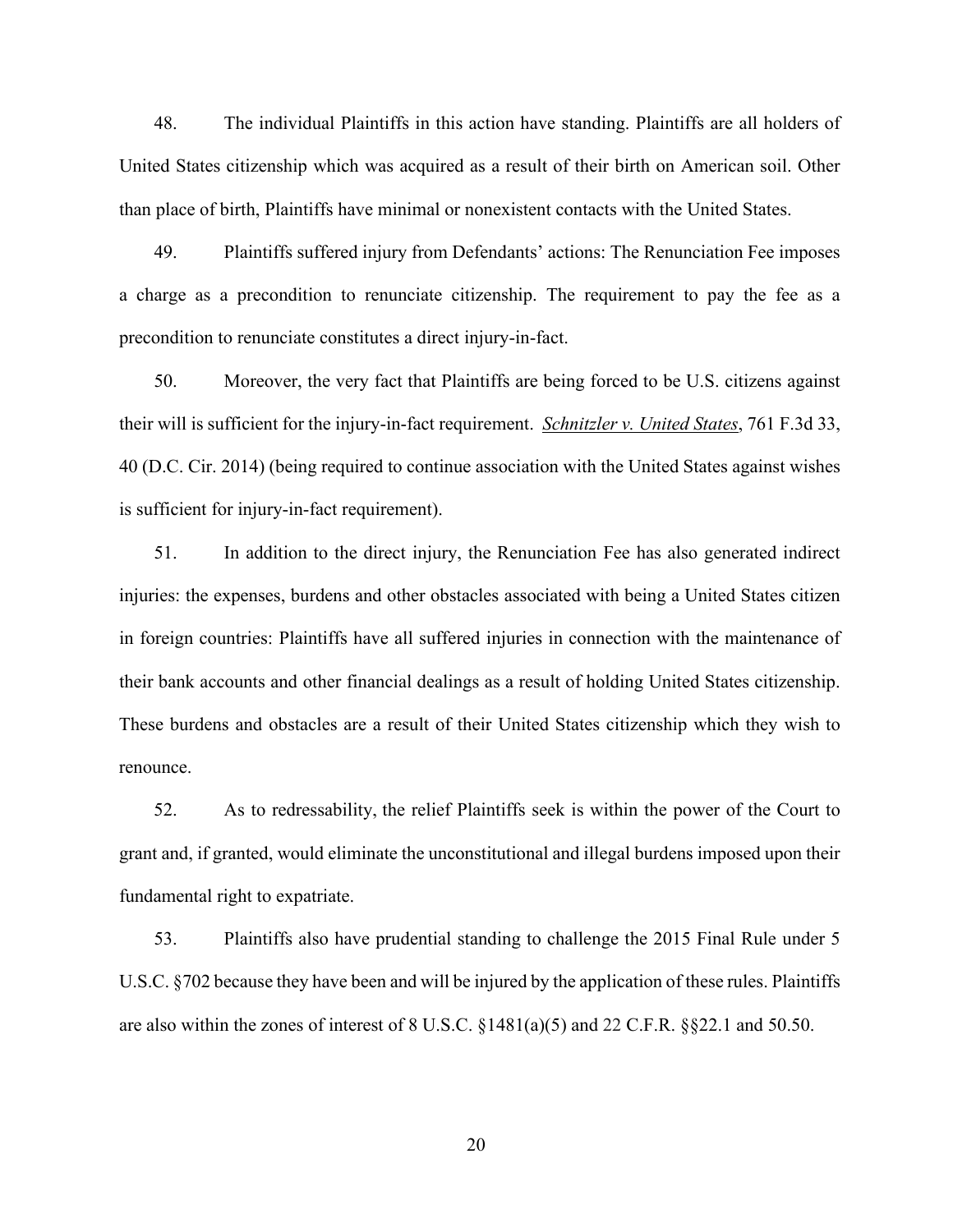48. The individual Plaintiffs in this action have standing. Plaintiffs are all holders of United States citizenship which was acquired as a result of their birth on American soil. Other than place of birth, Plaintiffs have minimal or nonexistent contacts with the United States.

49. Plaintiffs suffered injury from Defendants' actions: The Renunciation Fee imposes a charge as a precondition to renunciate citizenship. The requirement to pay the fee as a precondition to renunciate constitutes a direct injury-in-fact.

50. Moreover, the very fact that Plaintiffs are being forced to be U.S. citizens against their will is sufficient for the injury-in-fact requirement. *Schnitzler v. United States*, 761 F.3d 33, 40 (D.C. Cir. 2014) (being required to continue association with the United States against wishes is sufficient for injury-in-fact requirement).

51. In addition to the direct injury, the Renunciation Fee has also generated indirect injuries: the expenses, burdens and other obstacles associated with being a United States citizen in foreign countries: Plaintiffs have all suffered injuries in connection with the maintenance of their bank accounts and other financial dealings as a result of holding United States citizenship. These burdens and obstacles are a result of their United States citizenship which they wish to renounce.

52. As to redressability, the relief Plaintiffs seek is within the power of the Court to grant and, if granted, would eliminate the unconstitutional and illegal burdens imposed upon their fundamental right to expatriate.

53. Plaintiffs also have prudential standing to challenge the 2015 Final Rule under 5 U.S.C. §702 because they have been and will be injured by the application of these rules. Plaintiffs are also within the zones of interest of 8 U.S.C. §1481(a)(5) and 22 C.F.R. §§22.1 and 50.50.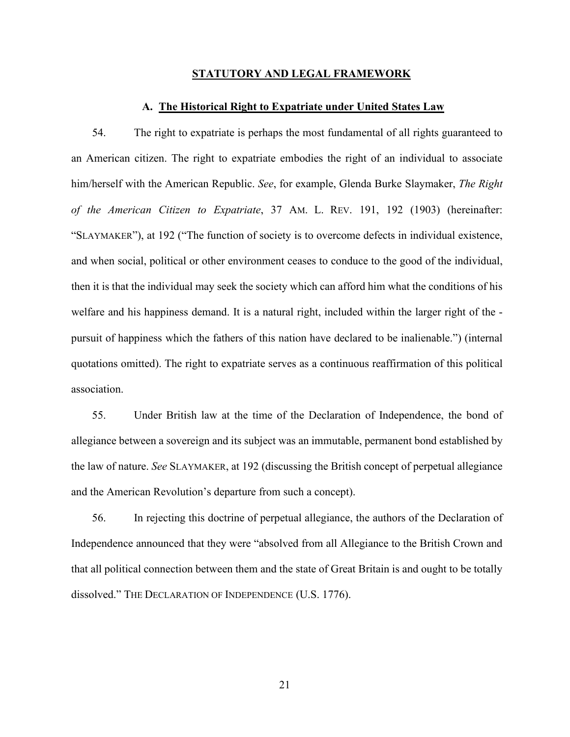## **STATUTORY AND LEGAL FRAMEWORK**

### **A. The Historical Right to Expatriate under United States Law**

54. The right to expatriate is perhaps the most fundamental of all rights guaranteed to an American citizen. The right to expatriate embodies the right of an individual to associate him/herself with the American Republic. *See*, for example, Glenda Burke Slaymaker, *The Right of the American Citizen to Expatriate*, 37 AM. L. REV. 191, 192 (1903) (hereinafter: "SLAYMAKER"), at 192 ("The function of society is to overcome defects in individual existence, and when social, political or other environment ceases to conduce to the good of the individual, then it is that the individual may seek the society which can afford him what the conditions of his welfare and his happiness demand. It is a natural right, included within the larger right of the -pursuit of happiness which the fathers of this nation have declared to be inalienable.") (internal quotations omitted). The right to expatriate serves as a continuous reaffirmation of this political association.

55. Under British law at the time of the Declaration of Independence, the bond of allegiance between a sovereign and its subject was an immutable, permanent bond established by the law of nature. *See* SLAYMAKER, at 192 (discussing the British concept of perpetual allegiance and the American Revolution's departure from such a concept).

56. In rejecting this doctrine of perpetual allegiance, the authors of the Declaration of Independence announced that they were "absolved from all Allegiance to the British Crown and that all political connection between them and the state of Great Britain is and ought to be totally dissolved." THE DECLARATION OF INDEPENDENCE (U.S. 1776).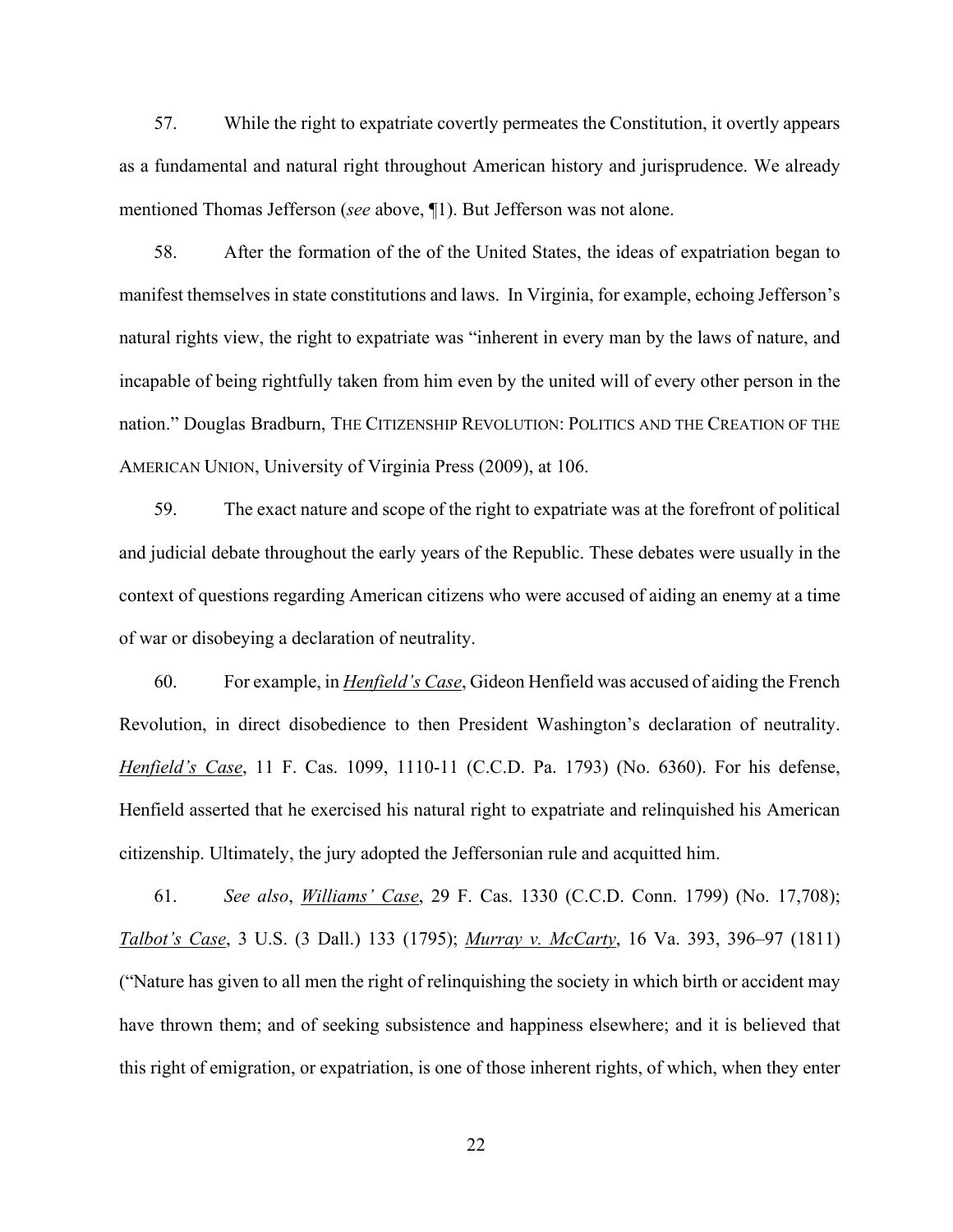57. While the right to expatriate covertly permeates the Constitution, it overtly appears as a fundamental and natural right throughout American history and jurisprudence. We already mentioned Thomas Jefferson (*see* above, ¶1). But Jefferson was not alone.

58. After the formation of the of the United States, the ideas of expatriation began to manifest themselves in state constitutions and laws. In Virginia, for example, echoing Jefferson's natural rights view, the right to expatriate was "inherent in every man by the laws of nature, and incapable of being rightfully taken from him even by the united will of every other person in the nation." Douglas Bradburn, THE CITIZENSHIP REVOLUTION: POLITICS AND THE CREATION OF THE AMERICAN UNION, University of Virginia Press (2009), at 106.

59. The exact nature and scope of the right to expatriate was at the forefront of political and judicial debate throughout the early years of the Republic. These debates were usually in the context of questions regarding American citizens who were accused of aiding an enemy at a time of war or disobeying a declaration of neutrality.

60. For example, in ***Henfield's Case***, Gideon Henfield was accused of aiding the French Revolution, in direct disobedience to then President Washington's declaration of neutrality. *Henfield's Case*, 11 F. Cas. 1099, 1110-11 (C.C.D. Pa. 1793) (No. 6360). For his defense, Henfield asserted that he exercised his natural right to expatriate and relinquished his American citizenship. Ultimately, the jury adopted the Jeffersonian rule and acquitted him.

61. *See also*, *Williams' Case*, 29 F. Cas. 1330 (C.C.D. Conn. 1799) (No. 17,708); *Talbot's Case*, 3 U.S. (3 Dall.) 133 (1795); *Murray v. McCarty*, 16 Va. 393, 396–97 (1811) ("Nature has given to all men the right of relinquishing the society in which birth or accident may have thrown them; and of seeking subsistence and happiness elsewhere; and it is believed that this right of emigration, or expatriation, is one of those inherent rights, of which, when they enter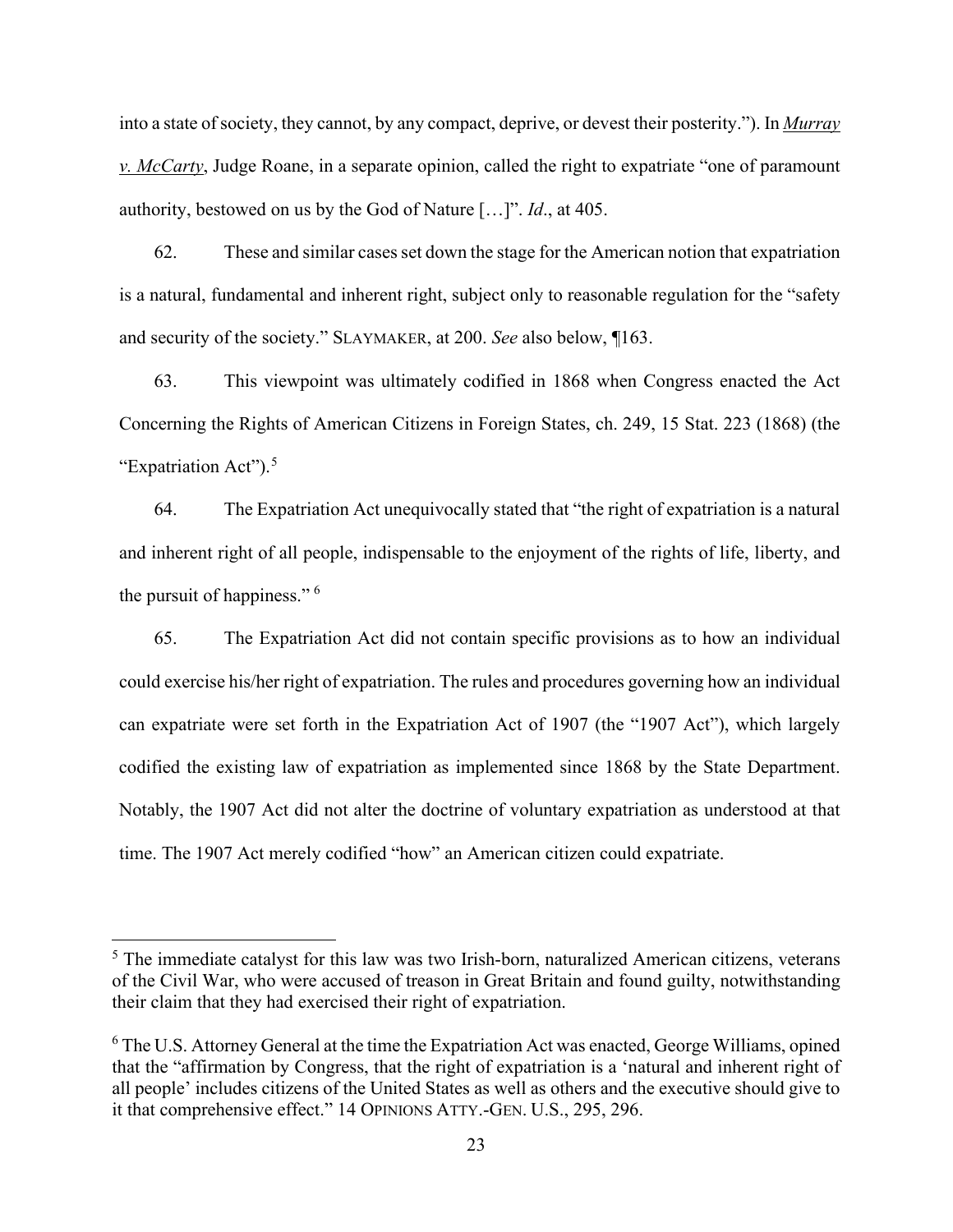into a state of society, they cannot, by any compact, deprive, or devest their posterity."). In *Murray v. McCarty*, Judge Roane, in a separate opinion, called the right to expatriate "one of paramount authority, bestowed on us by the God of Nature […]". *Id*., at 405.

62. These and similar cases set down the stage for the American notion that expatriation is a natural, fundamental and inherent right, subject only to reasonable regulation for the "safety and security of the society." SLAYMAKER, at 200. *See* also below, ¶163.

63. This viewpoint was ultimately codified in 1868 when Congress enacted the Act Concerning the Rights of American Citizens in Foreign States, ch. 249, 15 Stat. 223 (1868) (the "Expatriation Act").[5]

64. The Expatriation Act unequivocally stated that "the right of expatriation is a natural and inherent right of all people, indispensable to the enjoyment of the rights of life, liberty, and the pursuit of happiness." [6]

65. The Expatriation Act did not contain specific provisions as to how an individual could exercise his/her right of expatriation. The rules and procedures governing how an individual can expatriate were set forth in the Expatriation Act of 1907 (the "1907 Act"), which largely codified the existing law of expatriation as implemented since 1868 by the State Department. Notably, the 1907 Act did not alter the doctrine of voluntary expatriation as understood at that time. The 1907 Act merely codified "how" an American citizen could expatriate.

---

[5] The immediate catalyst for this law was two Irish-born, naturalized American citizens, veterans of the Civil War, who were accused of treason in Great Britain and found guilty, notwithstanding their claim that they had exercised their right of expatriation.

[6] The U.S. Attorney General at the time the Expatriation Act was enacted, George Williams, opined that the "affirmation by Congress, that the right of expatriation is a 'natural and inherent right of all people' includes citizens of the United States as well as others and the executive should give to it that comprehensive effect." 14 OPINIONS ATTY.-GEN. U.S., 295, 296.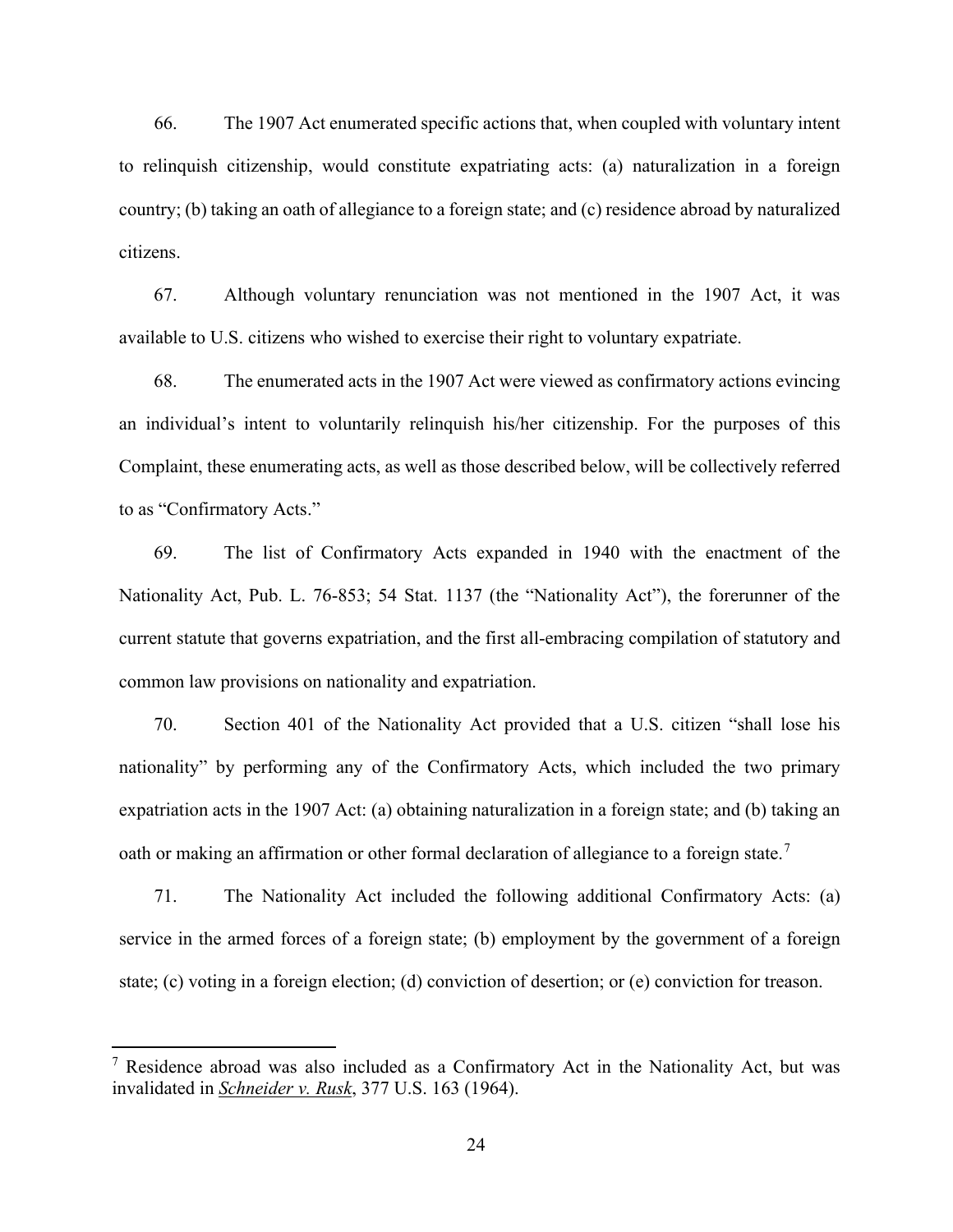66. The 1907 Act enumerated specific actions that, when coupled with voluntary intent to relinquish citizenship, would constitute expatriating acts: (a) naturalization in a foreign country; (b) taking an oath of allegiance to a foreign state; and (c) residence abroad by naturalized citizens.

67. Although voluntary renunciation was not mentioned in the 1907 Act, it was available to U.S. citizens who wished to exercise their right to voluntary expatriate.

68. The enumerated acts in the 1907 Act were viewed as confirmatory actions evincing an individual's intent to voluntarily relinquish his/her citizenship. For the purposes of this Complaint, these enumerating acts, as well as those described below, will be collectively referred to as "Confirmatory Acts."

69. The list of Confirmatory Acts expanded in 1940 with the enactment of the Nationality Act, Pub. L. 76-853; 54 Stat. 1137 (the "Nationality Act"), the forerunner of the current statute that governs expatriation, and the first all-embracing compilation of statutory and common law provisions on nationality and expatriation.

70. Section 401 of the Nationality Act provided that a U.S. citizen "shall lose his nationality" by performing any of the Confirmatory Acts, which included the two primary expatriation acts in the 1907 Act: (a) obtaining naturalization in a foreign state; and (b) taking an oath or making an affirmation or other formal declaration of allegiance to a foreign state.[7]

71. The Nationality Act included the following additional Confirmatory Acts: (a) service in the armed forces of a foreign state; (b) employment by the government of a foreign state; (c) voting in a foreign election; (d) conviction of desertion; or (e) conviction for treason.

---

[7] Residence abroad was also included as a Confirmatory Act in the Nationality Act, but was invalidated in *Schneider v. Rusk*, 377 U.S. 163 (1964).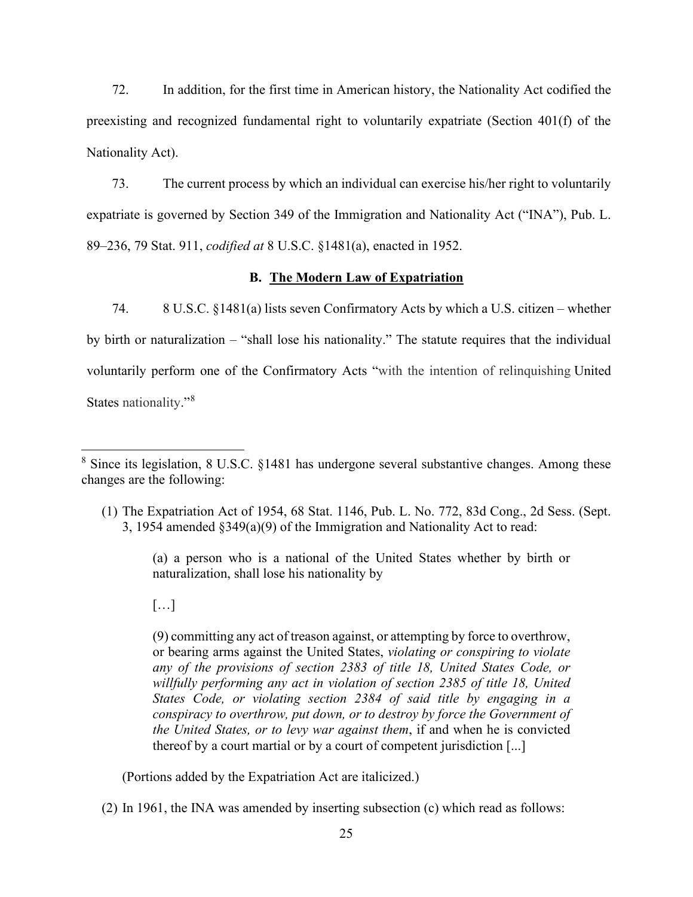72. In addition, for the first time in American history, the Nationality Act codified the preexisting and recognized fundamental right to voluntarily expatriate (Section 401(f) of the Nationality Act).

73. The current process by which an individual can exercise his/her right to voluntarily expatriate is governed by Section 349 of the Immigration and Nationality Act ("INA"), Pub. L. 89–236, 79 Stat. 911, *codified at* 8 U.S.C. §1481(a), enacted in 1952.

### B. The Modern Law of Expatriation

74. 8 U.S.C. §1481(a) lists seven Confirmatory Acts by which a U.S. citizen – whether by birth or naturalization – "shall lose his nationality." The statute requires that the individual voluntarily perform one of the Confirmatory Acts "with the intention of relinquishing United States nationality."[8]

---

[8] Since its legislation, 8 U.S.C. §1481 has undergone several substantive changes. Among these changes are the following:

(1) The Expatriation Act of 1954, 68 Stat. 1146, Pub. L. No. 772, 83d Cong., 2d Sess. (Sept. 3, 1954 amended §349(a)(9) of the Immigration and Nationality Act to read:

> (a) a person who is a national of the United States whether by birth or naturalization, shall lose his nationality by
>
> […]
>
> (9) committing any act of treason against, or attempting by force to overthrow, or bearing arms against the United States, *violating or conspiring to violate any of the provisions of section 2383 of title 18, United States Code, or willfully performing any act in violation of section 2385 of title 18, United States Code, or violating section 2384 of said title by engaging in a conspiracy to overthrow, put down, or to destroy by force the Government of the United States, or to levy war against them*, if and when he is convicted thereof by a court martial or by a court of competent jurisdiction [...]

(Portions added by the Expatriation Act are italicized.)

(2) In 1961, the INA was amended by inserting subsection (c) which read as follows: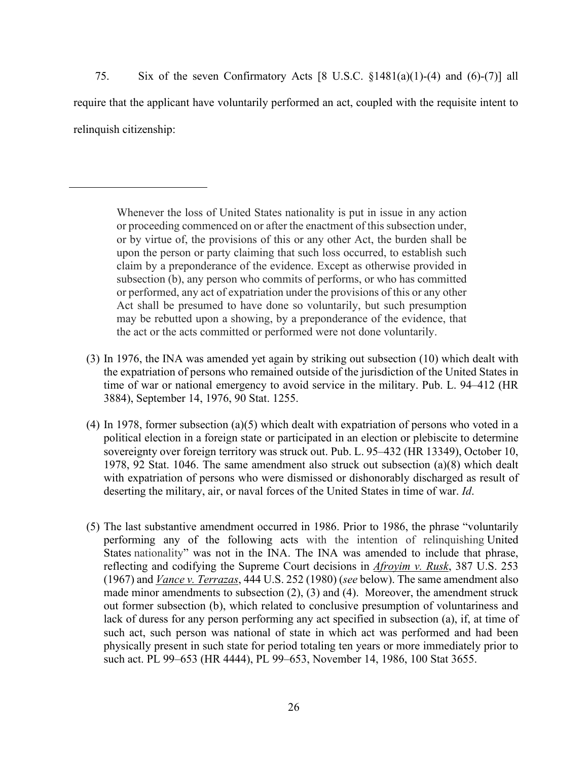75. Six of the seven Confirmatory Acts [8 U.S.C. §1481(a)(1)-(4) and (6)-(7)] all require that the applicant have voluntarily performed an act, coupled with the requisite intent to relinquish citizenship:

---

> Whenever the loss of United States nationality is put in issue in any action or proceeding commenced on or after the enactment of this subsection under, or by virtue of, the provisions of this or any other Act, the burden shall be upon the person or party claiming that such loss occurred, to establish such claim by a preponderance of the evidence. Except as otherwise provided in subsection (b), any person who commits of performs, or who has committed or performed, any act of expatriation under the provisions of this or any other Act shall be presumed to have done so voluntarily, but such presumption may be rebutted upon a showing, by a preponderance of the evidence, that the act or the acts committed or performed were not done voluntarily.

(3) In 1976, the INA was amended yet again by striking out subsection (10) which dealt with the expatriation of persons who remained outside of the jurisdiction of the United States in time of war or national emergency to avoid service in the military. Pub. L. 94–412 (HR 3884), September 14, 1976, 90 Stat. 1255.

(4) In 1978, former subsection (a)(5) which dealt with expatriation of persons who voted in a political election in a foreign state or participated in an election or plebiscite to determine sovereignty over foreign territory was struck out. Pub. L. 95–432 (HR 13349), October 10, 1978, 92 Stat. 1046. The same amendment also struck out subsection (a)(8) which dealt with expatriation of persons who were dismissed or dishonorably discharged as result of deserting the military, air, or naval forces of the United States in time of war. *Id*.

(5) The last substantive amendment occurred in 1986. Prior to 1986, the phrase "voluntarily performing any of the following acts with the intention of relinquishing United States nationality" was not in the INA. The INA was amended to include that phrase, reflecting and codifying the Supreme Court decisions in *Afroyim v. Rusk*, 387 U.S. 253 (1967) and *Vance v. Terrazas*, 444 U.S. 252 (1980) (*see* below). The same amendment also made minor amendments to subsection (2), (3) and (4). Moreover, the amendment struck out former subsection (b), which related to conclusive presumption of voluntariness and lack of duress for any person performing any act specified in subsection (a), if, at time of such act, such person was national of state in which act was performed and had been physically present in such state for period totaling ten years or more immediately prior to such act. PL 99–653 (HR 4444), PL 99–653, November 14, 1986, 100 Stat 3655.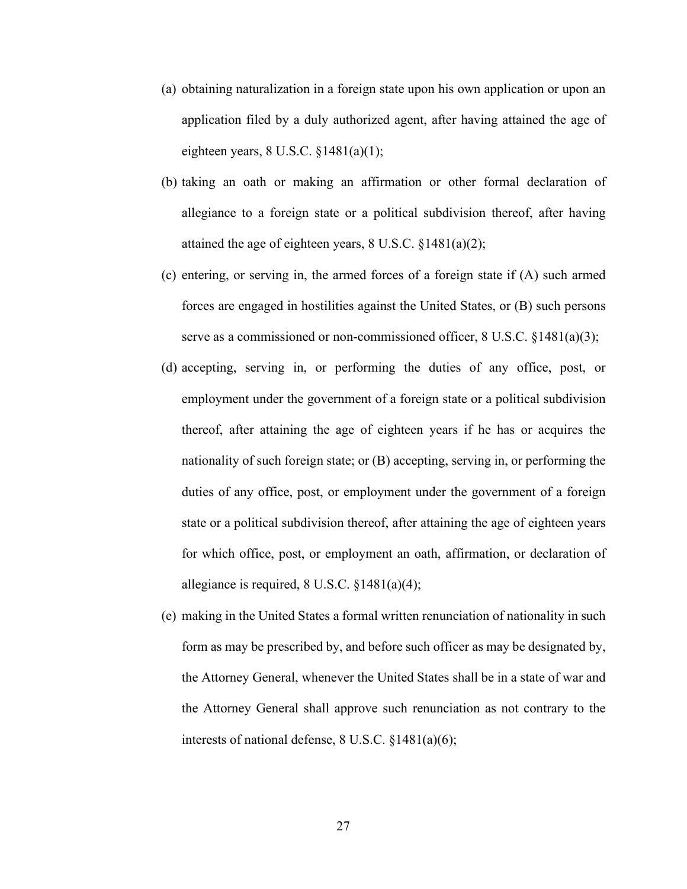(a) obtaining naturalization in a foreign state upon his own application or upon an application filed by a duly authorized agent, after having attained the age of eighteen years, 8 U.S.C. §1481(a)(1);

(b) taking an oath or making an affirmation or other formal declaration of allegiance to a foreign state or a political subdivision thereof, after having attained the age of eighteen years, 8 U.S.C. §1481(a)(2);

(c) entering, or serving in, the armed forces of a foreign state if (A) such armed forces are engaged in hostilities against the United States, or (B) such persons serve as a commissioned or non-commissioned officer, 8 U.S.C. §1481(a)(3);

(d) accepting, serving in, or performing the duties of any office, post, or employment under the government of a foreign state or a political subdivision thereof, after attaining the age of eighteen years if he has or acquires the nationality of such foreign state; or (B) accepting, serving in, or performing the duties of any office, post, or employment under the government of a foreign state or a political subdivision thereof, after attaining the age of eighteen years for which office, post, or employment an oath, affirmation, or declaration of allegiance is required, 8 U.S.C. §1481(a)(4);

(e) making in the United States a formal written renunciation of nationality in such form as may be prescribed by, and before such officer as may be designated by, the Attorney General, whenever the United States shall be in a state of war and the Attorney General shall approve such renunciation as not contrary to the interests of national defense, 8 U.S.C. §1481(a)(6);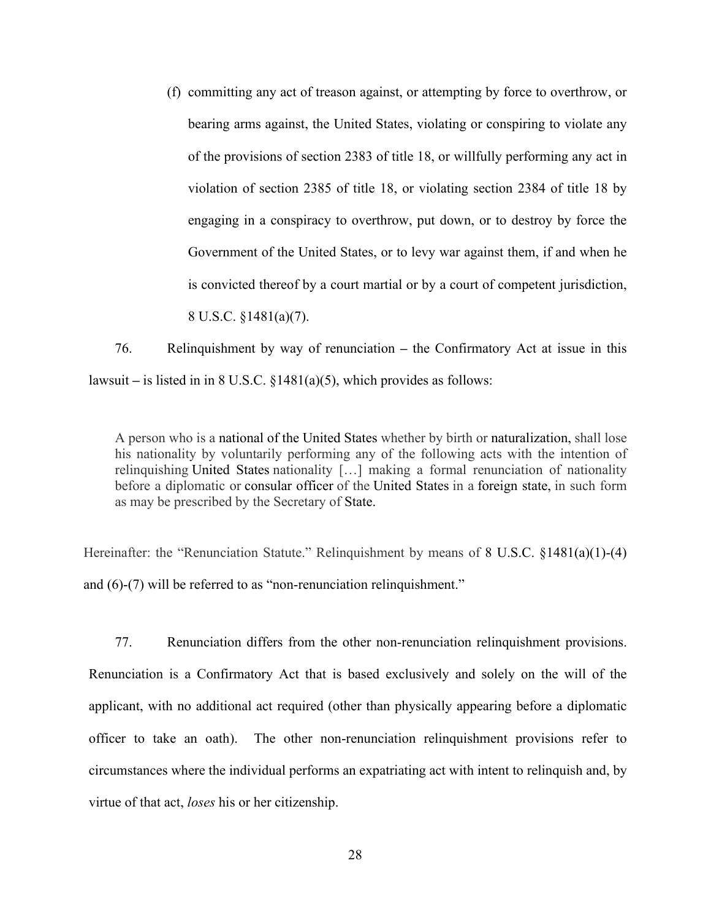(f) committing any act of treason against, or attempting by force to overthrow, or bearing arms against, the United States, violating or conspiring to violate any of the provisions of section 2383 of title 18, or willfully performing any act in violation of section 2385 of title 18, or violating section 2384 of title 18 by engaging in a conspiracy to overthrow, put down, or to destroy by force the Government of the United States, or to levy war against them, if and when he is convicted thereof by a court martial or by a court of competent jurisdiction, 8 U.S.C. §1481(a)(7).

76. Relinquishment by way of renunciation – the Confirmatory Act at issue in this lawsuit – is listed in in 8 U.S.C. §1481(a)(5), which provides as follows:

> A person who is a national of the United States whether by birth or naturalization, shall lose his nationality by voluntarily performing any of the following acts with the intention of relinquishing United States nationality […] making a formal renunciation of nationality before a diplomatic or consular officer of the United States in a foreign state, in such form as may be prescribed by the Secretary of State.

Hereinafter: the "Renunciation Statute." Relinquishment by means of 8 U.S.C. §1481(a)(1)-(4) and (6)-(7) will be referred to as "non-renunciation relinquishment."

77. Renunciation differs from the other non-renunciation relinquishment provisions. Renunciation is a Confirmatory Act that is based exclusively and solely on the will of the applicant, with no additional act required (other than physically appearing before a diplomatic officer to take an oath). The other non-renunciation relinquishment provisions refer to circumstances where the individual performs an expatriating act with intent to relinquish and, by virtue of that act, *loses* his or her citizenship.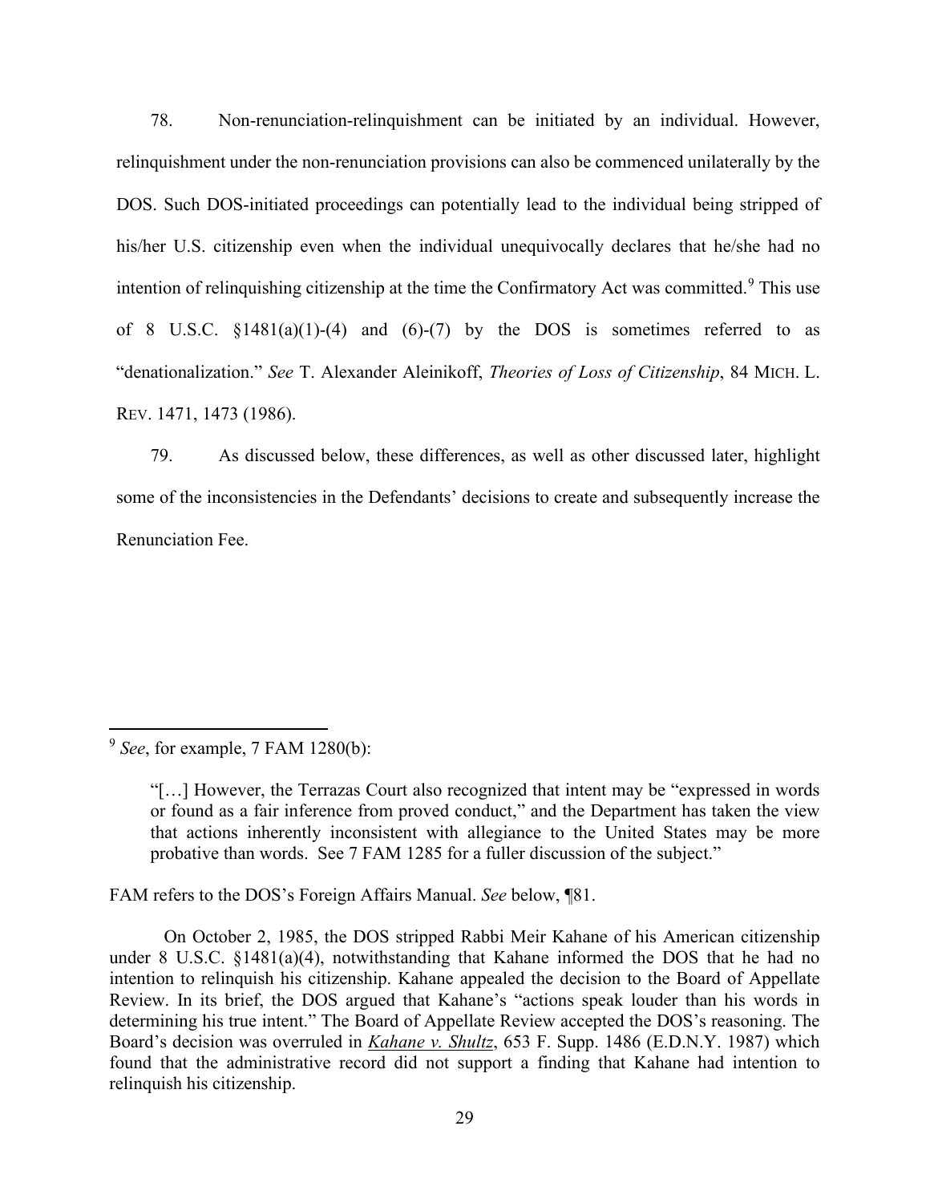78. Non-renunciation-relinquishment can be initiated by an individual. However, relinquishment under the non-renunciation provisions can also be commenced unilaterally by the DOS. Such DOS-initiated proceedings can potentially lead to the individual being stripped of his/her U.S. citizenship even when the individual unequivocally declares that he/she had no intention of relinquishing citizenship at the time the Confirmatory Act was committed.[9] This use of 8 U.S.C. §1481(a)(1)-(4) and (6)-(7) by the DOS is sometimes referred to as "denationalization." *See* T. Alexander Aleinikoff, *Theories of Loss of Citizenship*, 84 MICH. L. REV. 1471, 1473 (1986).

79. As discussed below, these differences, as well as other discussed later, highlight some of the inconsistencies in the Defendants' decisions to create and subsequently increase the Renunciation Fee.

---

[9] *See*, for example, 7 FAM 1280(b):

> "[…] However, the Terrazas Court also recognized that intent may be "expressed in words or found as a fair inference from proved conduct," and the Department has taken the view that actions inherently inconsistent with allegiance to the United States may be more probative than words. See 7 FAM 1285 for a fuller discussion of the subject."

FAM refers to the DOS's Foreign Affairs Manual. *See* below, ¶81.

On October 2, 1985, the DOS stripped Rabbi Meir Kahane of his American citizenship under 8 U.S.C. §1481(a)(4), notwithstanding that Kahane informed the DOS that he had no intention to relinquish his citizenship. Kahane appealed the decision to the Board of Appellate Review. In its brief, the DOS argued that Kahane's "actions speak louder than his words in determining his true intent." The Board of Appellate Review accepted the DOS's reasoning. The Board's decision was overruled in ***Kahane v. Shultz***, 653 F. Supp. 1486 (E.D.N.Y. 1987) which found that the administrative record did not support a finding that Kahane had intention to relinquish his citizenship.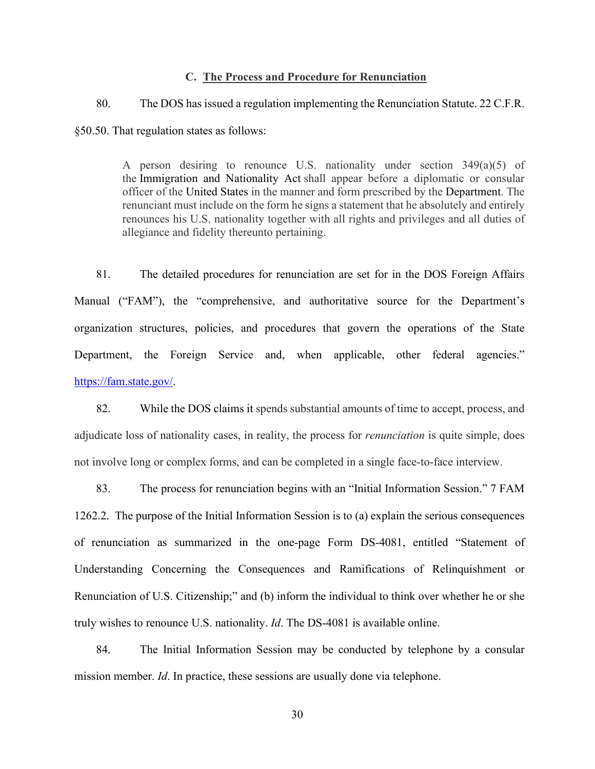### C. The Process and Procedure for Renunciation

80. The DOS has issued a regulation implementing the Renunciation Statute. 22 C.F.R. §50.50. That regulation states as follows:

> A person desiring to renounce U.S. nationality under section 349(a)(5) of the Immigration and Nationality Act shall appear before a diplomatic or consular officer of the United States in the manner and form prescribed by the Department. The renunciant must include on the form he signs a statement that he absolutely and entirely renounces his U.S. nationality together with all rights and privileges and all duties of allegiance and fidelity thereunto pertaining.

81. The detailed procedures for renunciation are set for in the DOS Foreign Affairs Manual ("FAM"), the "comprehensive, and authoritative source for the Department's organization structures, policies, and procedures that govern the operations of the State Department, the Foreign Service and, when applicable, other federal agencies." https://fam.state.gov/.

82. While the DOS claims it spends substantial amounts of time to accept, process, and adjudicate loss of nationality cases, in reality, the process for *renunciation* is quite simple, does not involve long or complex forms, and can be completed in a single face-to-face interview.

83. The process for renunciation begins with an "Initial Information Session." 7 FAM 1262.2. The purpose of the Initial Information Session is to (a) explain the serious consequences of renunciation as summarized in the one-page Form DS-4081, entitled "Statement of Understanding Concerning the Consequences and Ramifications of Relinquishment or Renunciation of U.S. Citizenship;" and (b) inform the individual to think over whether he or she truly wishes to renounce U.S. nationality. *Id*. The DS-4081 is available online.

84. The Initial Information Session may be conducted by telephone by a consular mission member. *Id*. In practice, these sessions are usually done via telephone.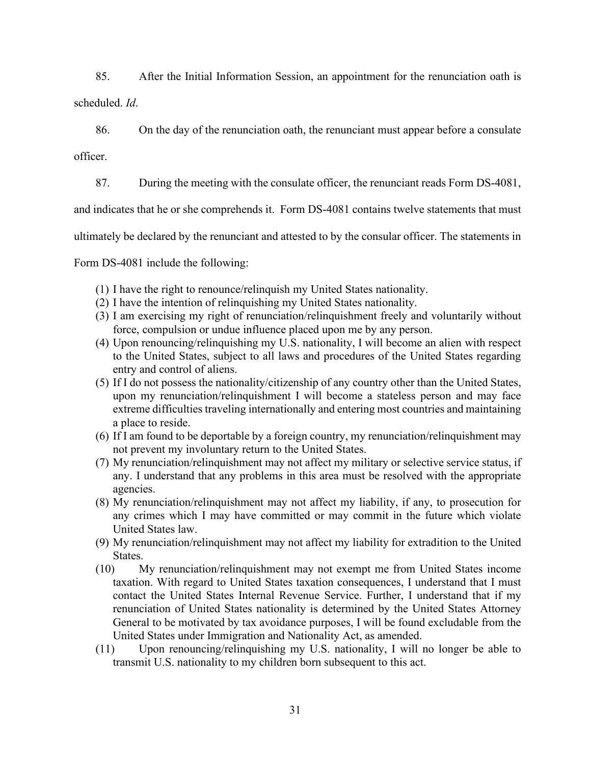85. After the Initial Information Session, an appointment for the renunciation oath is scheduled. *Id*.

86. On the day of the renunciation oath, the renunciant must appear before a consulate officer.

87. During the meeting with the consulate officer, the renunciant reads Form DS-4081, and indicates that he or she comprehends it. Form DS-4081 contains twelve statements that must ultimately be declared by the renunciant and attested to by the consular officer. The statements in Form DS-4081 include the following:

(1) I have the right to renounce/relinquish my United States nationality.
(2) I have the intention of relinquishing my United States nationality.
(3) I am exercising my right of renunciation/relinquishment freely and voluntarily without force, compulsion or undue influence placed upon me by any person.
(4) Upon renouncing/relinquishing my U.S. nationality, I will become an alien with respect to the United States, subject to all laws and procedures of the United States regarding entry and control of aliens.
(5) If I do not possess the nationality/citizenship of any country other than the United States, upon my renunciation/relinquishment I will become a stateless person and may face extreme difficulties traveling internationally and entering most countries and maintaining a place to reside.
(6) If I am found to be deportable by a foreign country, my renunciation/relinquishment may not prevent my involuntary return to the United States.
(7) My renunciation/relinquishment may not affect my military or selective service status, if any. I understand that any problems in this area must be resolved with the appropriate agencies.
(8) My renunciation/relinquishment may not affect my liability, if any, to prosecution for any crimes which I may have committed or may commit in the future which violate United States law.
(9) My renunciation/relinquishment may not affect my liability for extradition to the United States.
(10) My renunciation/relinquishment may not exempt me from United States income taxation. With regard to United States taxation consequences, I understand that I must contact the United States Internal Revenue Service. Further, I understand that if my renunciation of United States nationality is determined by the United States Attorney General to be motivated by tax avoidance purposes, I will be found excludable from the United States under Immigration and Nationality Act, as amended.
(11) Upon renouncing/relinquishing my U.S. nationality, I will no longer be able to transmit U.S. nationality to my children born subsequent to this act.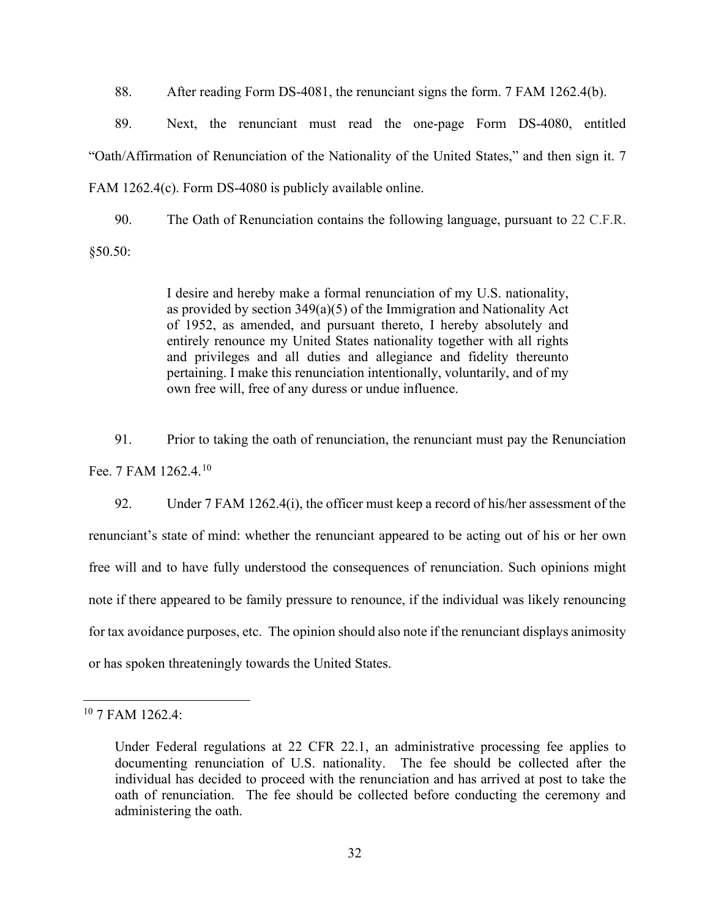88. After reading Form DS-4081, the renunciant signs the form. 7 FAM 1262.4(b).

89. Next, the renunciant must read the one-page Form DS-4080, entitled "Oath/Affirmation of Renunciation of the Nationality of the United States," and then sign it. 7 FAM 1262.4(c). Form DS-4080 is publicly available online.

90. The Oath of Renunciation contains the following language, pursuant to 22 C.F.R. §50.50:

> I desire and hereby make a formal renunciation of my U.S. nationality, as provided by section 349(a)(5) of the Immigration and Nationality Act of 1952, as amended, and pursuant thereto, I hereby absolutely and entirely renounce my United States nationality together with all rights and privileges and all duties and allegiance and fidelity thereunto pertaining. I make this renunciation intentionally, voluntarily, and of my own free will, free of any duress or undue influence.

91. Prior to taking the oath of renunciation, the renunciant must pay the Renunciation Fee. 7 FAM 1262.4.[10]

92. Under 7 FAM 1262.4(i), the officer must keep a record of his/her assessment of the renunciant's state of mind: whether the renunciant appeared to be acting out of his or her own free will and to have fully understood the consequences of renunciation. Such opinions might note if there appeared to be family pressure to renounce, if the individual was likely renouncing for tax avoidance purposes, etc. The opinion should also note if the renunciant displays animosity or has spoken threateningly towards the United States.

---

[10] 7 FAM 1262.4:

> Under Federal regulations at 22 CFR 22.1, an administrative processing fee applies to documenting renunciation of U.S. nationality. The fee should be collected after the individual has decided to proceed with the renunciation and has arrived at post to take the oath of renunciation. The fee should be collected before conducting the ceremony and administering the oath.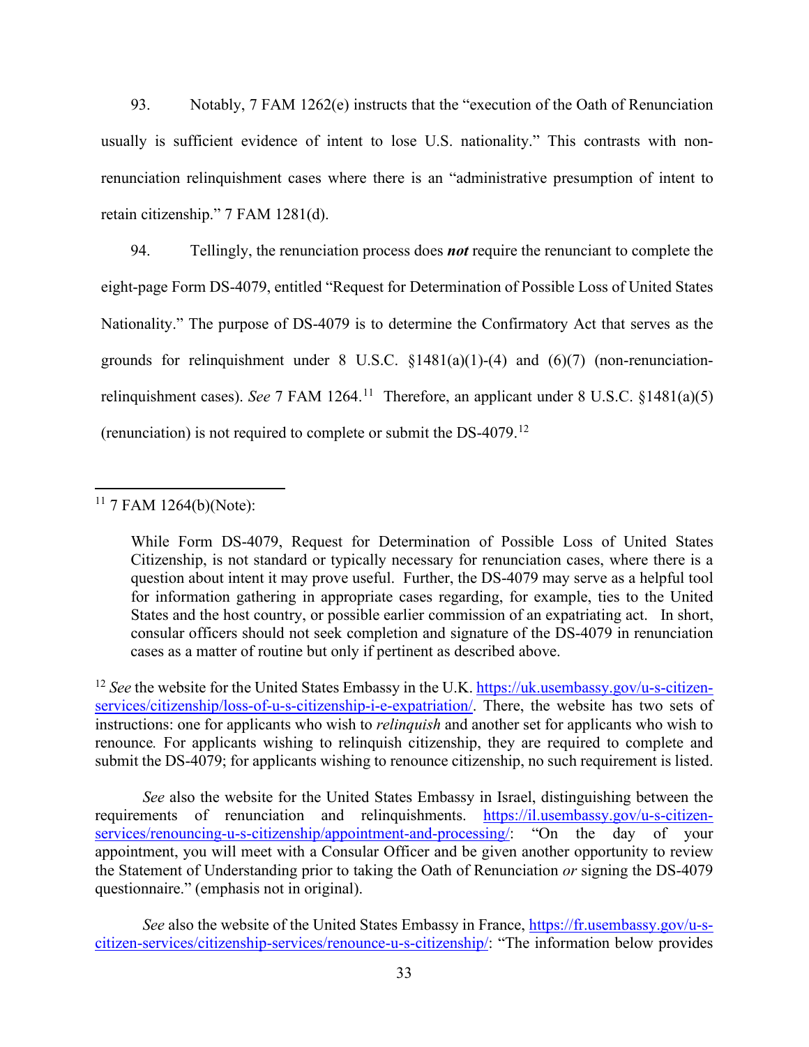93. Notably, 7 FAM 1262(e) instructs that the "execution of the Oath of Renunciation usually is sufficient evidence of intent to lose U.S. nationality." This contrasts with non-renunciation relinquishment cases where there is an "administrative presumption of intent to retain citizenship." 7 FAM 1281(d).

94. Tellingly, the renunciation process does ***not*** require the renunciant to complete the eight-page Form DS-4079, entitled "Request for Determination of Possible Loss of United States Nationality." The purpose of DS-4079 is to determine the Confirmatory Act that serves as the grounds for relinquishment under 8 U.S.C. §1481(a)(1)-(4) and (6)(7) (non-renunciation-relinquishment cases). *See* 7 FAM 1264.[11] Therefore, an applicant under 8 U.S.C. §1481(a)(5) (renunciation) is not required to complete or submit the DS-4079.[12]

---

[11] 7 FAM 1264(b)(Note):

> While Form DS-4079, Request for Determination of Possible Loss of United States Citizenship, is not standard or typically necessary for renunciation cases, where there is a question about intent it may prove useful. Further, the DS-4079 may serve as a helpful tool for information gathering in appropriate cases regarding, for example, ties to the United States and the host country, or possible earlier commission of an expatriating act. In short, consular officers should not seek completion and signature of the DS-4079 in renunciation cases as a matter of routine but only if pertinent as described above.

[12] *See* the website for the United States Embassy in the U.K. https://uk.usembassy.gov/u-s-citizen-services/citizenship/loss-of-u-s-citizenship-i-e-expatriation/. There, the website has two sets of instructions: one for applicants who wish to *relinquish* and another set for applicants who wish to renounce*.* For applicants wishing to relinquish citizenship, they are required to complete and submit the DS-4079; for applicants wishing to renounce citizenship, no such requirement is listed.

*See* also the website for the United States Embassy in Israel, distinguishing between the requirements of renunciation and relinquishments. https://il.usembassy.gov/u-s-citizen-services/renouncing-u-s-citizenship/appointment-and-processing/: "On the day of your appointment, you will meet with a Consular Officer and be given another opportunity to review the Statement of Understanding prior to taking the Oath of Renunciation *or* signing the DS-4079 questionnaire." (emphasis not in original).

*See* also the website of the United States Embassy in France, https://fr.usembassy.gov/u-s-citizen-services/citizenship-services/renounce-u-s-citizenship/: "The information below provides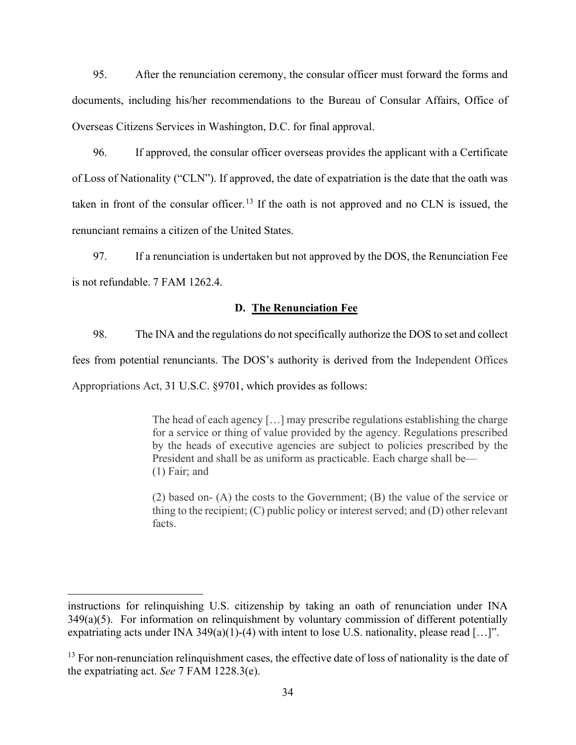95. After the renunciation ceremony, the consular officer must forward the forms and documents, including his/her recommendations to the Bureau of Consular Affairs, Office of Overseas Citizens Services in Washington, D.C. for final approval.

96. If approved, the consular officer overseas provides the applicant with a Certificate of Loss of Nationality ("CLN"). If approved, the date of expatriation is the date that the oath was taken in front of the consular officer.[13] If the oath is not approved and no CLN is issued, the renunciant remains a citizen of the United States.

97. If a renunciation is undertaken but not approved by the DOS, the Renunciation Fee is not refundable. 7 FAM 1262.4.

### D. <u>The Renunciation Fee</u>

98. The INA and the regulations do not specifically authorize the DOS to set and collect fees from potential renunciants. The DOS's authority is derived from the Independent Offices Appropriations Act, 31 U.S.C. §9701, which provides as follows:

> The head of each agency […] may prescribe regulations establishing the charge for a service or thing of value provided by the agency. Regulations prescribed by the heads of executive agencies are subject to policies prescribed by the President and shall be as uniform as practicable. Each charge shall be—
> (1) Fair; and
>
> (2) based on- (A) the costs to the Government; (B) the value of the service or thing to the recipient; (C) public policy or interest served; and (D) other relevant facts.

---

instructions for relinquishing U.S. citizenship by taking an oath of renunciation under INA 349(a)(5). For information on relinquishment by voluntary commission of different potentially expatriating acts under INA 349(a)(1)-(4) with intent to lose U.S. nationality, please read […]".

[13] For non-renunciation relinquishment cases, the effective date of loss of nationality is the date of the expatriating act. *See* 7 FAM 1228.3(e).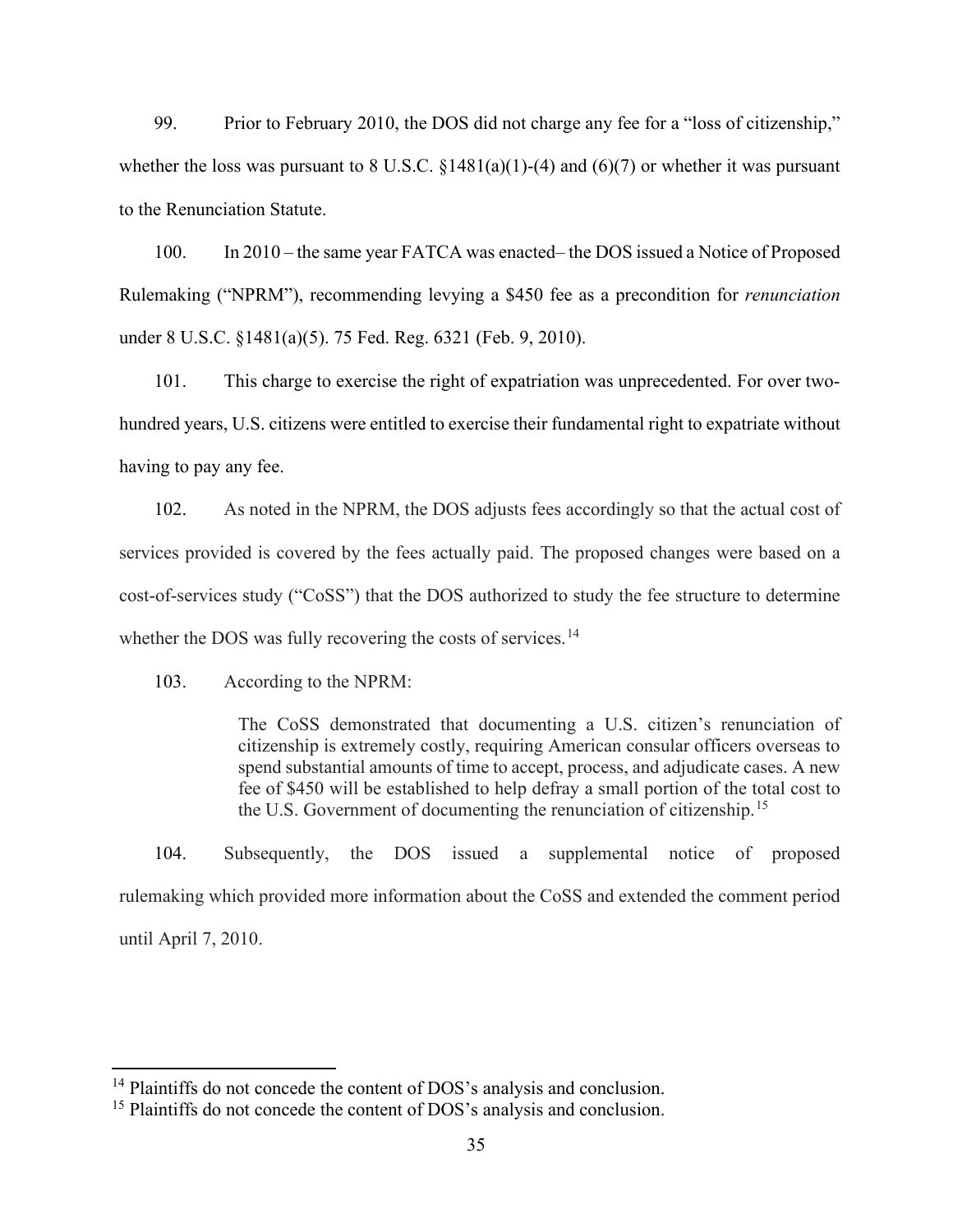99. Prior to February 2010, the DOS did not charge any fee for a "loss of citizenship," whether the loss was pursuant to 8 U.S.C. §1481(a)(1)-(4) and (6)(7) or whether it was pursuant to the Renunciation Statute.

100. In 2010 – the same year FATCA was enacted– the DOS issued a Notice of Proposed Rulemaking ("NPRM"), recommending levying a $450 fee as a precondition for *renunciation* under 8 U.S.C. §1481(a)(5). 75 Fed. Reg. 6321 (Feb. 9, 2010).

101. This charge to exercise the right of expatriation was unprecedented. For over two-hundred years, U.S. citizens were entitled to exercise their fundamental right to expatriate without having to pay any fee.

102. As noted in the NPRM, the DOS adjusts fees accordingly so that the actual cost of services provided is covered by the fees actually paid. The proposed changes were based on a cost-of-services study ("CoSS") that the DOS authorized to study the fee structure to determine whether the DOS was fully recovering the costs of services.[14]

103. According to the NPRM:

> The CoSS demonstrated that documenting a U.S. citizen's renunciation of citizenship is extremely costly, requiring American consular officers overseas to spend substantial amounts of time to accept, process, and adjudicate cases. A new fee of $450 will be established to help defray a small portion of the total cost to the U.S. Government of documenting the renunciation of citizenship.[15]

104. Subsequently, the DOS issued a supplemental notice of proposed rulemaking which provided more information about the CoSS and extended the comment period until April 7, 2010.

---

[14] Plaintiffs do not concede the content of DOS's analysis and conclusion.

[15] Plaintiffs do not concede the content of DOS's analysis and conclusion.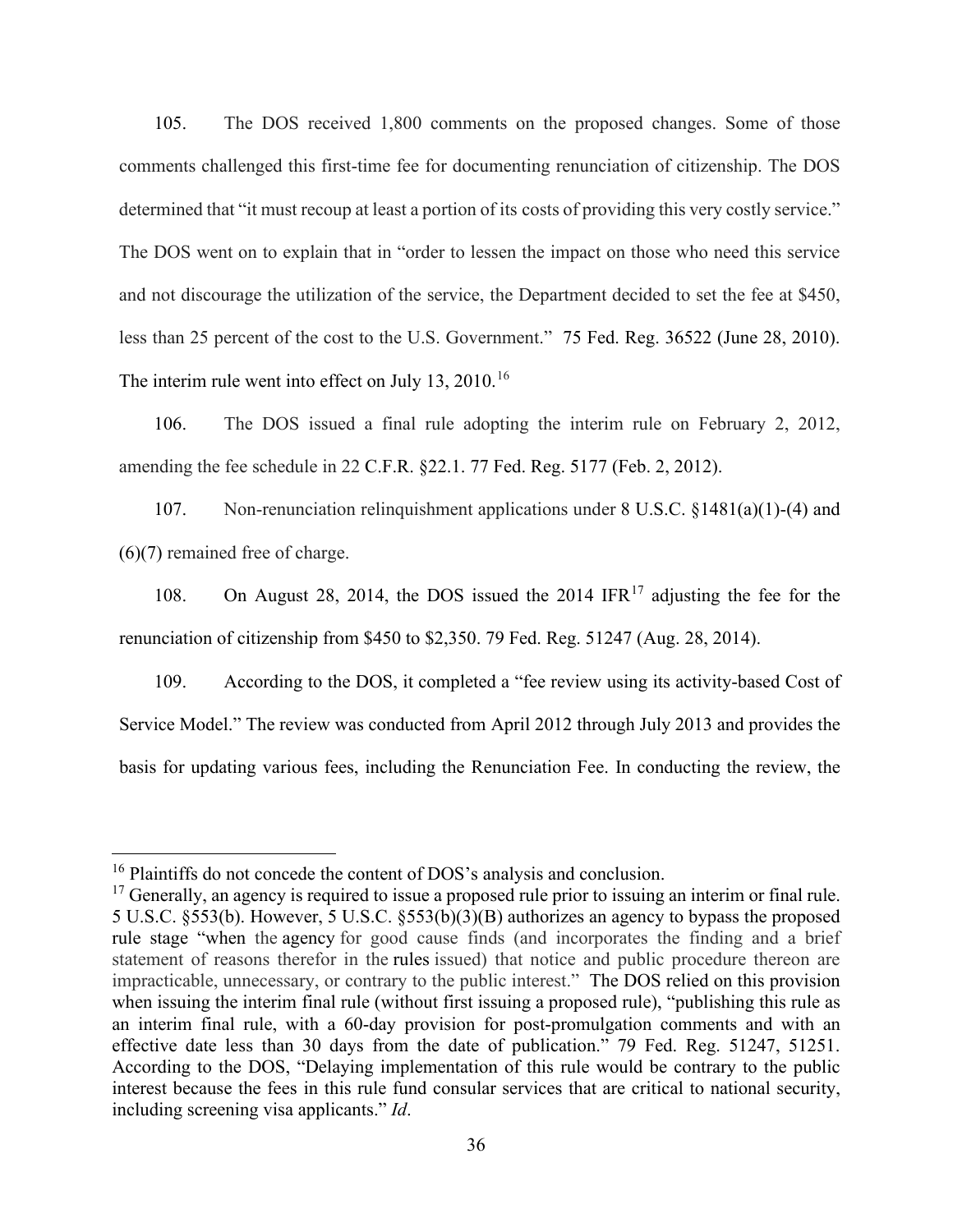105. The DOS received 1,800 comments on the proposed changes. Some of those comments challenged this first-time fee for documenting renunciation of citizenship. The DOS determined that "it must recoup at least a portion of its costs of providing this very costly service." The DOS went on to explain that in "order to lessen the impact on those who need this service and not discourage the utilization of the service, the Department decided to set the fee at $450, less than 25 percent of the cost to the U.S. Government." 75 Fed. Reg. 36522 (June 28, 2010). The interim rule went into effect on July 13, 2010.[16]

106. The DOS issued a final rule adopting the interim rule on February 2, 2012, amending the fee schedule in 22 C.F.R. §22.1. 77 Fed. Reg. 5177 (Feb. 2, 2012).

107. Non-renunciation relinquishment applications under 8 U.S.C. §1481(a)(1)-(4) and (6)(7) remained free of charge.

108. On August 28, 2014, the DOS issued the 2014 IFR[17] adjusting the fee for the renunciation of citizenship from $450 to $2,350. 79 Fed. Reg. 51247 (Aug. 28, 2014).

109. According to the DOS, it completed a "fee review using its activity-based Cost of Service Model." The review was conducted from April 2012 through July 2013 and provides the basis for updating various fees, including the Renunciation Fee. In conducting the review, the

---

[16] Plaintiffs do not concede the content of DOS's analysis and conclusion.

[17] Generally, an agency is required to issue a proposed rule prior to issuing an interim or final rule. 5 U.S.C. §553(b). However, 5 U.S.C. §553(b)(3)(B) authorizes an agency to bypass the proposed rule stage "when the agency for good cause finds (and incorporates the finding and a brief statement of reasons therefor in the rules issued) that notice and public procedure thereon are impracticable, unnecessary, or contrary to the public interest." The DOS relied on this provision when issuing the interim final rule (without first issuing a proposed rule), "publishing this rule as an interim final rule, with a 60-day provision for post-promulgation comments and with an effective date less than 30 days from the date of publication." 79 Fed. Reg. 51247, 51251. According to the DOS, "Delaying implementation of this rule would be contrary to the public interest because the fees in this rule fund consular services that are critical to national security, including screening visa applicants." *Id*.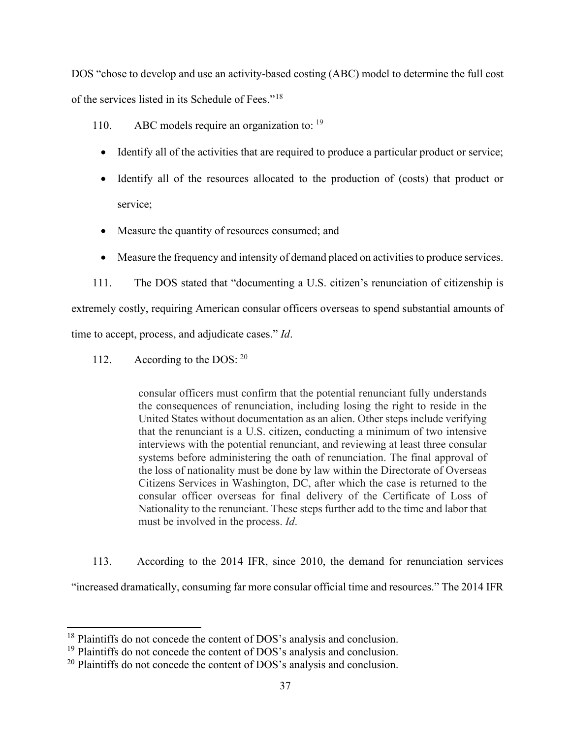DOS "chose to develop and use an activity-based costing (ABC) model to determine the full cost of the services listed in its Schedule of Fees."[18]

110. ABC models require an organization to: [19]

- Identify all of the activities that are required to produce a particular product or service;
- Identify all of the resources allocated to the production of (costs) that product or service;
- Measure the quantity of resources consumed; and
- Measure the frequency and intensity of demand placed on activities to produce services.

111. The DOS stated that "documenting a U.S. citizen's renunciation of citizenship is extremely costly, requiring American consular officers overseas to spend substantial amounts of time to accept, process, and adjudicate cases." *Id*.

112. According to the DOS: [20]

> consular officers must confirm that the potential renunciant fully understands the consequences of renunciation, including losing the right to reside in the United States without documentation as an alien. Other steps include verifying that the renunciant is a U.S. citizen, conducting a minimum of two intensive interviews with the potential renunciant, and reviewing at least three consular systems before administering the oath of renunciation. The final approval of the loss of nationality must be done by law within the Directorate of Overseas Citizens Services in Washington, DC, after which the case is returned to the consular officer overseas for final delivery of the Certificate of Loss of Nationality to the renunciant. These steps further add to the time and labor that must be involved in the process. *Id*.

113. According to the 2014 IFR, since 2010, the demand for renunciation services "increased dramatically, consuming far more consular official time and resources." The 2014 IFR

---

[18] Plaintiffs do not concede the content of DOS's analysis and conclusion.

[19] Plaintiffs do not concede the content of DOS's analysis and conclusion.

[20] Plaintiffs do not concede the content of DOS's analysis and conclusion.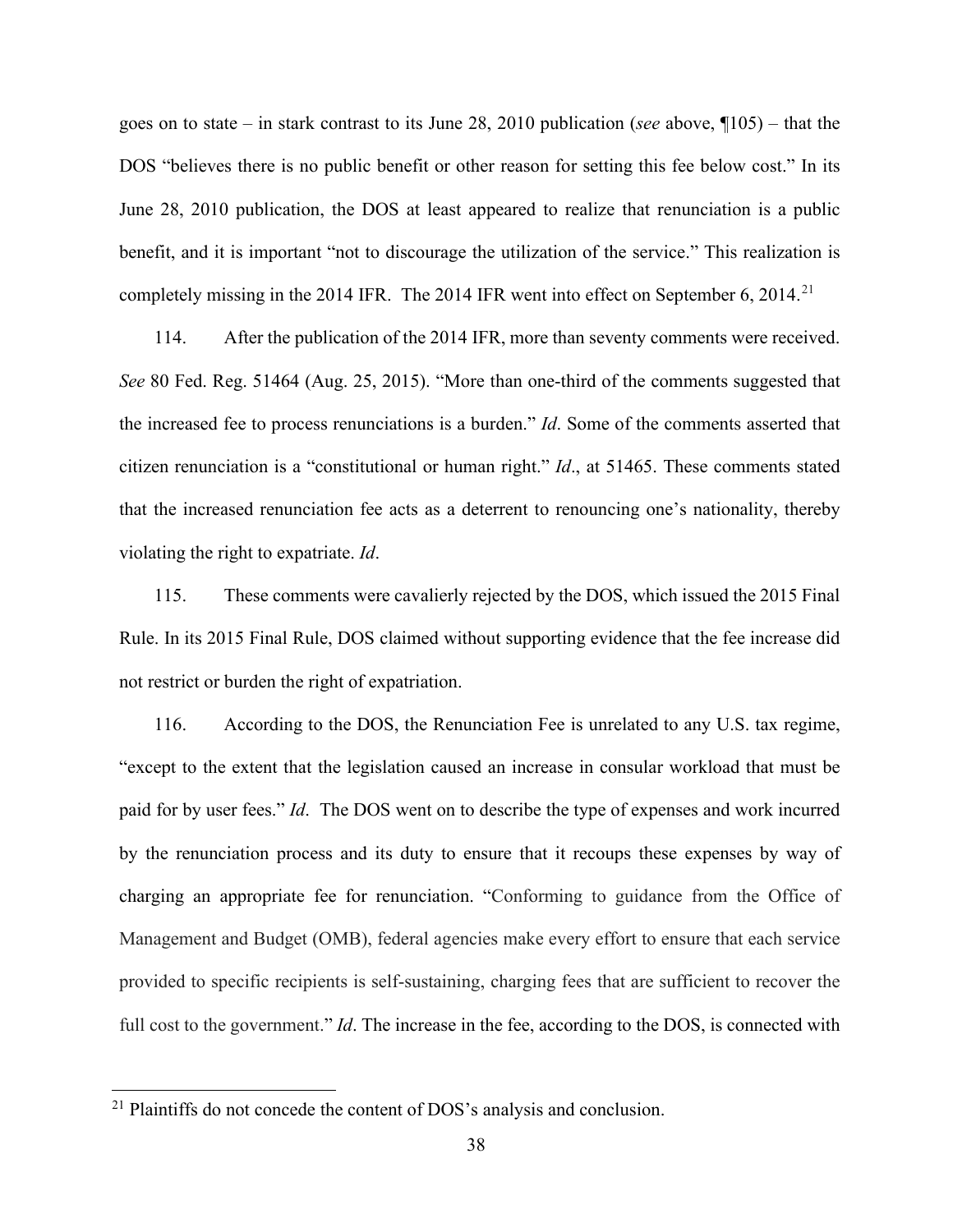goes on to state – in stark contrast to its June 28, 2010 publication (*see* above, ¶105) – that the DOS "believes there is no public benefit or other reason for setting this fee below cost." In its June 28, 2010 publication, the DOS at least appeared to realize that renunciation is a public benefit, and it is important "not to discourage the utilization of the service." This realization is completely missing in the 2014 IFR. The 2014 IFR went into effect on September 6, 2014.[21]

114. After the publication of the 2014 IFR, more than seventy comments were received. *See* 80 Fed. Reg. 51464 (Aug. 25, 2015). "More than one-third of the comments suggested that the increased fee to process renunciations is a burden." *Id*. Some of the comments asserted that citizen renunciation is a "constitutional or human right." *Id*., at 51465. These comments stated that the increased renunciation fee acts as a deterrent to renouncing one's nationality, thereby violating the right to expatriate. *Id*.

115. These comments were cavalierly rejected by the DOS, which issued the 2015 Final Rule. In its 2015 Final Rule, DOS claimed without supporting evidence that the fee increase did not restrict or burden the right of expatriation.

116. According to the DOS, the Renunciation Fee is unrelated to any U.S. tax regime, "except to the extent that the legislation caused an increase in consular workload that must be paid for by user fees." *Id*. The DOS went on to describe the type of expenses and work incurred by the renunciation process and its duty to ensure that it recoups these expenses by way of charging an appropriate fee for renunciation. "Conforming to guidance from the Office of Management and Budget (OMB), federal agencies make every effort to ensure that each service provided to specific recipients is self-sustaining, charging fees that are sufficient to recover the full cost to the government." *Id*. The increase in the fee, according to the DOS, is connected with

[21] Plaintiffs do not concede the content of DOS's analysis and conclusion.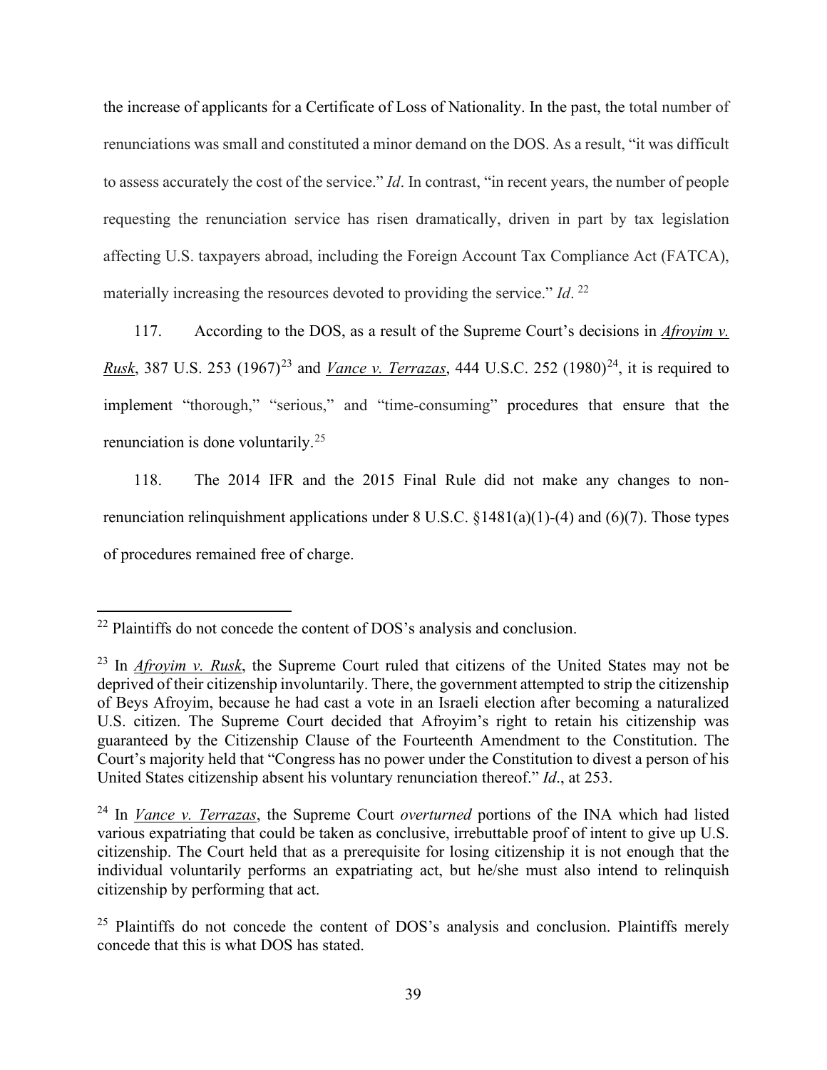the increase of applicants for a Certificate of Loss of Nationality. In the past, the total number of renunciations was small and constituted a minor demand on the DOS. As a result, "it was difficult to assess accurately the cost of the service." *Id*. In contrast, "in recent years, the number of people requesting the renunciation service has risen dramatically, driven in part by tax legislation affecting U.S. taxpayers abroad, including the Foreign Account Tax Compliance Act (FATCA), materially increasing the resources devoted to providing the service." *Id*. [22]

117. According to the DOS, as a result of the Supreme Court's decisions in ***Afroyim v. Rusk***, 387 U.S. 253 (1967)[23] and ***Vance v. Terrazas***, 444 U.S.C. 252 (1980)[24], it is required to implement "thorough," "serious," and "time-consuming" procedures that ensure that the renunciation is done voluntarily.[25]

118. The 2014 IFR and the 2015 Final Rule did not make any changes to non-renunciation relinquishment applications under 8 U.S.C. §1481(a)(1)-(4) and (6)(7). Those types of procedures remained free of charge.

---

[22] Plaintiffs do not concede the content of DOS's analysis and conclusion.

[23] In ***Afroyim v. Rusk***, the Supreme Court ruled that citizens of the United States may not be deprived of their citizenship involuntarily. There, the government attempted to strip the citizenship of Beys Afroyim, because he had cast a vote in an Israeli election after becoming a naturalized U.S. citizen. The Supreme Court decided that Afroyim's right to retain his citizenship was guaranteed by the Citizenship Clause of the Fourteenth Amendment to the Constitution. The Court's majority held that "Congress has no power under the Constitution to divest a person of his United States citizenship absent his voluntary renunciation thereof." *Id*., at 253.

[24] In ***Vance v. Terrazas***, the Supreme Court *overturned* portions of the INA which had listed various expatriating that could be taken as conclusive, irrebuttable proof of intent to give up U.S. citizenship. The Court held that as a prerequisite for losing citizenship it is not enough that the individual voluntarily performs an expatriating act, but he/she must also intend to relinquish citizenship by performing that act.

[25] Plaintiffs do not concede the content of DOS's analysis and conclusion. Plaintiffs merely concede that this is what DOS has stated.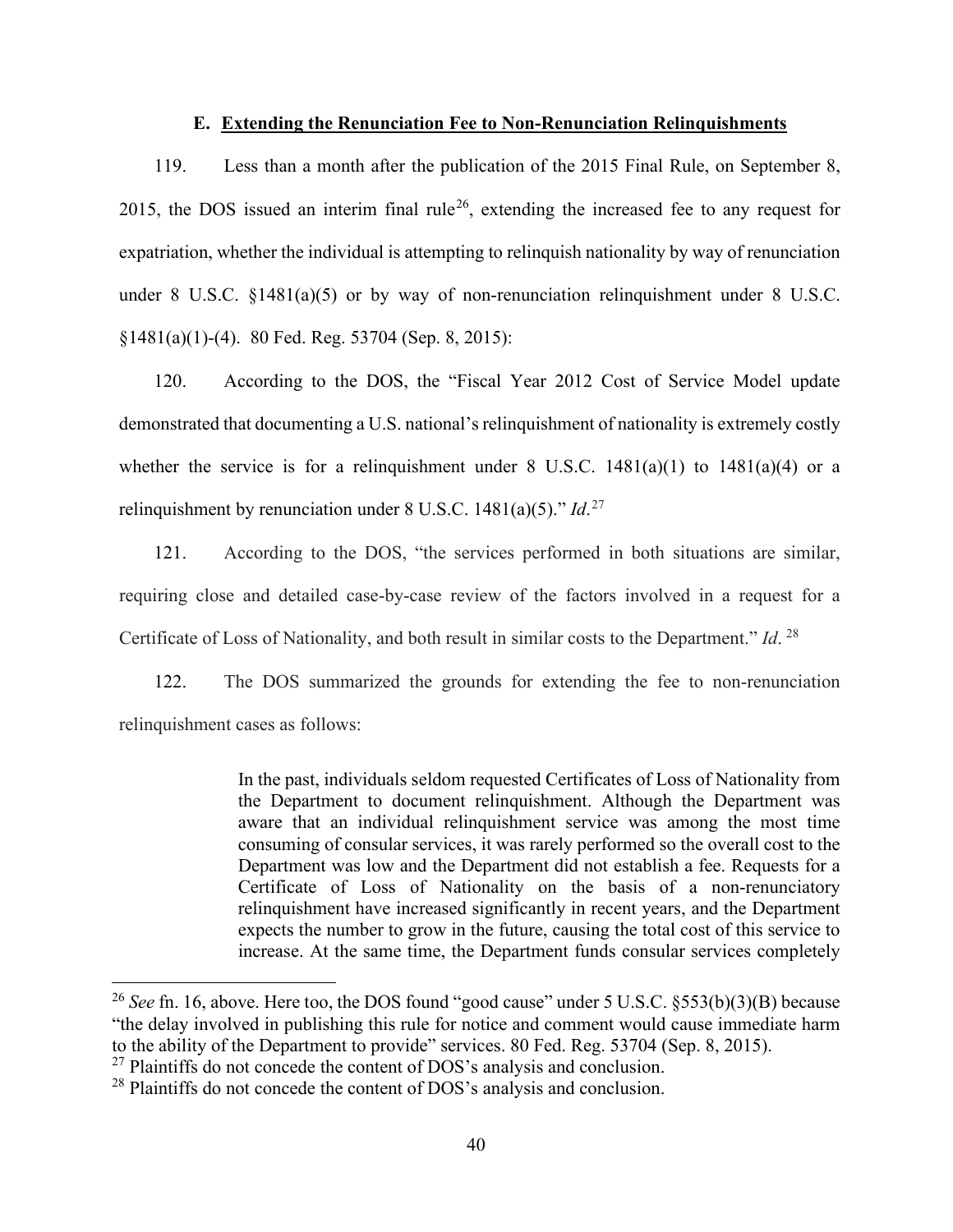### E. Extending the Renunciation Fee to Non-Renunciation Relinquishments

119. Less than a month after the publication of the 2015 Final Rule, on September 8, 2015, the DOS issued an interim final rule[26], extending the increased fee to any request for expatriation, whether the individual is attempting to relinquish nationality by way of renunciation under 8 U.S.C. §1481(a)(5) or by way of non-renunciation relinquishment under 8 U.S.C. §1481(a)(1)-(4). 80 Fed. Reg. 53704 (Sep. 8, 2015):

120. According to the DOS, the "Fiscal Year 2012 Cost of Service Model update demonstrated that documenting a U.S. national's relinquishment of nationality is extremely costly whether the service is for a relinquishment under 8 U.S.C. 1481(a)(1) to 1481(a)(4) or a relinquishment by renunciation under 8 U.S.C. 1481(a)(5)." *Id*.[27]

121. According to the DOS, "the services performed in both situations are similar, requiring close and detailed case-by-case review of the factors involved in a request for a Certificate of Loss of Nationality, and both result in similar costs to the Department." *Id*.[28]

122. The DOS summarized the grounds for extending the fee to non-renunciation relinquishment cases as follows:

> In the past, individuals seldom requested Certificates of Loss of Nationality from the Department to document relinquishment. Although the Department was aware that an individual relinquishment service was among the most time consuming of consular services, it was rarely performed so the overall cost to the Department was low and the Department did not establish a fee. Requests for a Certificate of Loss of Nationality on the basis of a non-renunciatory relinquishment have increased significantly in recent years, and the Department expects the number to grow in the future, causing the total cost of this service to increase. At the same time, the Department funds consular services completely

---

[26] *See* fn. 16, above. Here too, the DOS found "good cause" under 5 U.S.C. §553(b)(3)(B) because "the delay involved in publishing this rule for notice and comment would cause immediate harm to the ability of the Department to provide" services. 80 Fed. Reg. 53704 (Sep. 8, 2015).

[27] Plaintiffs do not concede the content of DOS's analysis and conclusion.

[28] Plaintiffs do not concede the content of DOS's analysis and conclusion.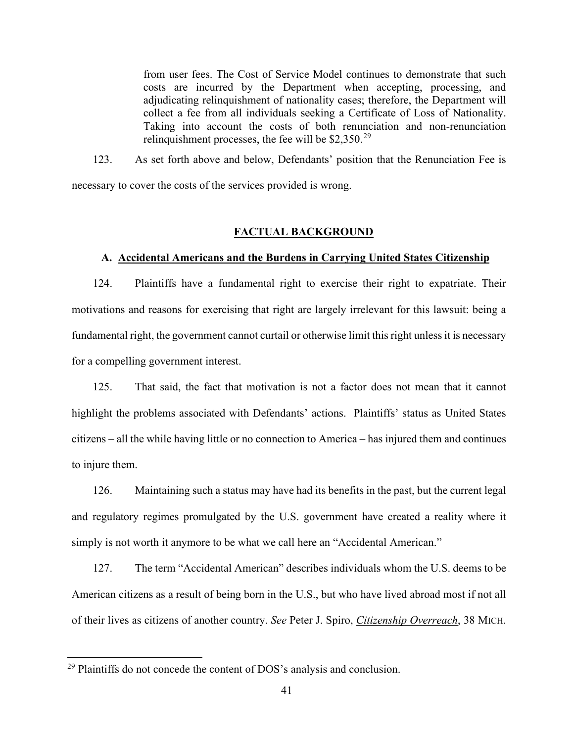> from user fees. The Cost of Service Model continues to demonstrate that such costs are incurred by the Department when accepting, processing, and adjudicating relinquishment of nationality cases; therefore, the Department will collect a fee from all individuals seeking a Certificate of Loss of Nationality. Taking into account the costs of both renunciation and non-renunciation relinquishment processes, the fee will be $2,350.[29]

123. As set forth above and below, Defendants' position that the Renunciation Fee is necessary to cover the costs of the services provided is wrong.

## FACTUAL BACKGROUND

### A. Accidental Americans and the Burdens in Carrying United States Citizenship

124. Plaintiffs have a fundamental right to exercise their right to expatriate. Their motivations and reasons for exercising that right are largely irrelevant for this lawsuit: being a fundamental right, the government cannot curtail or otherwise limit this right unless it is necessary for a compelling government interest.

125. That said, the fact that motivation is not a factor does not mean that it cannot highlight the problems associated with Defendants' actions. Plaintiffs' status as United States citizens – all the while having little or no connection to America – has injured them and continues to injure them.

126. Maintaining such a status may have had its benefits in the past, but the current legal and regulatory regimes promulgated by the U.S. government have created a reality where it simply is not worth it anymore to be what we call here an "Accidental American."

127. The term "Accidental American" describes individuals whom the U.S. deems to be American citizens as a result of being born in the U.S., but who have lived abroad most if not all of their lives as citizens of another country. *See* Peter J. Spiro, *Citizenship Overreach*, 38 MICH.

---

[29] Plaintiffs do not concede the content of DOS's analysis and conclusion.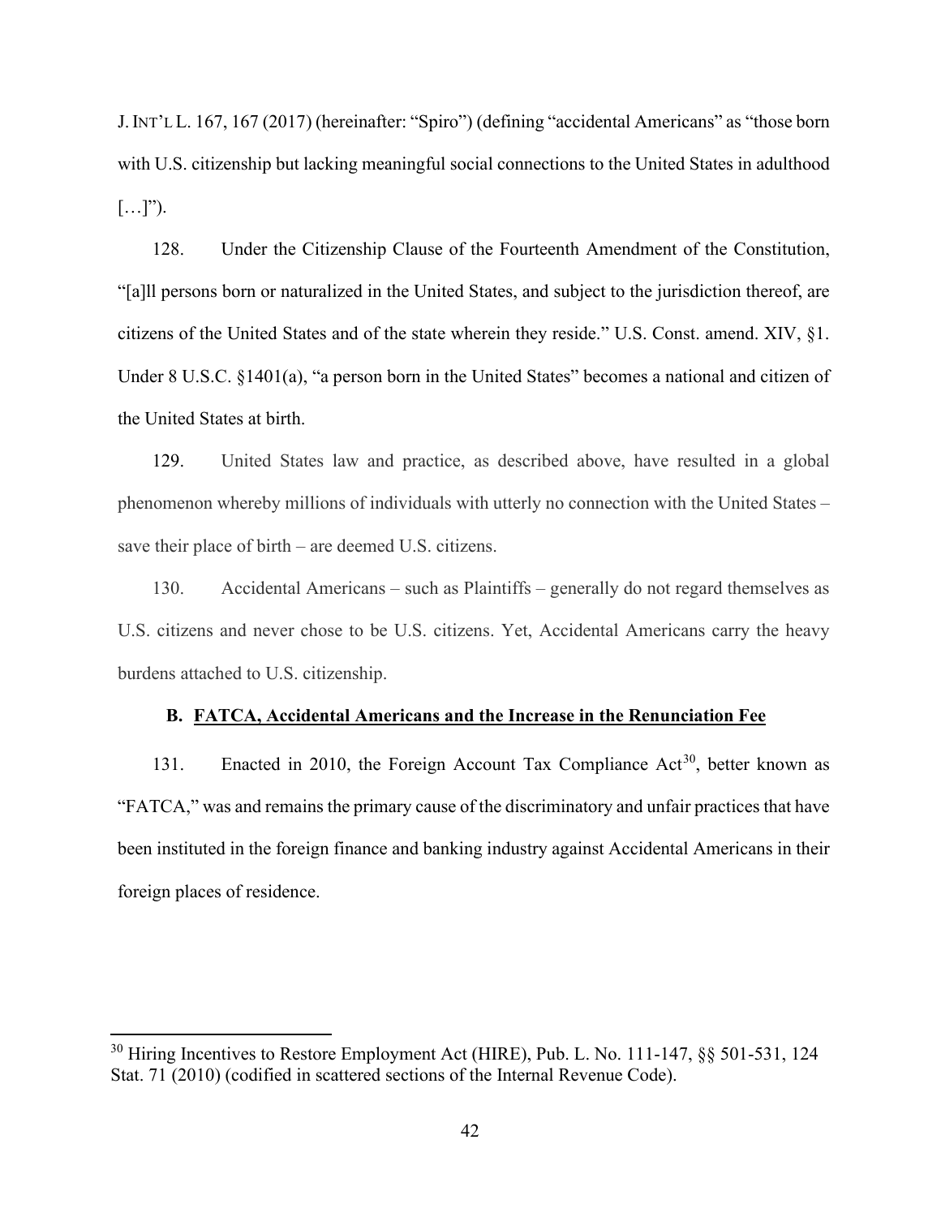J. INT'L L. 167, 167 (2017) (hereinafter: "Spiro") (defining "accidental Americans" as "those born with U.S. citizenship but lacking meaningful social connections to the United States in adulthood […]").

128. Under the Citizenship Clause of the Fourteenth Amendment of the Constitution, "[a]ll persons born or naturalized in the United States, and subject to the jurisdiction thereof, are citizens of the United States and of the state wherein they reside." U.S. Const. amend. XIV, §1. Under 8 U.S.C. §1401(a), "a person born in the United States" becomes a national and citizen of the United States at birth.

129. United States law and practice, as described above, have resulted in a global phenomenon whereby millions of individuals with utterly no connection with the United States – save their place of birth – are deemed U.S. citizens.

130. Accidental Americans – such as Plaintiffs – generally do not regard themselves as U.S. citizens and never chose to be U.S. citizens. Yet, Accidental Americans carry the heavy burdens attached to U.S. citizenship.

### B. FATCA, Accidental Americans and the Increase in the Renunciation Fee

131. Enacted in 2010, the Foreign Account Tax Compliance Act[30], better known as "FATCA," was and remains the primary cause of the discriminatory and unfair practices that have been instituted in the foreign finance and banking industry against Accidental Americans in their foreign places of residence.

---

[30] Hiring Incentives to Restore Employment Act (HIRE), Pub. L. No. 111-147, §§ 501-531, 124 Stat. 71 (2010) (codified in scattered sections of the Internal Revenue Code).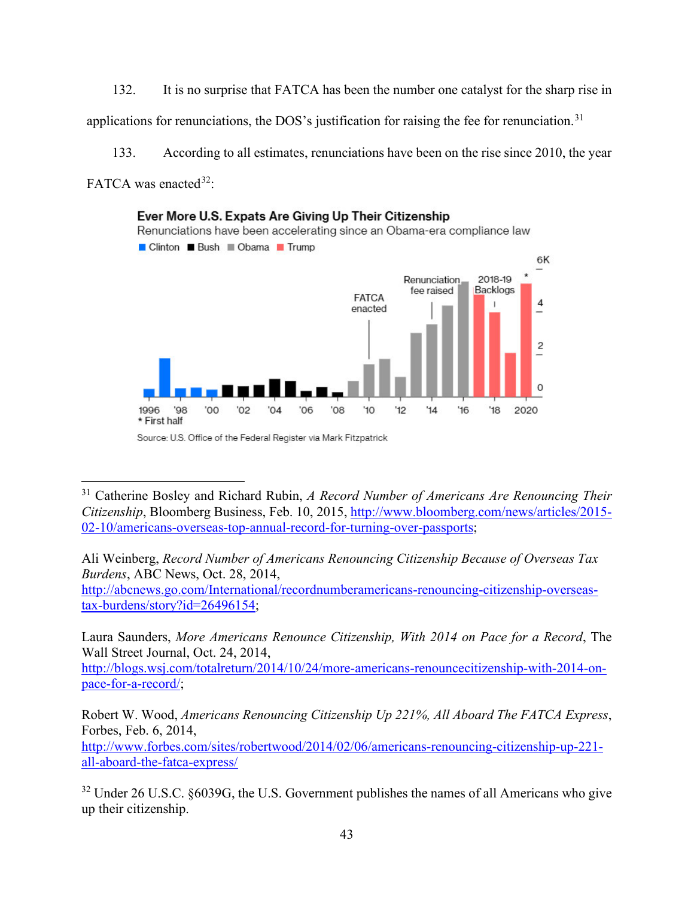132. It is no surprise that FATCA has been the number one catalyst for the sharp rise in applications for renunciations, the DOS's justification for raising the fee for renunciation.[31]

133. According to all estimates, renunciations have been on the rise since 2010, the year FATCA was enacted[32]:

**Ever More U.S. Expats Are Giving Up Their Citizenship**

Renunciations have been accelerating since an Obama-era compliance law

Clinton ■ Bush ■ Obama ■ Trump

FATCA enacted · Renunciation fee raised · 2018-19 Backlogs

\* First half

Source: U.S. Office of the Federal Register via Mark Fitzpatrick

---

[31] Catherine Bosley and Richard Rubin, *A Record Number of Americans Are Renouncing Their Citizenship*, Bloomberg Business, Feb. 10, 2015, http://www.bloomberg.com/news/articles/2015-02-10/americans-overseas-top-annual-record-for-turning-over-passports;

Ali Weinberg, *Record Number of Americans Renouncing Citizenship Because of Overseas Tax Burdens*, ABC News, Oct. 28, 2014, http://abcnews.go.com/International/recordnumberamericans-renouncing-citizenship-overseas-tax-burdens/story?id=26496154;

Laura Saunders, *More Americans Renounce Citizenship, With 2014 on Pace for a Record*, The Wall Street Journal, Oct. 24, 2014, http://blogs.wsj.com/totalreturn/2014/10/24/more-americans-renouncecitizenship-with-2014-on-pace-for-a-record/;

Robert W. Wood, *Americans Renouncing Citizenship Up 221%, All Aboard The FATCA Express*, Forbes, Feb. 6, 2014, http://www.forbes.com/sites/robertwood/2014/02/06/americans-renouncing-citizenship-up-221-all-aboard-the-fatca-express/

[32] Under 26 U.S.C. §6039G, the U.S. Government publishes the names of all Americans who give up their citizenship.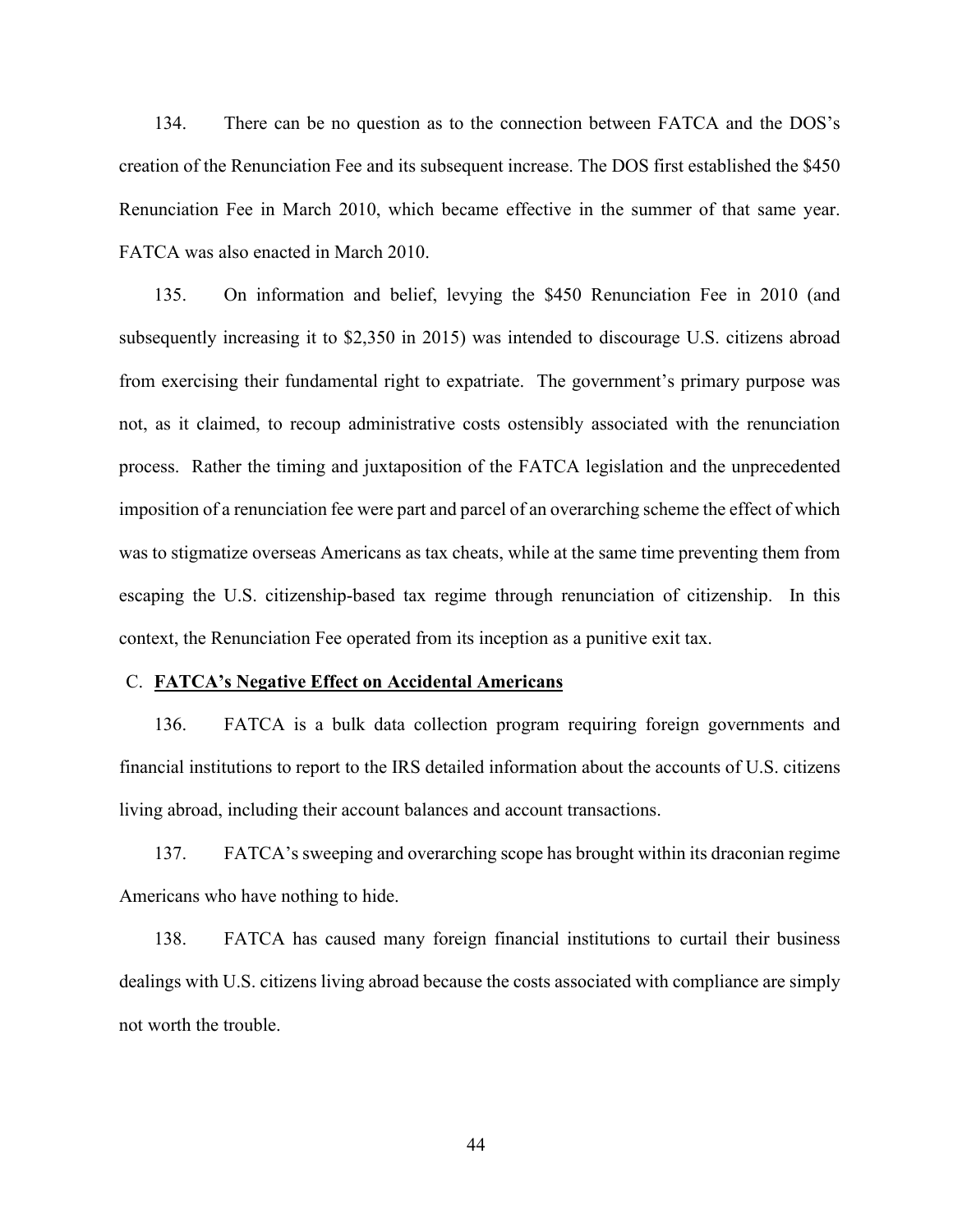134. There can be no question as to the connection between FATCA and the DOS's creation of the Renunciation Fee and its subsequent increase. The DOS first established the $450 Renunciation Fee in March 2010, which became effective in the summer of that same year. FATCA was also enacted in March 2010.

135. On information and belief, levying the $450 Renunciation Fee in 2010 (and subsequently increasing it to $2,350 in 2015) was intended to discourage U.S. citizens abroad from exercising their fundamental right to expatriate. The government's primary purpose was not, as it claimed, to recoup administrative costs ostensibly associated with the renunciation process. Rather the timing and juxtaposition of the FATCA legislation and the unprecedented imposition of a renunciation fee were part and parcel of an overarching scheme the effect of which was to stigmatize overseas Americans as tax cheats, while at the same time preventing them from escaping the U.S. citizenship-based tax regime through renunciation of citizenship. In this context, the Renunciation Fee operated from its inception as a punitive exit tax.

C. **<u>FATCA's Negative Effect on Accidental Americans</u>**

136. FATCA is a bulk data collection program requiring foreign governments and financial institutions to report to the IRS detailed information about the accounts of U.S. citizens living abroad, including their account balances and account transactions.

137. FATCA's sweeping and overarching scope has brought within its draconian regime Americans who have nothing to hide.

138. FATCA has caused many foreign financial institutions to curtail their business dealings with U.S. citizens living abroad because the costs associated with compliance are simply not worth the trouble.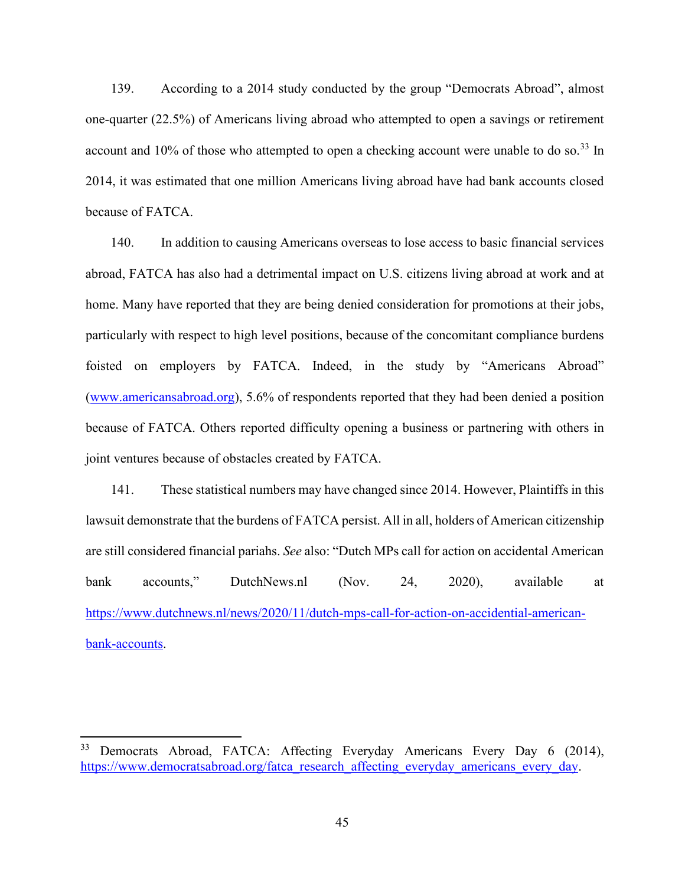139. According to a 2014 study conducted by the group "Democrats Abroad", almost one-quarter (22.5%) of Americans living abroad who attempted to open a savings or retirement account and 10% of those who attempted to open a checking account were unable to do so.[33] In 2014, it was estimated that one million Americans living abroad have had bank accounts closed because of FATCA.

140. In addition to causing Americans overseas to lose access to basic financial services abroad, FATCA has also had a detrimental impact on U.S. citizens living abroad at work and at home. Many have reported that they are being denied consideration for promotions at their jobs, particularly with respect to high level positions, because of the concomitant compliance burdens foisted on employers by FATCA. Indeed, in the study by "Americans Abroad" (www.americansabroad.org), 5.6% of respondents reported that they had been denied a position because of FATCA. Others reported difficulty opening a business or partnering with others in joint ventures because of obstacles created by FATCA.

141. These statistical numbers may have changed since 2014. However, Plaintiffs in this lawsuit demonstrate that the burdens of FATCA persist. All in all, holders of American citizenship are still considered financial pariahs. *See* also: "Dutch MPs call for action on accidental American bank accounts," DutchNews.nl (Nov. 24, 2020), available at https://www.dutchnews.nl/news/2020/11/dutch-mps-call-for-action-on-accidential-american-bank-accounts.

---

[33] Democrats Abroad, FATCA: Affecting Everyday Americans Every Day 6 (2014), https://www.democratsabroad.org/fatca_research_affecting_everyday_americans_every_day.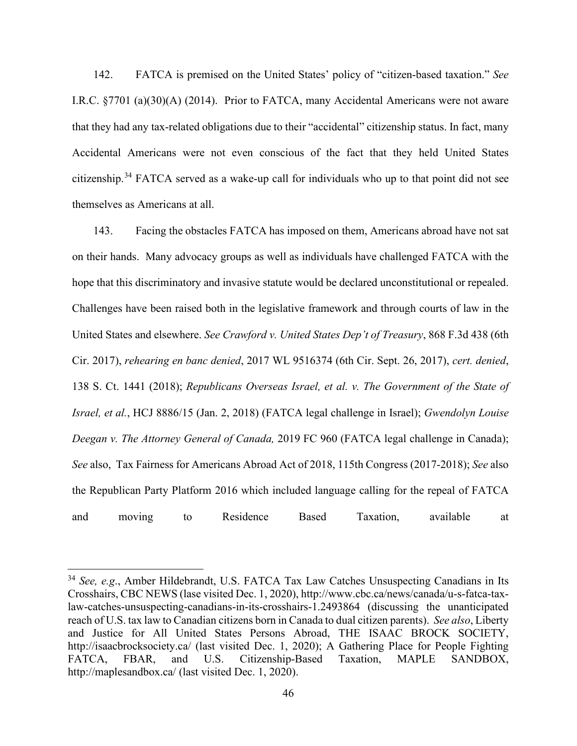142. FATCA is premised on the United States' policy of "citizen-based taxation." *See* I.R.C. §7701 (a)(30)(A) (2014). Prior to FATCA, many Accidental Americans were not aware that they had any tax-related obligations due to their "accidental" citizenship status. In fact, many Accidental Americans were not even conscious of the fact that they held United States citizenship.[34] FATCA served as a wake-up call for individuals who up to that point did not see themselves as Americans at all.

143. Facing the obstacles FATCA has imposed on them, Americans abroad have not sat on their hands. Many advocacy groups as well as individuals have challenged FATCA with the hope that this discriminatory and invasive statute would be declared unconstitutional or repealed. Challenges have been raised both in the legislative framework and through courts of law in the United States and elsewhere. *See Crawford v. United States Dep't of Treasury*, 868 F.3d 438 (6th Cir. 2017), *rehearing en banc denied*, 2017 WL 9516374 (6th Cir. Sept. 26, 2017), *cert. denied*, 138 S. Ct. 1441 (2018); *Republicans Overseas Israel, et al. v. The Government of the State of Israel, et al.*, HCJ 8886/15 (Jan. 2, 2018) (FATCA legal challenge in Israel); *Gwendolyn Louise Deegan v. The Attorney General of Canada,* 2019 FC 960 (FATCA legal challenge in Canada); *See* also, Tax Fairness for Americans Abroad Act of 2018, 115th Congress (2017-2018); *See* also the Republican Party Platform 2016 which included language calling for the repeal of FATCA and moving to Residence Based Taxation, available at

---

[34] *See, e.g*., Amber Hildebrandt, U.S. FATCA Tax Law Catches Unsuspecting Canadians in Its Crosshairs, CBC NEWS (lase visited Dec. 1, 2020), http://www.cbc.ca/news/canada/u-s-fatca-tax-law-catches-unsuspecting-canadians-in-its-crosshairs-1.2493864 (discussing the unanticipated reach of U.S. tax law to Canadian citizens born in Canada to dual citizen parents). *See also*, Liberty and Justice for All United States Persons Abroad, THE ISAAC BROCK SOCIETY, http://isaacbrocksociety.ca/ (last visited Dec. 1, 2020); A Gathering Place for People Fighting FATCA, FBAR, and U.S. Citizenship-Based Taxation, MAPLE SANDBOX, http://maplesandbox.ca/ (last visited Dec. 1, 2020).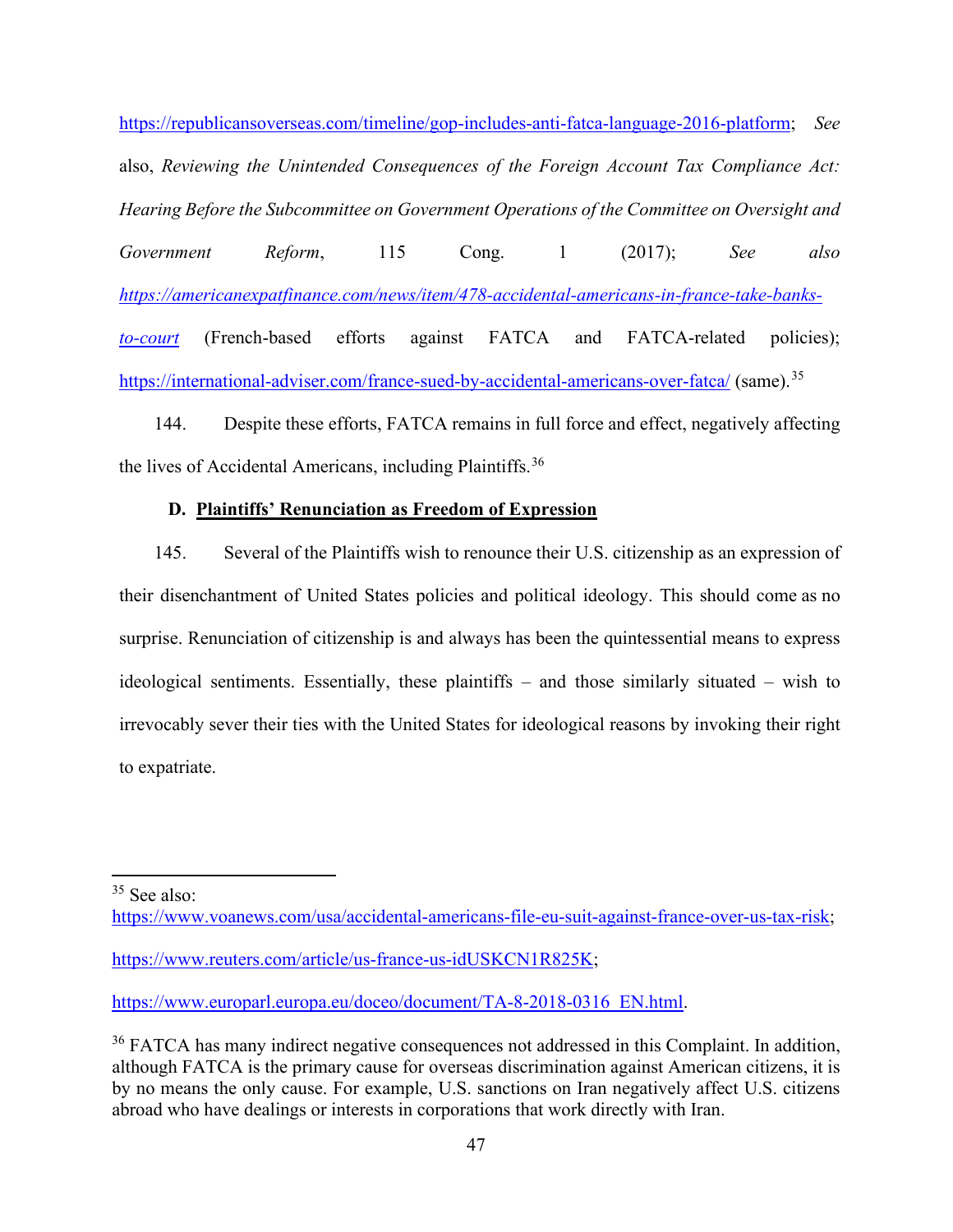https://republicansoverseas.com/timeline/gop-includes-anti-fatca-language-2016-platform; *See* also, *Reviewing the Unintended Consequences of the Foreign Account Tax Compliance Act: Hearing Before the Subcommittee on Government Operations of the Committee on Oversight and Government Reform*, 115 Cong. 1 (2017); *See also* *https://americanexpatfinance.com/news/item/478-accidental-americans-in-france-take-banks-to-court* (French-based efforts against FATCA and FATCA-related policies); https://international-adviser.com/france-sued-by-accidental-americans-over-fatca/ (same).[35]

144. Despite these efforts, FATCA remains in full force and effect, negatively affecting the lives of Accidental Americans, including Plaintiffs.[36]

### D. Plaintiffs' Renunciation as Freedom of Expression

145. Several of the Plaintiffs wish to renounce their U.S. citizenship as an expression of their disenchantment of United States policies and political ideology. This should come as no surprise. Renunciation of citizenship is and always has been the quintessential means to express ideological sentiments. Essentially, these plaintiffs – and those similarly situated – wish to irrevocably sever their ties with the United States for ideological reasons by invoking their right to expatriate.

---

[35] See also:
https://www.voanews.com/usa/accidental-americans-file-eu-suit-against-france-over-us-tax-risk;

https://www.reuters.com/article/us-france-us-idUSKCN1R825K;

https://www.europarl.europa.eu/doceo/document/TA-8-2018-0316_EN.html.

[36] FATCA has many indirect negative consequences not addressed in this Complaint. In addition, although FATCA is the primary cause for overseas discrimination against American citizens, it is by no means the only cause. For example, U.S. sanctions on Iran negatively affect U.S. citizens abroad who have dealings or interests in corporations that work directly with Iran.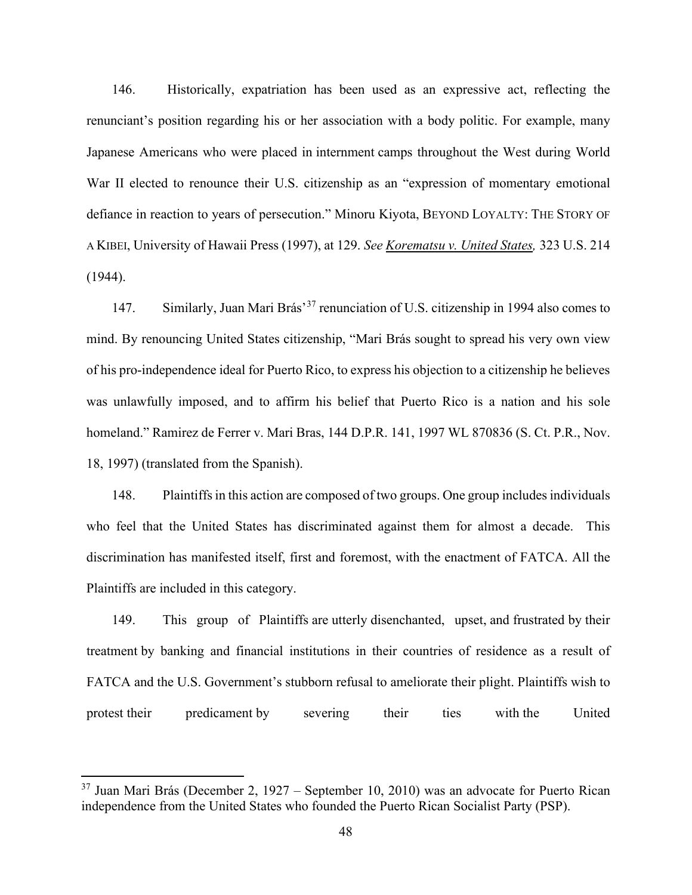146. Historically, expatriation has been used as an expressive act, reflecting the renunciant's position regarding his or her association with a body politic. For example, many Japanese Americans who were placed in internment camps throughout the West during World War II elected to renounce their U.S. citizenship as an "expression of momentary emotional defiance in reaction to years of persecution." Minoru Kiyota, BEYOND LOYALTY: THE STORY OF A KIBEI, University of Hawaii Press (1997), at 129. *See Korematsu v. United States,* 323 U.S. 214 (1944).

147. Similarly, Juan Mari Brás'[37] renunciation of U.S. citizenship in 1994 also comes to mind. By renouncing United States citizenship, "Mari Brás sought to spread his very own view of his pro-independence ideal for Puerto Rico, to express his objection to a citizenship he believes was unlawfully imposed, and to affirm his belief that Puerto Rico is a nation and his sole homeland." Ramirez de Ferrer v. Mari Bras, 144 D.P.R. 141, 1997 WL 870836 (S. Ct. P.R., Nov. 18, 1997) (translated from the Spanish).

148. Plaintiffs in this action are composed of two groups. One group includes individuals who feel that the United States has discriminated against them for almost a decade. This discrimination has manifested itself, first and foremost, with the enactment of FATCA. All the Plaintiffs are included in this category.

149. This group of Plaintiffs are utterly disenchanted, upset, and frustrated by their treatment by banking and financial institutions in their countries of residence as a result of FATCA and the U.S. Government's stubborn refusal to ameliorate their plight. Plaintiffs wish to protest their predicament by severing their ties with the United

---

[37] Juan Mari Brás (December 2, 1927 – September 10, 2010) was an advocate for Puerto Rican independence from the United States who founded the Puerto Rican Socialist Party (PSP).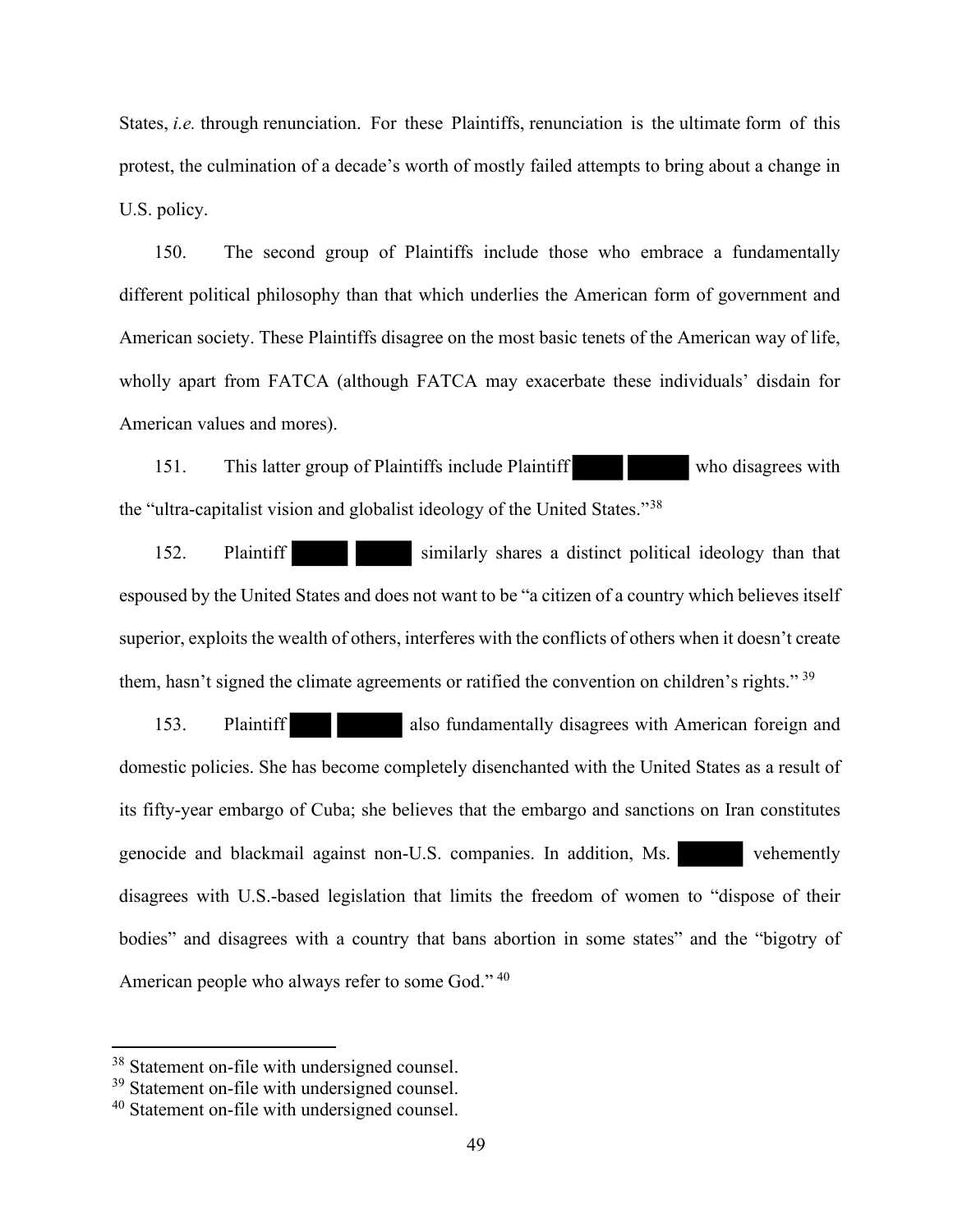States, *i.e.* through renunciation. For these Plaintiffs, renunciation is the ultimate form of this protest, the culmination of a decade's worth of mostly failed attempts to bring about a change in U.S. policy.

150. The second group of Plaintiffs include those who embrace a fundamentally different political philosophy than that which underlies the American form of government and American society. These Plaintiffs disagree on the most basic tenets of the American way of life, wholly apart from FATCA (although FATCA may exacerbate these individuals' disdain for American values and mores).

151. This latter group of Plaintiffs include Plaintiff ████ █████ who disagrees with the "ultra-capitalist vision and globalist ideology of the United States."[38]

152. Plaintiff ████ █████ similarly shares a distinct political ideology than that espoused by the United States and does not want to be "a citizen of a country which believes itself superior, exploits the wealth of others, interferes with the conflicts of others when it doesn't create them, hasn't signed the climate agreements or ratified the convention on children's rights." [39]

153. Plaintiff ███ █████ also fundamentally disagrees with American foreign and domestic policies. She has become completely disenchanted with the United States as a result of its fifty-year embargo of Cuba; she believes that the embargo and sanctions on Iran constitutes genocide and blackmail against non-U.S. companies. In addition, Ms. █████ vehemently disagrees with U.S.-based legislation that limits the freedom of women to "dispose of their bodies" and disagrees with a country that bans abortion in some states" and the "bigotry of American people who always refer to some God." [40]

---

[38] Statement on-file with undersigned counsel.
[39] Statement on-file with undersigned counsel.
[40] Statement on-file with undersigned counsel.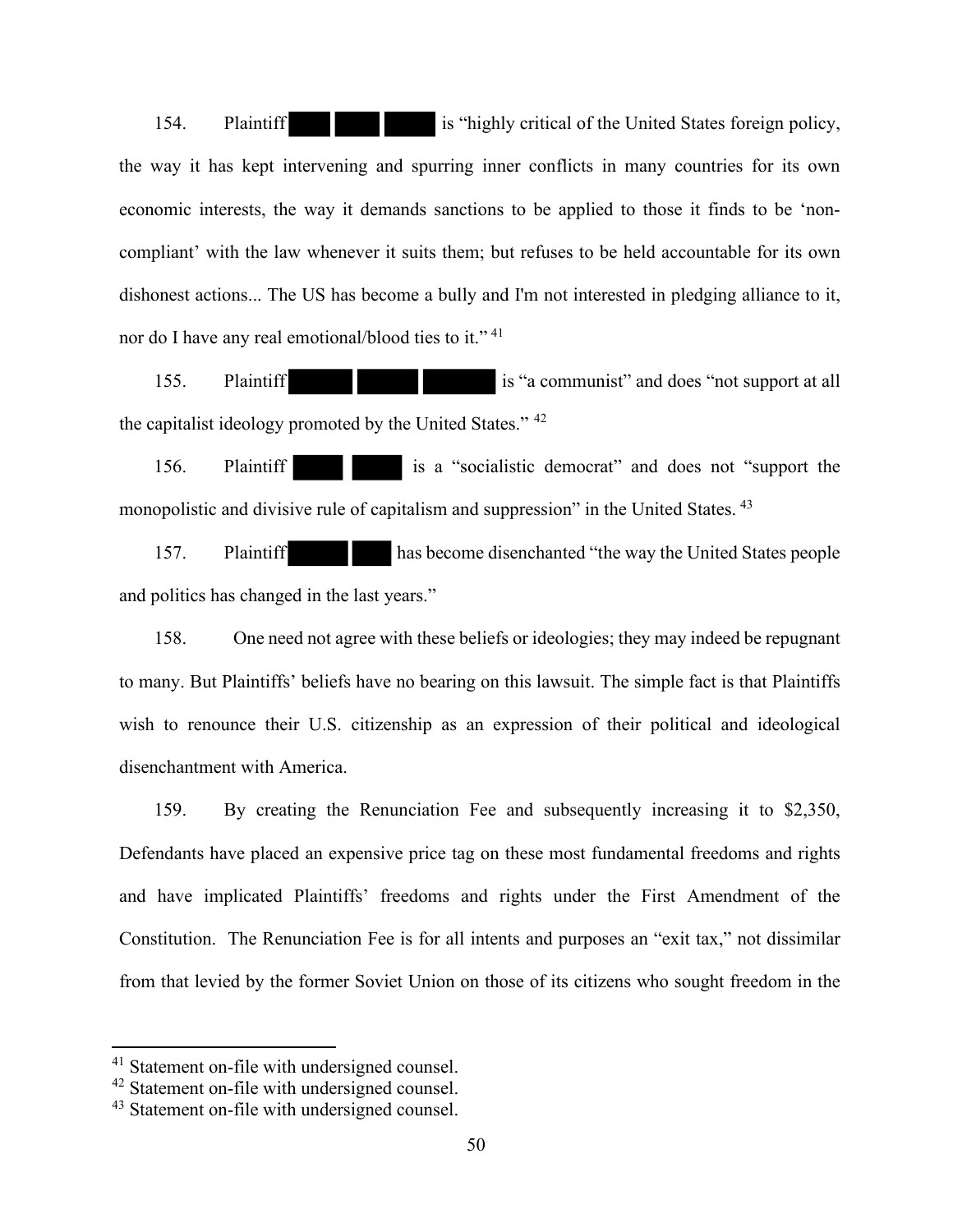154. Plaintiff ███ ███ ███ is "highly critical of the United States foreign policy, the way it has kept intervening and spurring inner conflicts in many countries for its own economic interests, the way it demands sanctions to be applied to those it finds to be 'non-compliant' with the law whenever it suits them; but refuses to be held accountable for its own dishonest actions... The US has become a bully and I'm not interested in pledging alliance to it, nor do I have any real emotional/blood ties to it." [41]

155. Plaintiff ███ ███ ███ is "a communist" and does "not support at all the capitalist ideology promoted by the United States." [42]

156. Plaintiff ███ ███ is a "socialistic democrat" and does not "support the monopolistic and divisive rule of capitalism and suppression" in the United States. [43]

157. Plaintiff ███ ███ has become disenchanted "the way the United States people and politics has changed in the last years."

158. One need not agree with these beliefs or ideologies; they may indeed be repugnant to many. But Plaintiffs' beliefs have no bearing on this lawsuit. The simple fact is that Plaintiffs wish to renounce their U.S. citizenship as an expression of their political and ideological disenchantment with America.

159. By creating the Renunciation Fee and subsequently increasing it to $2,350, Defendants have placed an expensive price tag on these most fundamental freedoms and rights and have implicated Plaintiffs' freedoms and rights under the First Amendment of the Constitution. The Renunciation Fee is for all intents and purposes an "exit tax," not dissimilar from that levied by the former Soviet Union on those of its citizens who sought freedom in the

---

[41] Statement on-file with undersigned counsel.

[42] Statement on-file with undersigned counsel.

[43] Statement on-file with undersigned counsel.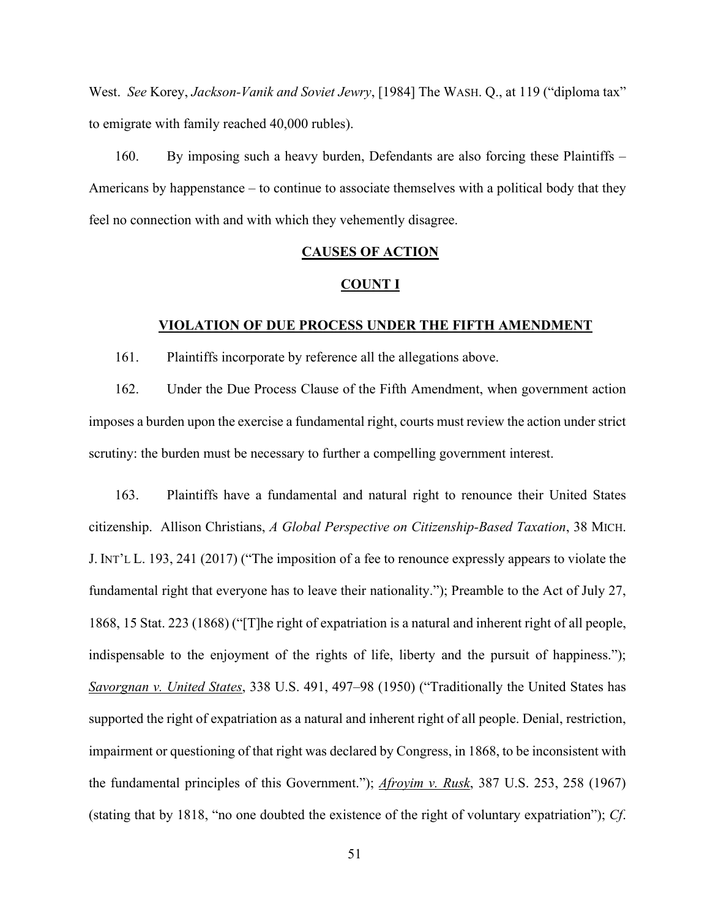West. *See* Korey, *Jackson-Vanik and Soviet Jewry*, [1984] The WASH. Q., at 119 ("diploma tax" to emigrate with family reached 40,000 rubles).

160. By imposing such a heavy burden, Defendants are also forcing these Plaintiffs – Americans by happenstance – to continue to associate themselves with a political body that they feel no connection with and with which they vehemently disagree.

## CAUSES OF ACTION

### COUNT I

### VIOLATION OF DUE PROCESS UNDER THE FIFTH AMENDMENT

161. Plaintiffs incorporate by reference all the allegations above.

162. Under the Due Process Clause of the Fifth Amendment, when government action imposes a burden upon the exercise a fundamental right, courts must review the action under strict scrutiny: the burden must be necessary to further a compelling government interest.

163. Plaintiffs have a fundamental and natural right to renounce their United States citizenship. Allison Christians, *A Global Perspective on Citizenship-Based Taxation*, 38 MICH. J. INT'L L. 193, 241 (2017) ("The imposition of a fee to renounce expressly appears to violate the fundamental right that everyone has to leave their nationality."); Preamble to the Act of July 27, 1868, 15 Stat. 223 (1868) ("[T]he right of expatriation is a natural and inherent right of all people, indispensable to the enjoyment of the rights of life, liberty and the pursuit of happiness."); *Savorgnan v. United States*, 338 U.S. 491, 497–98 (1950) ("Traditionally the United States has supported the right of expatriation as a natural and inherent right of all people. Denial, restriction, impairment or questioning of that right was declared by Congress, in 1868, to be inconsistent with the fundamental principles of this Government."); *Afroyim v. Rusk*, 387 U.S. 253, 258 (1967) (stating that by 1818, "no one doubted the existence of the right of voluntary expatriation"); *Cf*.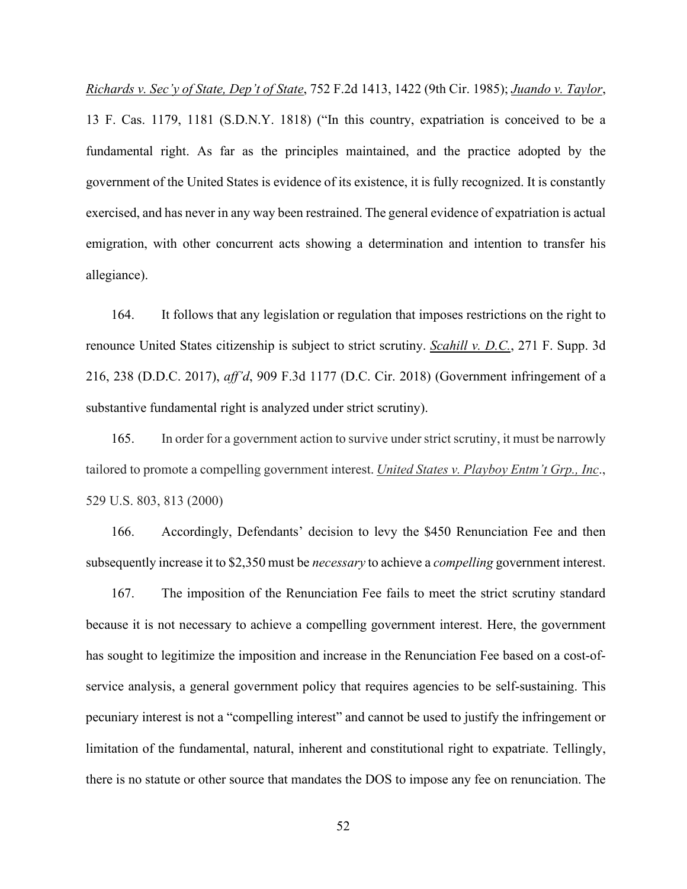Richards v. Sec'y of State, Dep't of State, 752 F.2d 1413, 1422 (9th Cir. 1985); Juando v. Taylor, 13 F. Cas. 1179, 1181 (S.D.N.Y. 1818) ("In this country, expatriation is conceived to be a fundamental right. As far as the principles maintained, and the practice adopted by the government of the United States is evidence of its existence, it is fully recognized. It is constantly exercised, and has never in any way been restrained. The general evidence of expatriation is actual emigration, with other concurrent acts showing a determination and intention to transfer his allegiance).

164. It follows that any legislation or regulation that imposes restrictions on the right to renounce United States citizenship is subject to strict scrutiny. Scahill v. D.C., 271 F. Supp. 3d 216, 238 (D.D.C. 2017), *aff'd*, 909 F.3d 1177 (D.C. Cir. 2018) (Government infringement of a substantive fundamental right is analyzed under strict scrutiny).

165. In order for a government action to survive under strict scrutiny, it must be narrowly tailored to promote a compelling government interest. United States v. Playboy Entm't Grp., Inc., 529 U.S. 803, 813 (2000)

166. Accordingly, Defendants' decision to levy the $450 Renunciation Fee and then subsequently increase it to $2,350 must be *necessary* to achieve a *compelling* government interest.

167. The imposition of the Renunciation Fee fails to meet the strict scrutiny standard because it is not necessary to achieve a compelling government interest. Here, the government has sought to legitimize the imposition and increase in the Renunciation Fee based on a cost-of-service analysis, a general government policy that requires agencies to be self-sustaining. This pecuniary interest is not a "compelling interest" and cannot be used to justify the infringement or limitation of the fundamental, natural, inherent and constitutional right to expatriate. Tellingly, there is no statute or other source that mandates the DOS to impose any fee on renunciation. The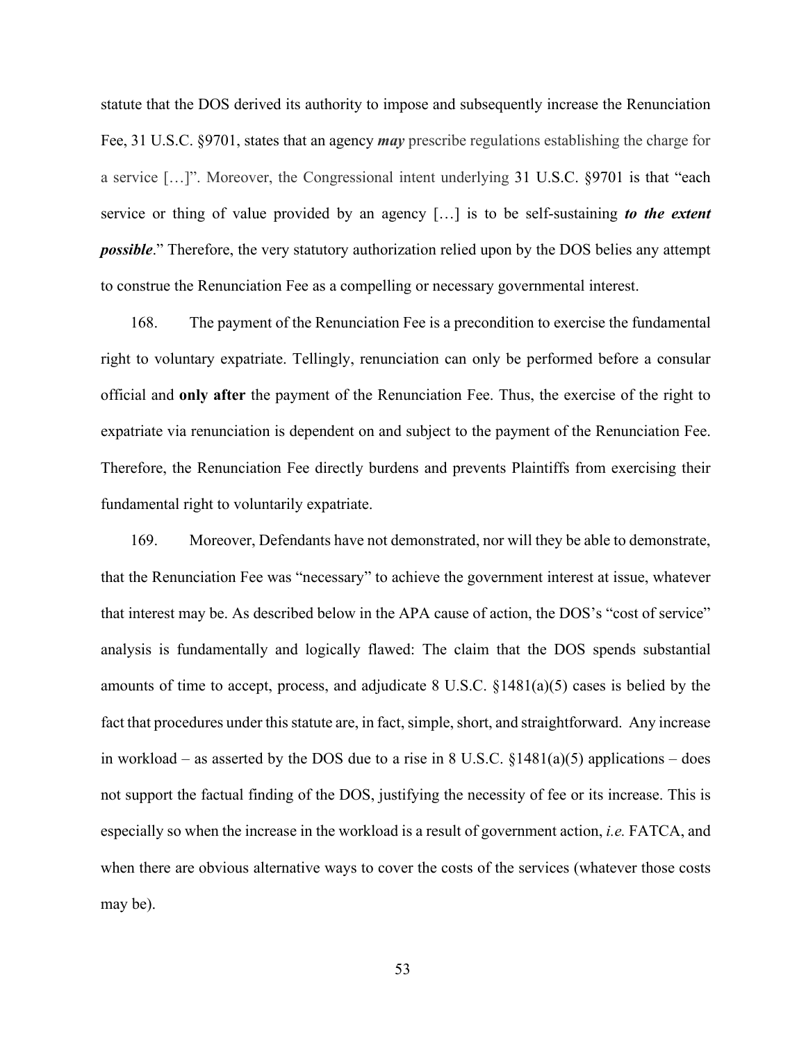statute that the DOS derived its authority to impose and subsequently increase the Renunciation Fee, 31 U.S.C. §9701, states that an agency ***may*** prescribe regulations establishing the charge for a service […]". Moreover, the Congressional intent underlying 31 U.S.C. §9701 is that "each service or thing of value provided by an agency […] is to be self-sustaining ***to the extent possible***." Therefore, the very statutory authorization relied upon by the DOS belies any attempt to construe the Renunciation Fee as a compelling or necessary governmental interest.

168. The payment of the Renunciation Fee is a precondition to exercise the fundamental right to voluntary expatriate. Tellingly, renunciation can only be performed before a consular official and **only after** the payment of the Renunciation Fee. Thus, the exercise of the right to expatriate via renunciation is dependent on and subject to the payment of the Renunciation Fee. Therefore, the Renunciation Fee directly burdens and prevents Plaintiffs from exercising their fundamental right to voluntarily expatriate.

169. Moreover, Defendants have not demonstrated, nor will they be able to demonstrate, that the Renunciation Fee was "necessary" to achieve the government interest at issue, whatever that interest may be. As described below in the APA cause of action, the DOS's "cost of service" analysis is fundamentally and logically flawed: The claim that the DOS spends substantial amounts of time to accept, process, and adjudicate 8 U.S.C. §1481(a)(5) cases is belied by the fact that procedures under this statute are, in fact, simple, short, and straightforward. Any increase in workload – as asserted by the DOS due to a rise in 8 U.S.C. §1481(a)(5) applications – does not support the factual finding of the DOS, justifying the necessity of fee or its increase. This is especially so when the increase in the workload is a result of government action, *i.e.* FATCA, and when there are obvious alternative ways to cover the costs of the services (whatever those costs may be).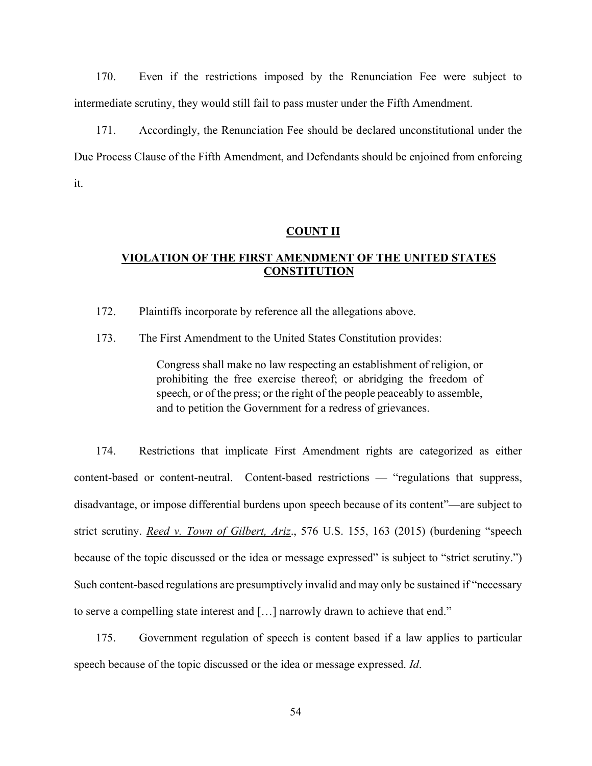170. Even if the restrictions imposed by the Renunciation Fee were subject to intermediate scrutiny, they would still fail to pass muster under the Fifth Amendment.

171. Accordingly, the Renunciation Fee should be declared unconstitutional under the Due Process Clause of the Fifth Amendment, and Defendants should be enjoined from enforcing it.

## COUNT II

## VIOLATION OF THE FIRST AMENDMENT OF THE UNITED STATES CONSTITUTION

172. Plaintiffs incorporate by reference all the allegations above.

173. The First Amendment to the United States Constitution provides:

> Congress shall make no law respecting an establishment of religion, or prohibiting the free exercise thereof; or abridging the freedom of speech, or of the press; or the right of the people peaceably to assemble, and to petition the Government for a redress of grievances.

174. Restrictions that implicate First Amendment rights are categorized as either content-based or content-neutral. Content-based restrictions — "regulations that suppress, disadvantage, or impose differential burdens upon speech because of its content"—are subject to strict scrutiny. *Reed v. Town of Gilbert, Ariz*., 576 U.S. 155, 163 (2015) (burdening "speech because of the topic discussed or the idea or message expressed" is subject to "strict scrutiny.") Such content-based regulations are presumptively invalid and may only be sustained if "necessary to serve a compelling state interest and […] narrowly drawn to achieve that end."

175. Government regulation of speech is content based if a law applies to particular speech because of the topic discussed or the idea or message expressed. *Id*.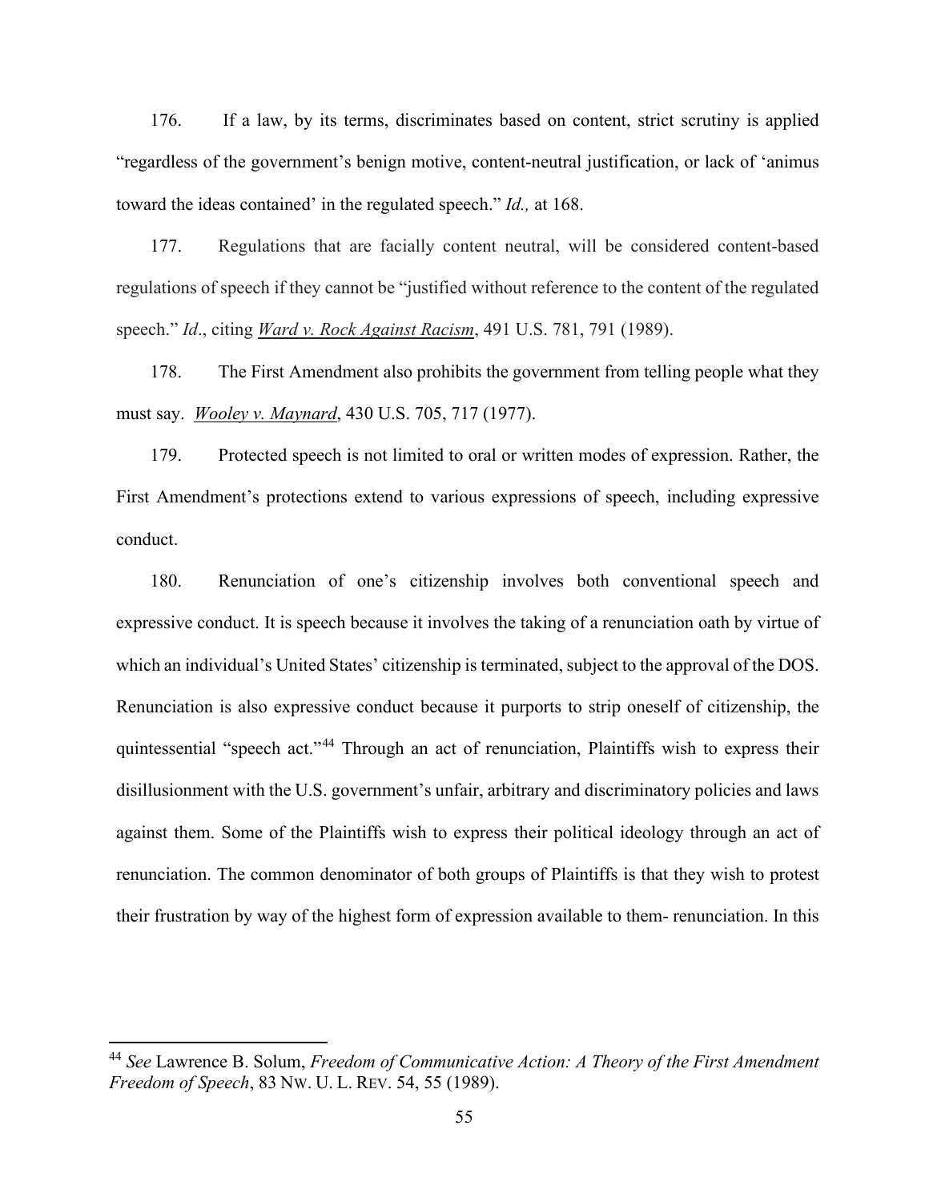176. If a law, by its terms, discriminates based on content, strict scrutiny is applied "regardless of the government's benign motive, content-neutral justification, or lack of 'animus toward the ideas contained' in the regulated speech." *Id.,* at 168.

177. Regulations that are facially content neutral, will be considered content-based regulations of speech if they cannot be "justified without reference to the content of the regulated speech." *Id*., citing *Ward v. Rock Against Racism*, 491 U.S. 781, 791 (1989).

178. The First Amendment also prohibits the government from telling people what they must say. *Wooley v. Maynard*, 430 U.S. 705, 717 (1977).

179. Protected speech is not limited to oral or written modes of expression. Rather, the First Amendment's protections extend to various expressions of speech, including expressive conduct.

180. Renunciation of one's citizenship involves both conventional speech and expressive conduct. It is speech because it involves the taking of a renunciation oath by virtue of which an individual's United States' citizenship is terminated, subject to the approval of the DOS. Renunciation is also expressive conduct because it purports to strip oneself of citizenship, the quintessential "speech act."[44] Through an act of renunciation, Plaintiffs wish to express their disillusionment with the U.S. government's unfair, arbitrary and discriminatory policies and laws against them. Some of the Plaintiffs wish to express their political ideology through an act of renunciation. The common denominator of both groups of Plaintiffs is that they wish to protest their frustration by way of the highest form of expression available to them- renunciation. In this

---

[44] *See* Lawrence B. Solum, *Freedom of Communicative Action: A Theory of the First Amendment Freedom of Speech*, 83 NW. U. L. REV. 54, 55 (1989).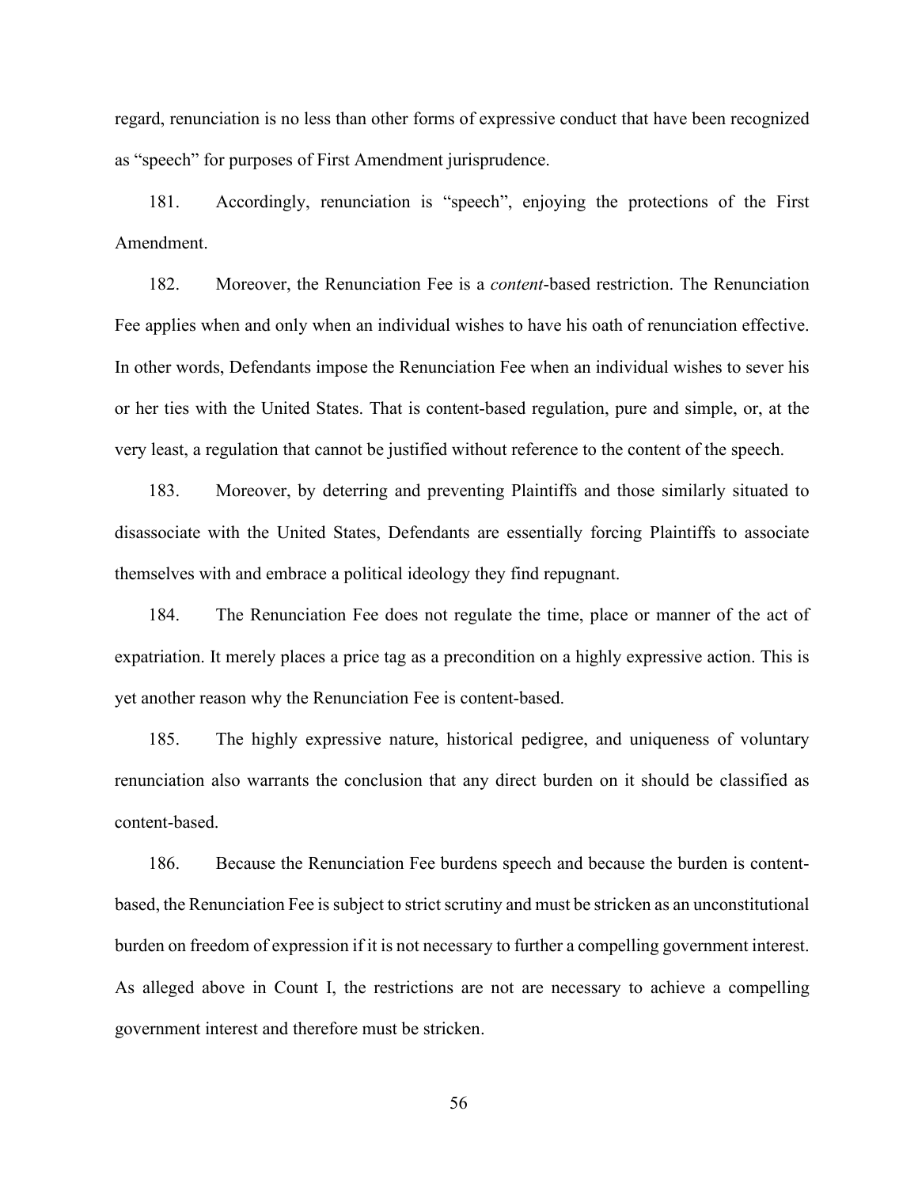regard, renunciation is no less than other forms of expressive conduct that have been recognized as “speech” for purposes of First Amendment jurisprudence.

181. Accordingly, renunciation is “speech”, enjoying the protections of the First Amendment.

182. Moreover, the Renunciation Fee is a *content*-based restriction. The Renunciation Fee applies when and only when an individual wishes to have his oath of renunciation effective. In other words, Defendants impose the Renunciation Fee when an individual wishes to sever his or her ties with the United States. That is content-based regulation, pure and simple, or, at the very least, a regulation that cannot be justified without reference to the content of the speech.

183. Moreover, by deterring and preventing Plaintiffs and those similarly situated to disassociate with the United States, Defendants are essentially forcing Plaintiffs to associate themselves with and embrace a political ideology they find repugnant.

184. The Renunciation Fee does not regulate the time, place or manner of the act of expatriation. It merely places a price tag as a precondition on a highly expressive action. This is yet another reason why the Renunciation Fee is content-based.

185. The highly expressive nature, historical pedigree, and uniqueness of voluntary renunciation also warrants the conclusion that any direct burden on it should be classified as content-based.

186. Because the Renunciation Fee burdens speech and because the burden is content-based, the Renunciation Fee is subject to strict scrutiny and must be stricken as an unconstitutional burden on freedom of expression if it is not necessary to further a compelling government interest. As alleged above in Count I, the restrictions are not are necessary to achieve a compelling government interest and therefore must be stricken.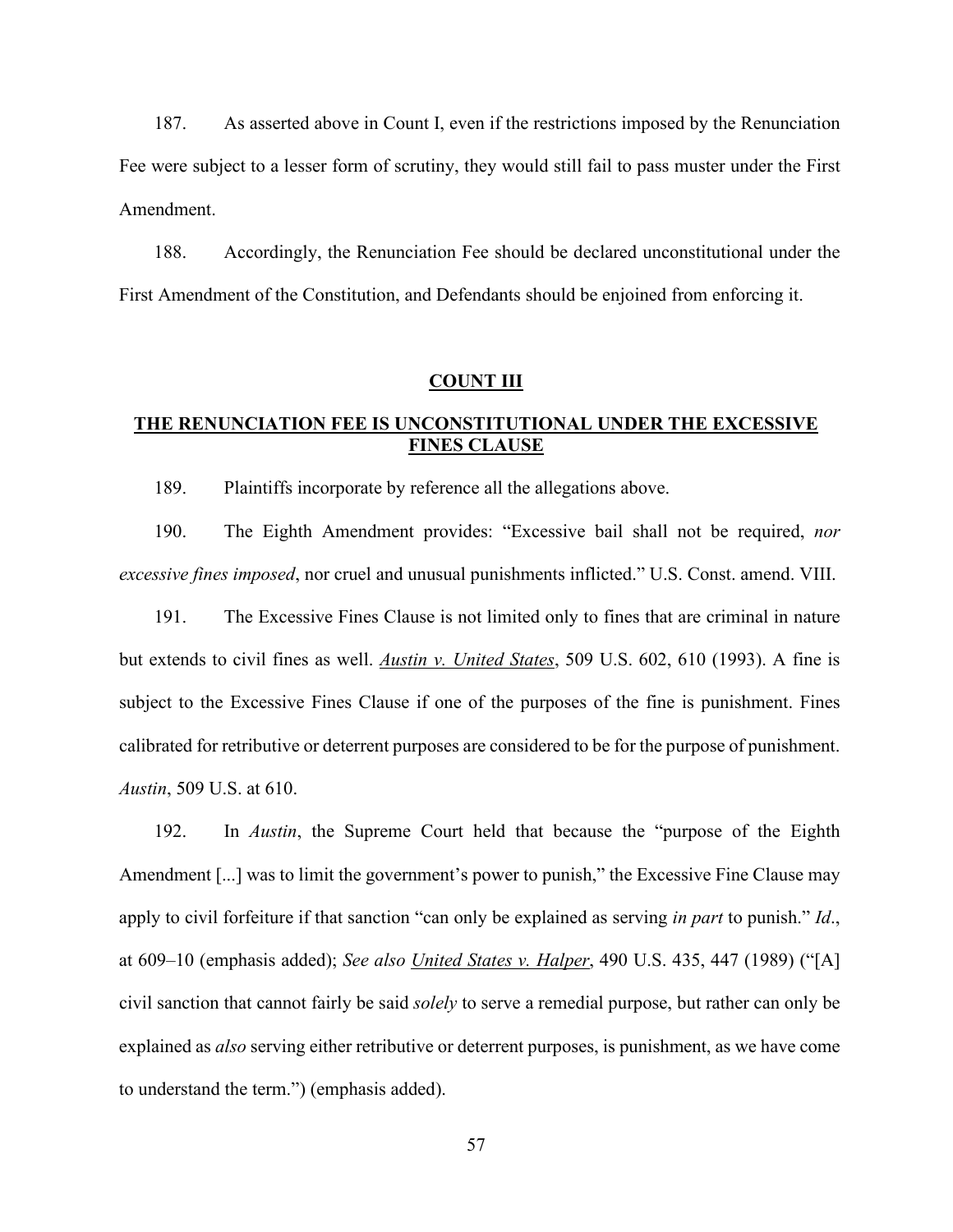187. As asserted above in Count I, even if the restrictions imposed by the Renunciation Fee were subject to a lesser form of scrutiny, they would still fail to pass muster under the First Amendment.

188. Accordingly, the Renunciation Fee should be declared unconstitutional under the First Amendment of the Constitution, and Defendants should be enjoined from enforcing it.

## COUNT III

## THE RENUNCIATION FEE IS UNCONSTITUTIONAL UNDER THE EXCESSIVE FINES CLAUSE

189. Plaintiffs incorporate by reference all the allegations above.

190. The Eighth Amendment provides: "Excessive bail shall not be required, *nor excessive fines imposed*, nor cruel and unusual punishments inflicted." U.S. Const. amend. VIII.

191. The Excessive Fines Clause is not limited only to fines that are criminal in nature but extends to civil fines as well. *Austin v. United States*, 509 U.S. 602, 610 (1993). A fine is subject to the Excessive Fines Clause if one of the purposes of the fine is punishment. Fines calibrated for retributive or deterrent purposes are considered to be for the purpose of punishment. *Austin*, 509 U.S. at 610.

192. In *Austin*, the Supreme Court held that because the "purpose of the Eighth Amendment [...] was to limit the government's power to punish," the Excessive Fine Clause may apply to civil forfeiture if that sanction "can only be explained as serving *in part* to punish." *Id*., at 609–10 (emphasis added); *See also* *United States v. Halper*, 490 U.S. 435, 447 (1989) ("[A] civil sanction that cannot fairly be said *solely* to serve a remedial purpose, but rather can only be explained as *also* serving either retributive or deterrent purposes, is punishment, as we have come to understand the term.") (emphasis added).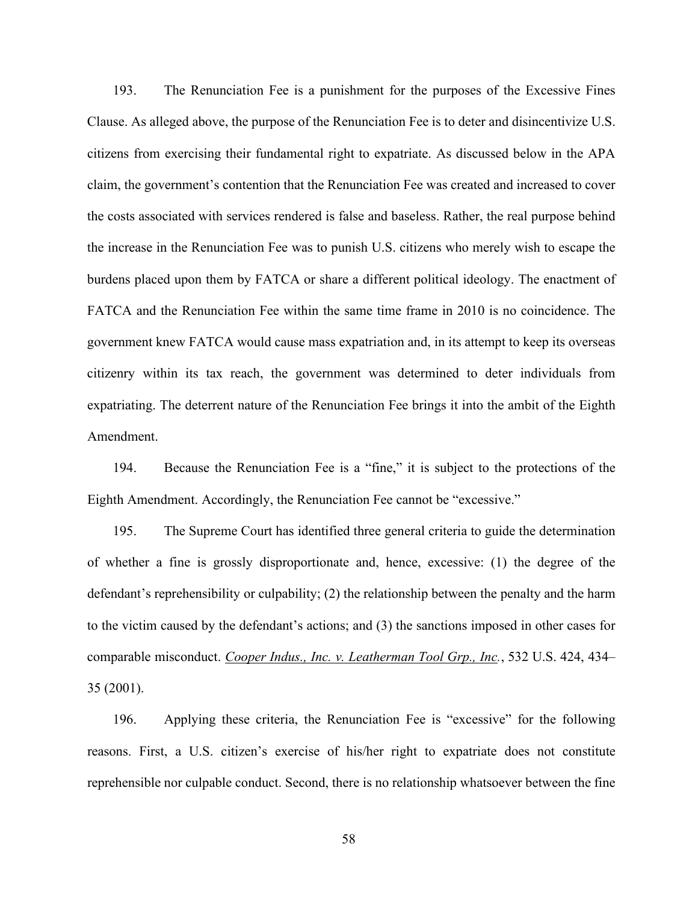193. The Renunciation Fee is a punishment for the purposes of the Excessive Fines Clause. As alleged above, the purpose of the Renunciation Fee is to deter and disincentivize U.S. citizens from exercising their fundamental right to expatriate. As discussed below in the APA claim, the government's contention that the Renunciation Fee was created and increased to cover the costs associated with services rendered is false and baseless. Rather, the real purpose behind the increase in the Renunciation Fee was to punish U.S. citizens who merely wish to escape the burdens placed upon them by FATCA or share a different political ideology. The enactment of FATCA and the Renunciation Fee within the same time frame in 2010 is no coincidence. The government knew FATCA would cause mass expatriation and, in its attempt to keep its overseas citizenry within its tax reach, the government was determined to deter individuals from expatriating. The deterrent nature of the Renunciation Fee brings it into the ambit of the Eighth Amendment.

194. Because the Renunciation Fee is a "fine," it is subject to the protections of the Eighth Amendment. Accordingly, the Renunciation Fee cannot be "excessive."

195. The Supreme Court has identified three general criteria to guide the determination of whether a fine is grossly disproportionate and, hence, excessive: (1) the degree of the defendant's reprehensibility or culpability; (2) the relationship between the penalty and the harm to the victim caused by the defendant's actions; and (3) the sanctions imposed in other cases for comparable misconduct. *Cooper Indus., Inc. v. Leatherman Tool Grp., Inc.*, 532 U.S. 424, 434–35 (2001).

196. Applying these criteria, the Renunciation Fee is "excessive" for the following reasons. First, a U.S. citizen's exercise of his/her right to expatriate does not constitute reprehensible nor culpable conduct. Second, there is no relationship whatsoever between the fine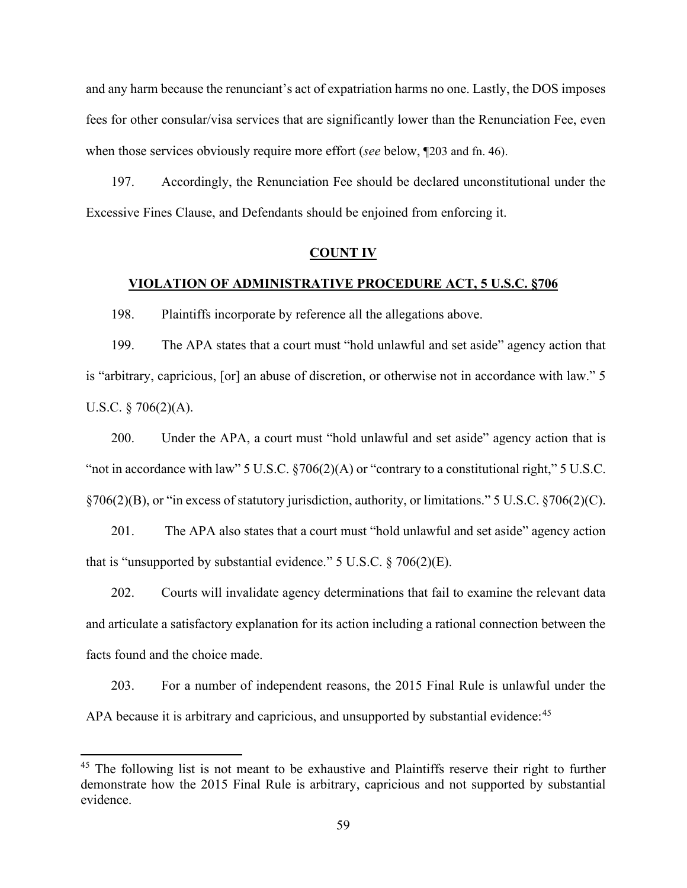and any harm because the renunciant's act of expatriation harms no one. Lastly, the DOS imposes fees for other consular/visa services that are significantly lower than the Renunciation Fee, even when those services obviously require more effort (*see* below, ¶203 and fn. 46).

197. Accordingly, the Renunciation Fee should be declared unconstitutional under the Excessive Fines Clause, and Defendants should be enjoined from enforcing it.

## COUNT IV

## VIOLATION OF ADMINISTRATIVE PROCEDURE ACT, 5 U.S.C. §706

198. Plaintiffs incorporate by reference all the allegations above.

199. The APA states that a court must "hold unlawful and set aside" agency action that is "arbitrary, capricious, [or] an abuse of discretion, or otherwise not in accordance with law." 5 U.S.C. § 706(2)(A).

200. Under the APA, a court must "hold unlawful and set aside" agency action that is "not in accordance with law" 5 U.S.C. §706(2)(A) or "contrary to a constitutional right," 5 U.S.C. §706(2)(B), or "in excess of statutory jurisdiction, authority, or limitations." 5 U.S.C. §706(2)(C).

201. The APA also states that a court must "hold unlawful and set aside" agency action that is "unsupported by substantial evidence." 5 U.S.C. § 706(2)(E).

202. Courts will invalidate agency determinations that fail to examine the relevant data and articulate a satisfactory explanation for its action including a rational connection between the facts found and the choice made.

203. For a number of independent reasons, the 2015 Final Rule is unlawful under the APA because it is arbitrary and capricious, and unsupported by substantial evidence:[45]

---

[45] The following list is not meant to be exhaustive and Plaintiffs reserve their right to further demonstrate how the 2015 Final Rule is arbitrary, capricious and not supported by substantial evidence.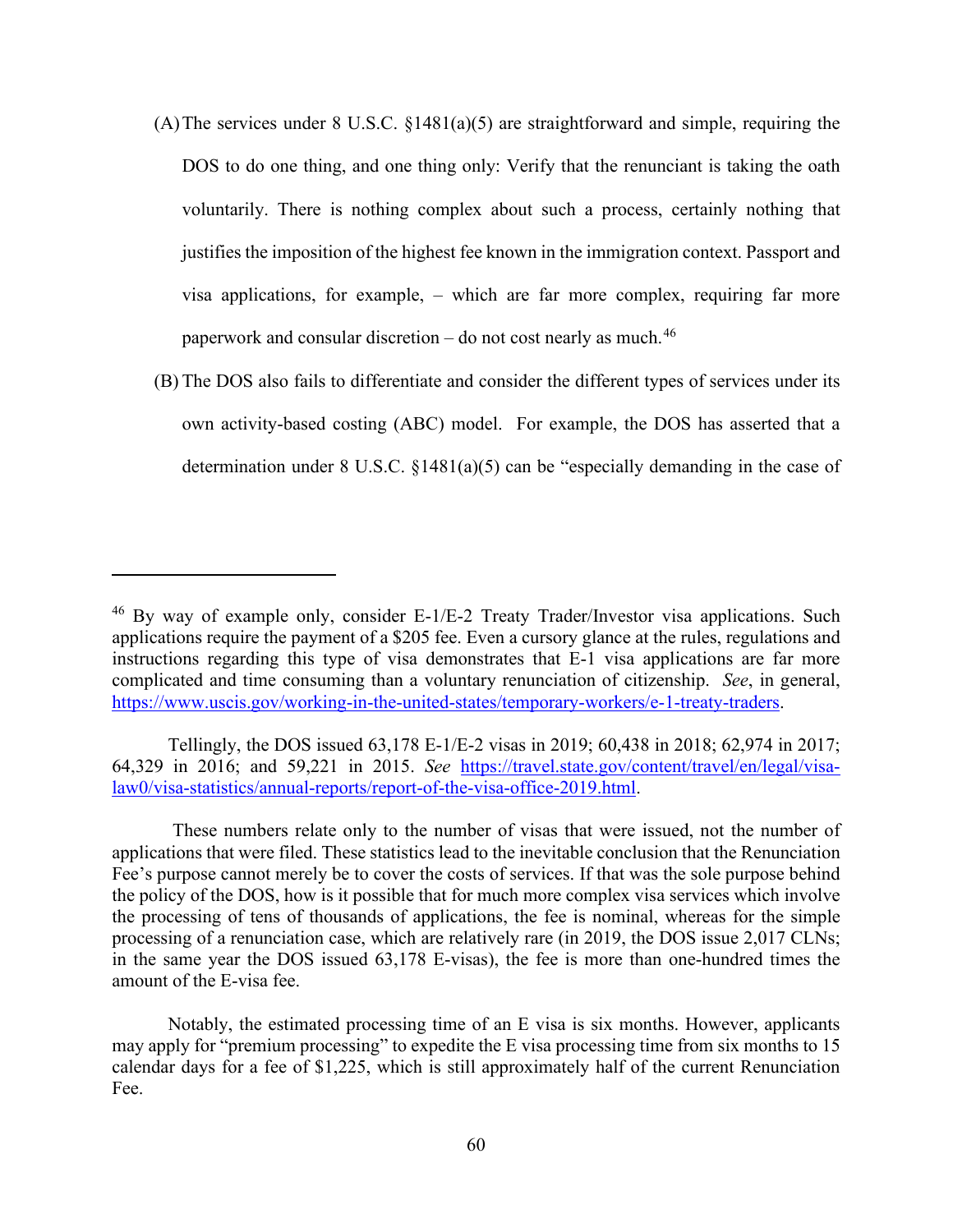(A) The services under 8 U.S.C. §1481(a)(5) are straightforward and simple, requiring the DOS to do one thing, and one thing only: Verify that the renunciant is taking the oath voluntarily. There is nothing complex about such a process, certainly nothing that justifies the imposition of the highest fee known in the immigration context. Passport and visa applications, for example, – which are far more complex, requiring far more paperwork and consular discretion – do not cost nearly as much.[46]

(B) The DOS also fails to differentiate and consider the different types of services under its own activity-based costing (ABC) model. For example, the DOS has asserted that a determination under 8 U.S.C. §1481(a)(5) can be "especially demanding in the case of

---

[46] By way of example only, consider E-1/E-2 Treaty Trader/Investor visa applications. Such applications require the payment of a $205 fee. Even a cursory glance at the rules, regulations and instructions regarding this type of visa demonstrates that E-1 visa applications are far more complicated and time consuming than a voluntary renunciation of citizenship. *See*, in general, https://www.uscis.gov/working-in-the-united-states/temporary-workers/e-1-treaty-traders.

Tellingly, the DOS issued 63,178 E-1/E-2 visas in 2019; 60,438 in 2018; 62,974 in 2017; 64,329 in 2016; and 59,221 in 2015. *See* https://travel.state.gov/content/travel/en/legal/visa-law0/visa-statistics/annual-reports/report-of-the-visa-office-2019.html.

These numbers relate only to the number of visas that were issued, not the number of applications that were filed. These statistics lead to the inevitable conclusion that the Renunciation Fee's purpose cannot merely be to cover the costs of services. If that was the sole purpose behind the policy of the DOS, how is it possible that for much more complex visa services which involve the processing of tens of thousands of applications, the fee is nominal, whereas for the simple processing of a renunciation case, which are relatively rare (in 2019, the DOS issue 2,017 CLNs; in the same year the DOS issued 63,178 E-visas), the fee is more than one-hundred times the amount of the E-visa fee.

Notably, the estimated processing time of an E visa is six months. However, applicants may apply for "premium processing" to expedite the E visa processing time from six months to 15 calendar days for a fee of $1,225, which is still approximately half of the current Renunciation Fee.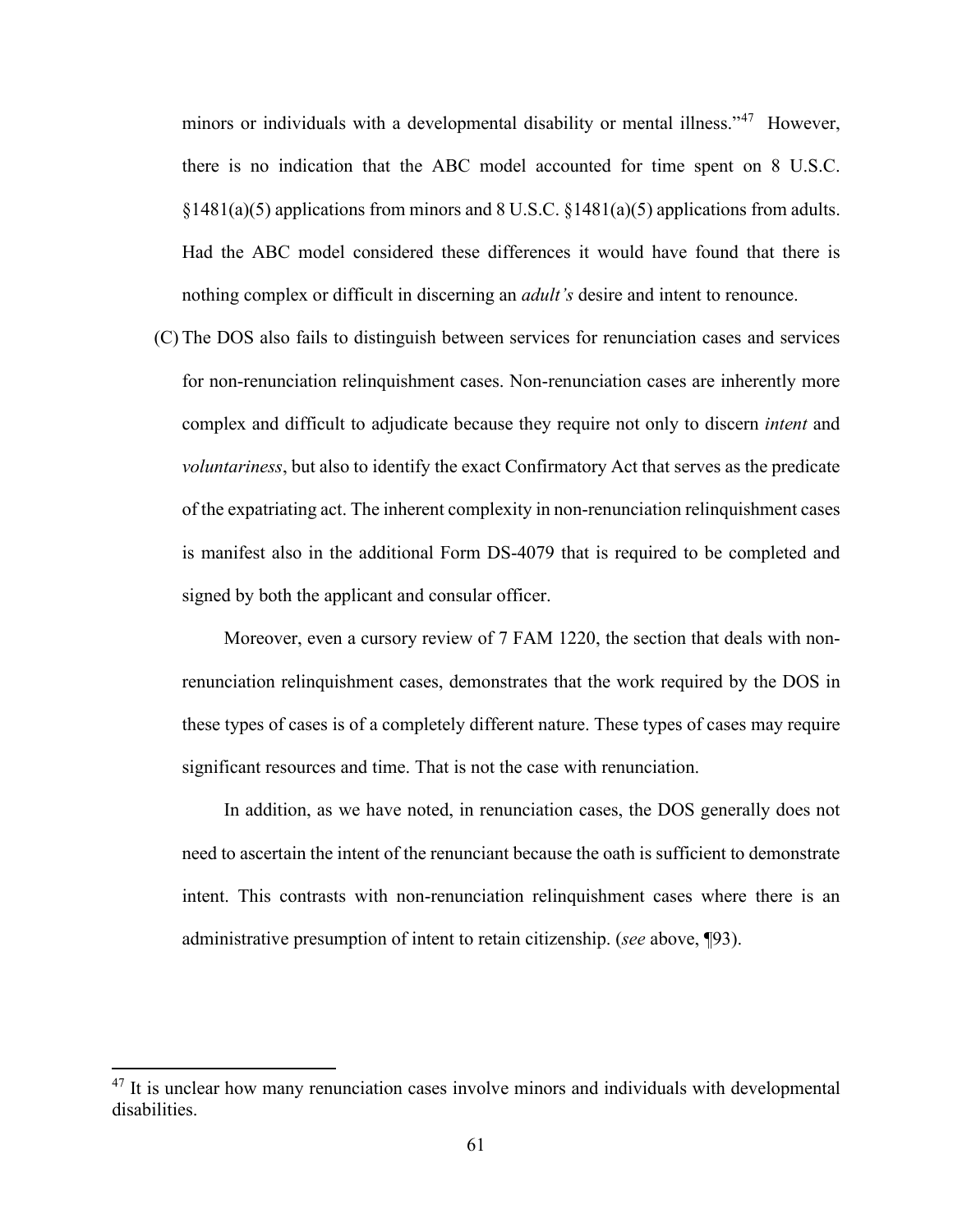minors or individuals with a developmental disability or mental illness."[47] However, there is no indication that the ABC model accounted for time spent on 8 U.S.C. §1481(a)(5) applications from minors and 8 U.S.C. §1481(a)(5) applications from adults. Had the ABC model considered these differences it would have found that there is nothing complex or difficult in discerning an *adult's* desire and intent to renounce.

(C) The DOS also fails to distinguish between services for renunciation cases and services for non-renunciation relinquishment cases. Non-renunciation cases are inherently more complex and difficult to adjudicate because they require not only to discern *intent* and *voluntariness*, but also to identify the exact Confirmatory Act that serves as the predicate of the expatriating act. The inherent complexity in non-renunciation relinquishment cases is manifest also in the additional Form DS-4079 that is required to be completed and signed by both the applicant and consular officer.

Moreover, even a cursory review of 7 FAM 1220, the section that deals with non-renunciation relinquishment cases, demonstrates that the work required by the DOS in these types of cases is of a completely different nature. These types of cases may require significant resources and time. That is not the case with renunciation.

In addition, as we have noted, in renunciation cases, the DOS generally does not need to ascertain the intent of the renunciant because the oath is sufficient to demonstrate intent. This contrasts with non-renunciation relinquishment cases where there is an administrative presumption of intent to retain citizenship. (*see* above, ¶93).

[47] It is unclear how many renunciation cases involve minors and individuals with developmental disabilities.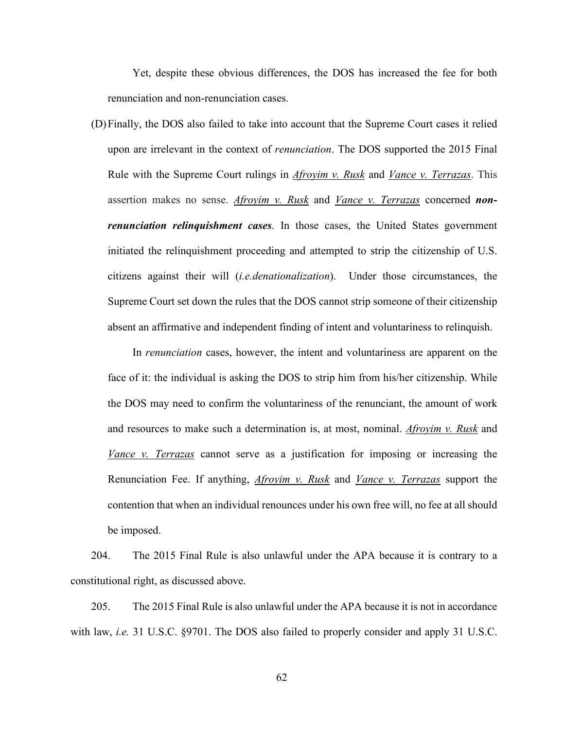Yet, despite these obvious differences, the DOS has increased the fee for both renunciation and non-renunciation cases.

(D) Finally, the DOS also failed to take into account that the Supreme Court cases it relied upon are irrelevant in the context of *renunciation*. The DOS supported the 2015 Final Rule with the Supreme Court rulings in *Afroyim v. Rusk* and *Vance v. Terrazas*. This assertion makes no sense. *Afroyim v. Rusk* and *Vance v. Terrazas* concerned ***non-renunciation relinquishment cases***. In those cases, the United States government initiated the relinquishment proceeding and attempted to strip the citizenship of U.S. citizens against their will (*i.e.denationalization*). Under those circumstances, the Supreme Court set down the rules that the DOS cannot strip someone of their citizenship absent an affirmative and independent finding of intent and voluntariness to relinquish.

In *renunciation* cases, however, the intent and voluntariness are apparent on the face of it: the individual is asking the DOS to strip him from his/her citizenship. While the DOS may need to confirm the voluntariness of the renunciant, the amount of work and resources to make such a determination is, at most, nominal. *Afroyim v. Rusk* and *Vance v. Terrazas* cannot serve as a justification for imposing or increasing the Renunciation Fee. If anything, *Afroyim v. Rusk* and *Vance v. Terrazas* support the contention that when an individual renounces under his own free will, no fee at all should be imposed.

204. The 2015 Final Rule is also unlawful under the APA because it is contrary to a constitutional right, as discussed above.

205. The 2015 Final Rule is also unlawful under the APA because it is not in accordance with law, *i.e.* 31 U.S.C. §9701. The DOS also failed to properly consider and apply 31 U.S.C.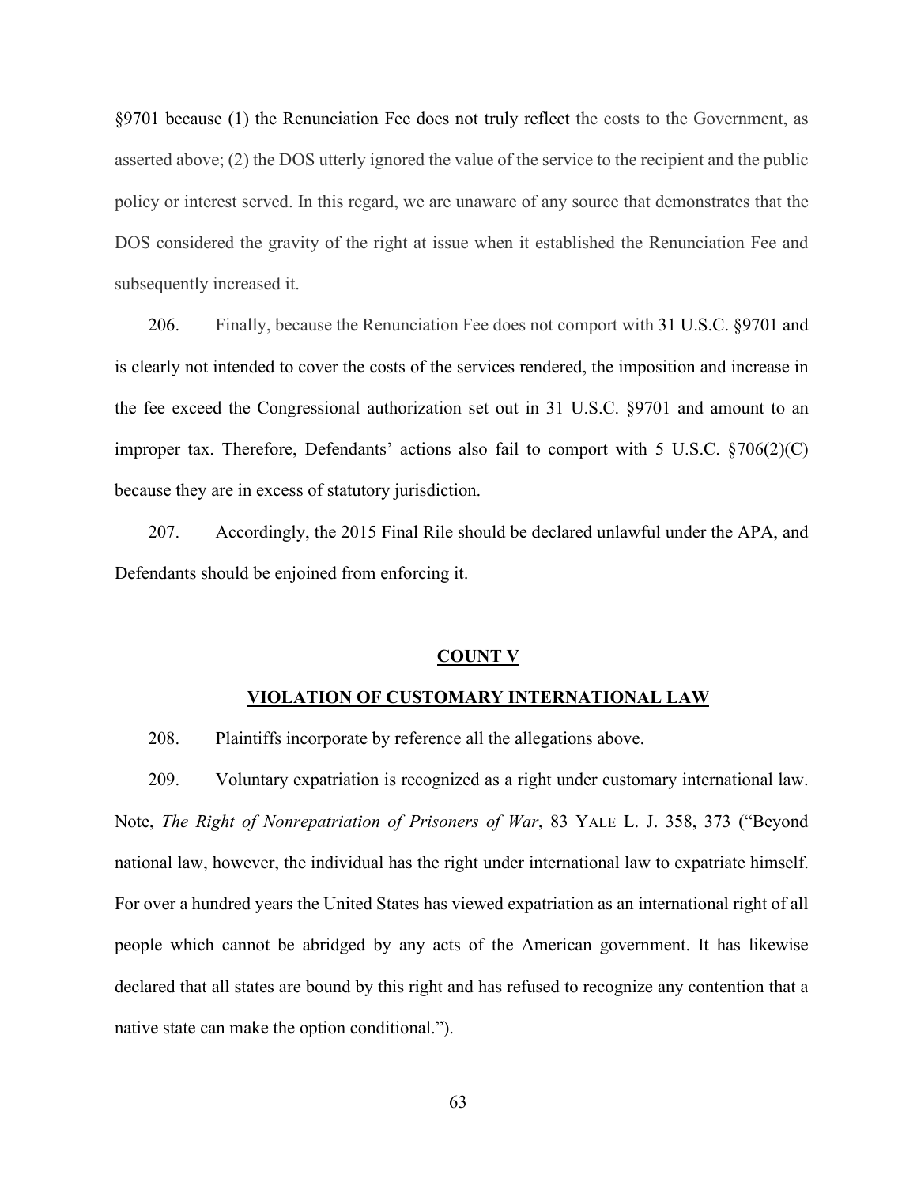§9701 because (1) the Renunciation Fee does not truly reflect the costs to the Government, as asserted above; (2) the DOS utterly ignored the value of the service to the recipient and the public policy or interest served. In this regard, we are unaware of any source that demonstrates that the DOS considered the gravity of the right at issue when it established the Renunciation Fee and subsequently increased it.

206. Finally, because the Renunciation Fee does not comport with 31 U.S.C. §9701 and is clearly not intended to cover the costs of the services rendered, the imposition and increase in the fee exceed the Congressional authorization set out in 31 U.S.C. §9701 and amount to an improper tax. Therefore, Defendants' actions also fail to comport with 5 U.S.C. §706(2)(C) because they are in excess of statutory jurisdiction.

207. Accordingly, the 2015 Final Rile should be declared unlawful under the APA, and Defendants should be enjoined from enforcing it.

## COUNT V

## VIOLATION OF CUSTOMARY INTERNATIONAL LAW

208. Plaintiffs incorporate by reference all the allegations above.

209. Voluntary expatriation is recognized as a right under customary international law. Note, *The Right of Nonrepatriation of Prisoners of War*, 83 YALE L. J. 358, 373 ("Beyond national law, however, the individual has the right under international law to expatriate himself. For over a hundred years the United States has viewed expatriation as an international right of all people which cannot be abridged by any acts of the American government. It has likewise declared that all states are bound by this right and has refused to recognize any contention that a native state can make the option conditional.").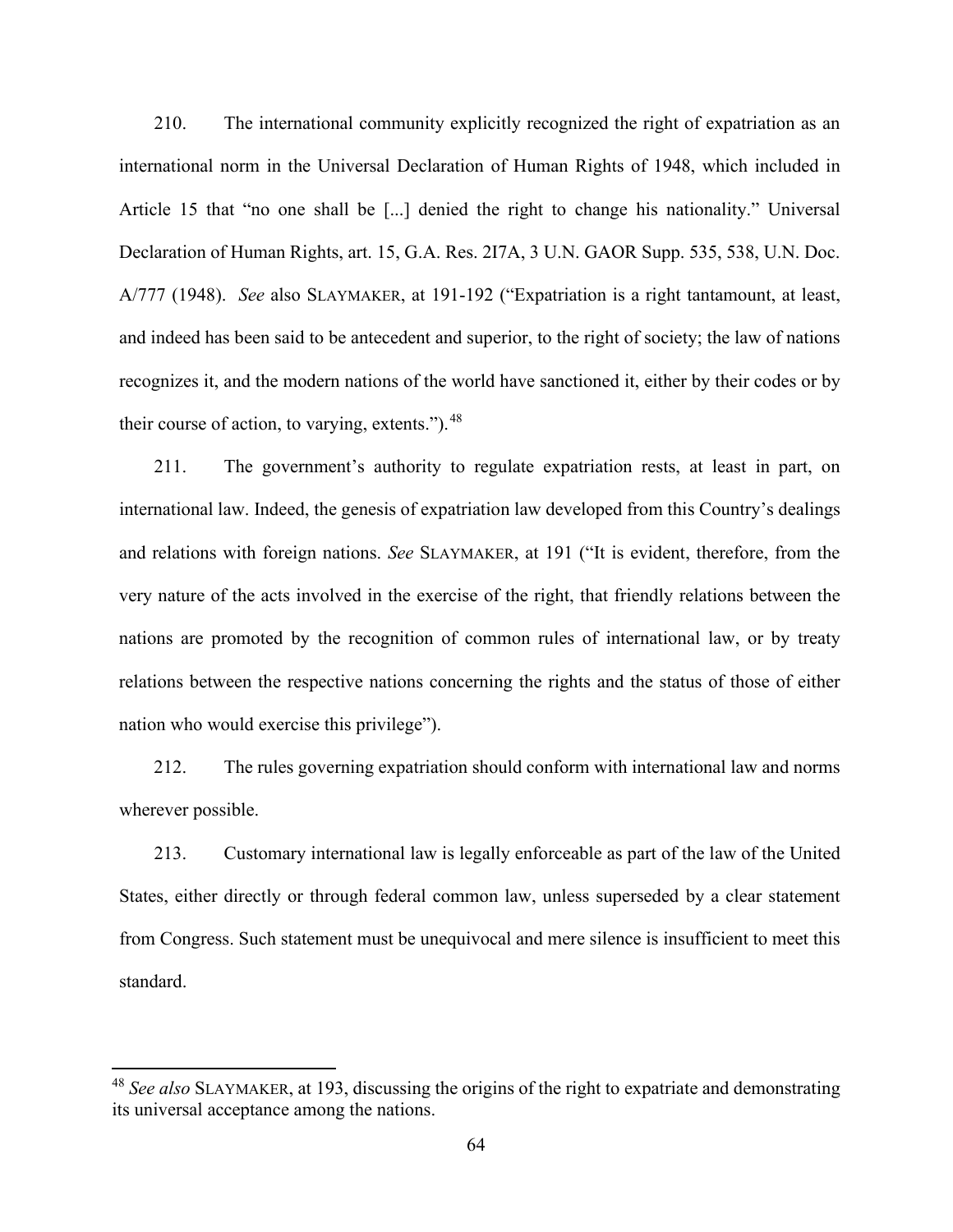210. The international community explicitly recognized the right of expatriation as an international norm in the Universal Declaration of Human Rights of 1948, which included in Article 15 that "no one shall be [...] denied the right to change his nationality." Universal Declaration of Human Rights, art. 15, G.A. Res. 2I7A, 3 U.N. GAOR Supp. 535, 538, U.N. Doc. A/777 (1948). *See* also SLAYMAKER, at 191-192 ("Expatriation is a right tantamount, at least, and indeed has been said to be antecedent and superior, to the right of society; the law of nations recognizes it, and the modern nations of the world have sanctioned it, either by their codes or by their course of action, to varying, extents.").[48]

211. The government's authority to regulate expatriation rests, at least in part, on international law. Indeed, the genesis of expatriation law developed from this Country's dealings and relations with foreign nations. *See* SLAYMAKER, at 191 ("It is evident, therefore, from the very nature of the acts involved in the exercise of the right, that friendly relations between the nations are promoted by the recognition of common rules of international law, or by treaty relations between the respective nations concerning the rights and the status of those of either nation who would exercise this privilege").

212. The rules governing expatriation should conform with international law and norms wherever possible.

213. Customary international law is legally enforceable as part of the law of the United States, either directly or through federal common law, unless superseded by a clear statement from Congress. Such statement must be unequivocal and mere silence is insufficient to meet this standard.

---

[48] *See also* SLAYMAKER, at 193, discussing the origins of the right to expatriate and demonstrating its universal acceptance among the nations.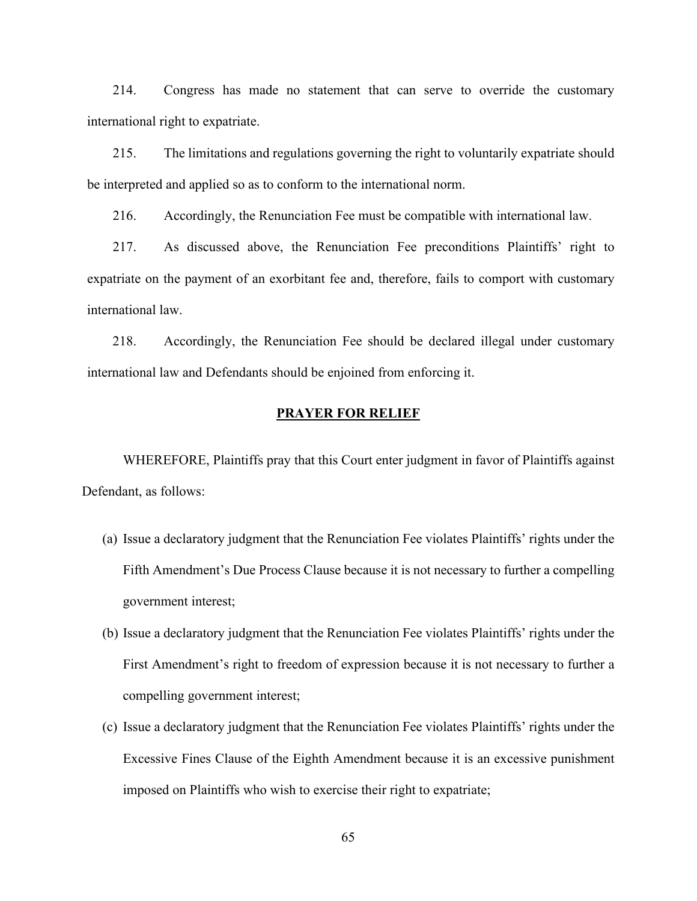214. Congress has made no statement that can serve to override the customary international right to expatriate.

215. The limitations and regulations governing the right to voluntarily expatriate should be interpreted and applied so as to conform to the international norm.

216. Accordingly, the Renunciation Fee must be compatible with international law.

217. As discussed above, the Renunciation Fee preconditions Plaintiffs' right to expatriate on the payment of an exorbitant fee and, therefore, fails to comport with customary international law.

218. Accordingly, the Renunciation Fee should be declared illegal under customary international law and Defendants should be enjoined from enforcing it.

## PRAYER FOR RELIEF

WHEREFORE, Plaintiffs pray that this Court enter judgment in favor of Plaintiffs against Defendant, as follows:

(a) Issue a declaratory judgment that the Renunciation Fee violates Plaintiffs' rights under the Fifth Amendment's Due Process Clause because it is not necessary to further a compelling government interest;

(b) Issue a declaratory judgment that the Renunciation Fee violates Plaintiffs' rights under the First Amendment's right to freedom of expression because it is not necessary to further a compelling government interest;

(c) Issue a declaratory judgment that the Renunciation Fee violates Plaintiffs' rights under the Excessive Fines Clause of the Eighth Amendment because it is an excessive punishment imposed on Plaintiffs who wish to exercise their right to expatriate;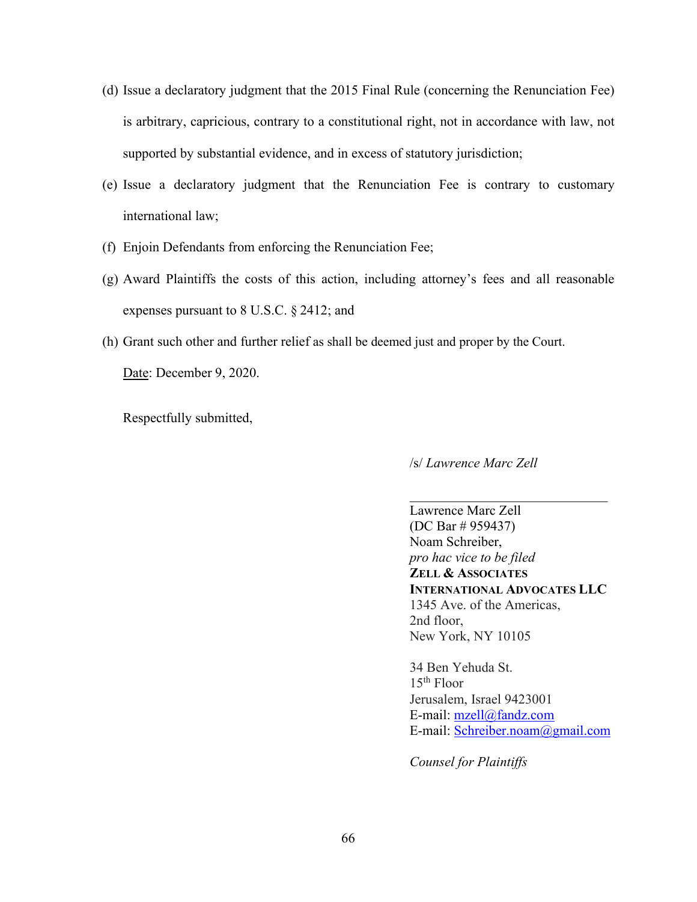(d) Issue a declaratory judgment that the 2015 Final Rule (concerning the Renunciation Fee) is arbitrary, capricious, contrary to a constitutional right, not in accordance with law, not supported by substantial evidence, and in excess of statutory jurisdiction;

(e) Issue a declaratory judgment that the Renunciation Fee is contrary to customary international law;

(f) Enjoin Defendants from enforcing the Renunciation Fee;

(g) Award Plaintiffs the costs of this action, including attorney's fees and all reasonable expenses pursuant to 8 U.S.C. § 2412; and

(h) Grant such other and further relief as shall be deemed just and proper by the Court.

Date: December 9, 2020.

Respectfully submitted,

/s/ *Lawrence Marc Zell*

Lawrence Marc Zell
(DC Bar # 959437)
Noam Schreiber,
*pro hac vice to be filed*
**ZELL & ASSOCIATES INTERNATIONAL ADVOCATES LLC**
1345 Ave. of the Americas,
2nd floor,
New York, NY 10105

34 Ben Yehuda St.
15th Floor
Jerusalem, Israel 9423001
E-mail: mzell@fandz.com
E-mail: Schreiber.noam@gmail.com

*Counsel for Plaintiffs*